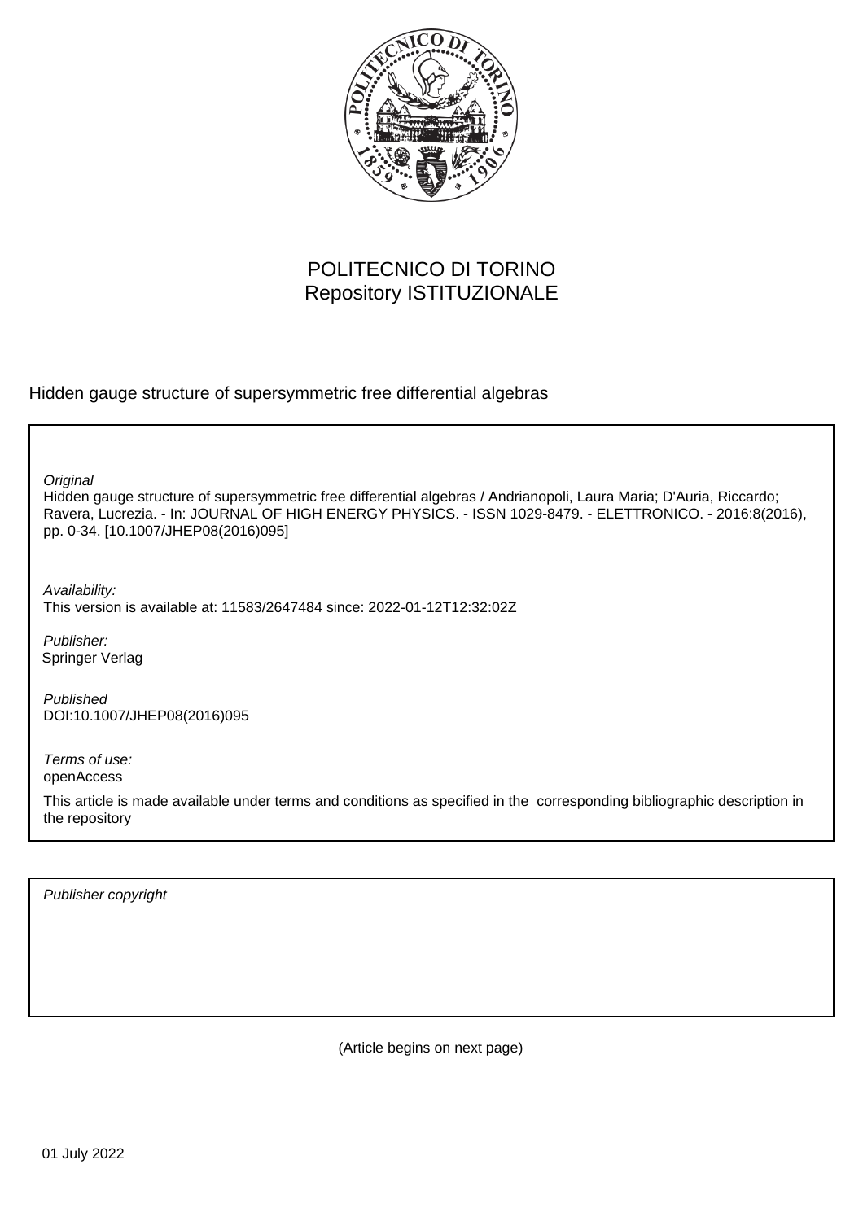POLITECNICO DI TORINO
Repository ISTITUZIONALE

Hidden gauge structure of supersymmetric free differential algebras

*Original*
Hidden gauge structure of supersymmetric free differential algebras / Andrianopoli, Laura Maria; D'Auria, Riccardo; Ravera, Lucrezia. - In: JOURNAL OF HIGH ENERGY PHYSICS. - ISSN 1029-8479. - ELETTRONICO. - 2016:8(2016), pp. 0-34. [10.1007/JHEP08(2016)095]

*Availability:*
This version is available at: 11583/2647484 since: 2022-01-12T12:32:02Z

*Publisher:*
Springer Verlag

*Published*
DOI:10.1007/JHEP08(2016)095

*Terms of use:*
openAccess

This article is made available under terms and conditions as specified in the corresponding bibliographic description in the repository

*Publisher copyright*

(Article begins on next page)

01 July 2022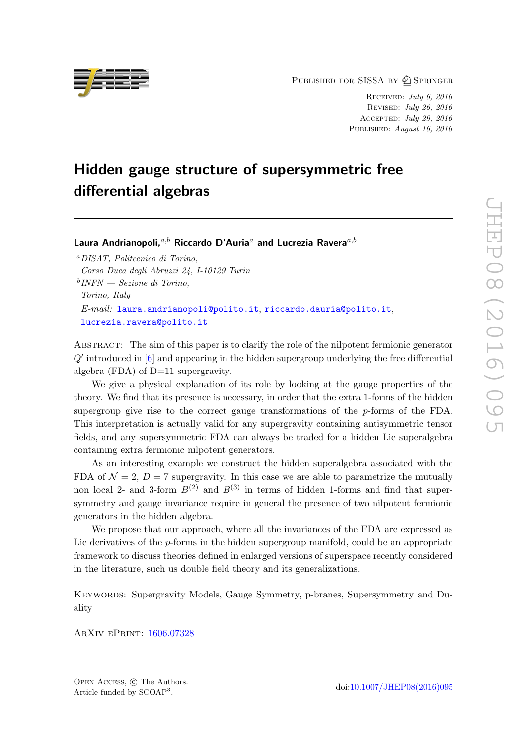# Hidden gauge structure of supersymmetric free differential algebras

**Laura Andrianopoli,**[a,b] **Riccardo D'Auria**[a] **and Lucrezia Ravera**[a,b]

[a] *DISAT, Politecnico di Torino, Corso Duca degli Abruzzi 24, I-10129 Turin*

[b] *INFN — Sezione di Torino, Torino, Italy*

*E-mail:* laura.andrianopoli@polito.it, riccardo.dauria@polito.it, lucrezia.ravera@polito.it

Abstract: The aim of this paper is to clarify the role of the nilpotent fermionic generator $Q'$ introduced in [6] and appearing in the hidden supergroup underlying the free differential algebra (FDA) of D=11 supergravity.

We give a physical explanation of its role by looking at the gauge properties of the theory. We find that its presence is necessary, in order that the extra 1-forms of the hidden supergroup give rise to the correct gauge transformations of the $p$-forms of the FDA. This interpretation is actually valid for any supergravity containing antisymmetric tensor fields, and any supersymmetric FDA can always be traded for a hidden Lie superalgebra containing extra fermionic nilpotent generators.

As an interesting example we construct the hidden superalgebra associated with the FDA of $\mathcal{N} = 2$, $D = 7$ supergravity. In this case we are able to parametrize the mutually non local 2- and 3-form $B^{(2)}$ and $B^{(3)}$ in terms of hidden 1-forms and find that supersymmetry and gauge invariance require in general the presence of two nilpotent fermionic generators in the hidden algebra.

We propose that our approach, where all the invariances of the FDA are expressed as Lie derivatives of the $p$-forms in the hidden supergroup manifold, could be an appropriate framework to discuss theories defined in enlarged versions of superspace recently considered in the literature, such us double field theory and its generalizations.

Keywords: Supergravity Models, Gauge Symmetry, p-branes, Supersymmetry and Duality

ArXiv ePrint: 1606.07328

Open Access, © The Authors. Article funded by SCOAP[3].

doi:10.1007/JHEP08(2016)095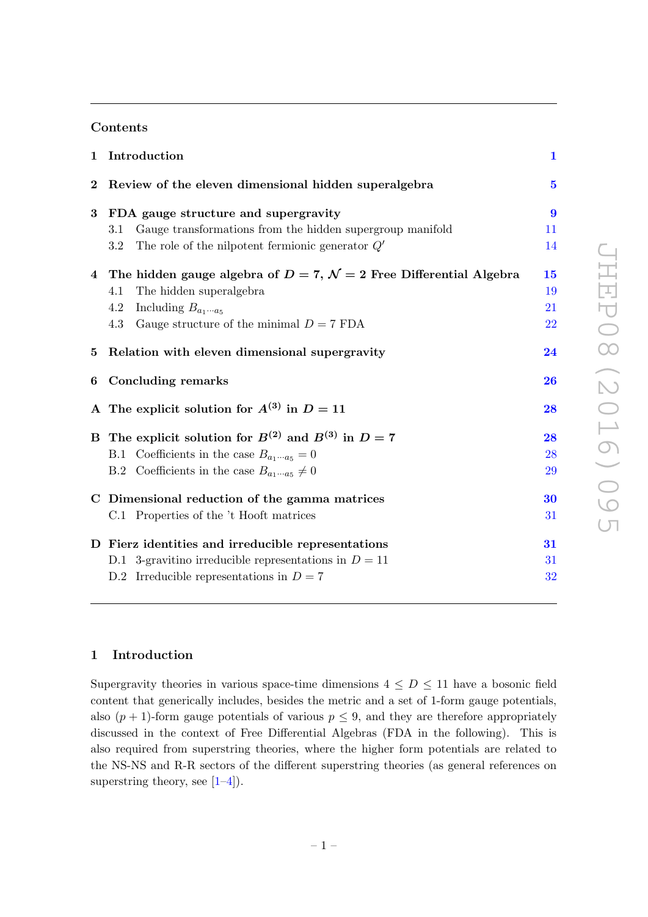## Contents

| | | |
|---|---|---|
| **1** | **Introduction** | **1** |
| **2** | **Review of the eleven dimensional hidden superalgebra** | **5** |
| **3** | **FDA gauge structure and supergravity** | **9** |
| | 3.1 Gauge transformations from the hidden supergroup manifold | 11 |
| | 3.2 The role of the nilpotent fermionic generator $Q'$ | 14 |
| **4** | **The hidden gauge algebra of $D = 7$, $\mathcal{N} = 2$ Free Differential Algebra** | **15** |
| | 4.1 The hidden superalgebra | 19 |
| | 4.2 Including $B_{a_1 \cdots a_5}$ | 21 |
| | 4.3 Gauge structure of the minimal $D = 7$ FDA | 22 |
| **5** | **Relation with eleven dimensional supergravity** | **24** |
| **6** | **Concluding remarks** | **26** |
| **A** | **The explicit solution for $A^{(3)}$ in $D = 11$** | **28** |
| **B** | **The explicit solution for $B^{(2)}$ and $B^{(3)}$ in $D = 7$** | **28** |
| | B.1 Coefficients in the case $B_{a_1 \cdots a_5} = 0$ | 28 |
| | B.2 Coefficients in the case $B_{a_1 \cdots a_5} \neq 0$ | 29 |
| **C** | **Dimensional reduction of the gamma matrices** | **30** |
| | C.1 Properties of the 't Hooft matrices | 31 |
| **D** | **Fierz identities and irreducible representations** | **31** |
| | D.1 3-gravitino irreducible representations in $D = 11$ | 31 |
| | D.2 Irreducible representations in $D = 7$ | 32 |

## 1 Introduction

Supergravity theories in various space-time dimensions $4 \leq D \leq 11$ have a bosonic field content that generically includes, besides the metric and a set of 1-form gauge potentials, also $(p+1)$-form gauge potentials of various $p \leq 9$, and they are therefore appropriately discussed in the context of Free Differential Algebras (FDA in the following). This is also required from superstring theories, where the higher form potentials are related to the NS-NS and R-R sectors of the different superstring theories (as general references on superstring theory, see [1–4]).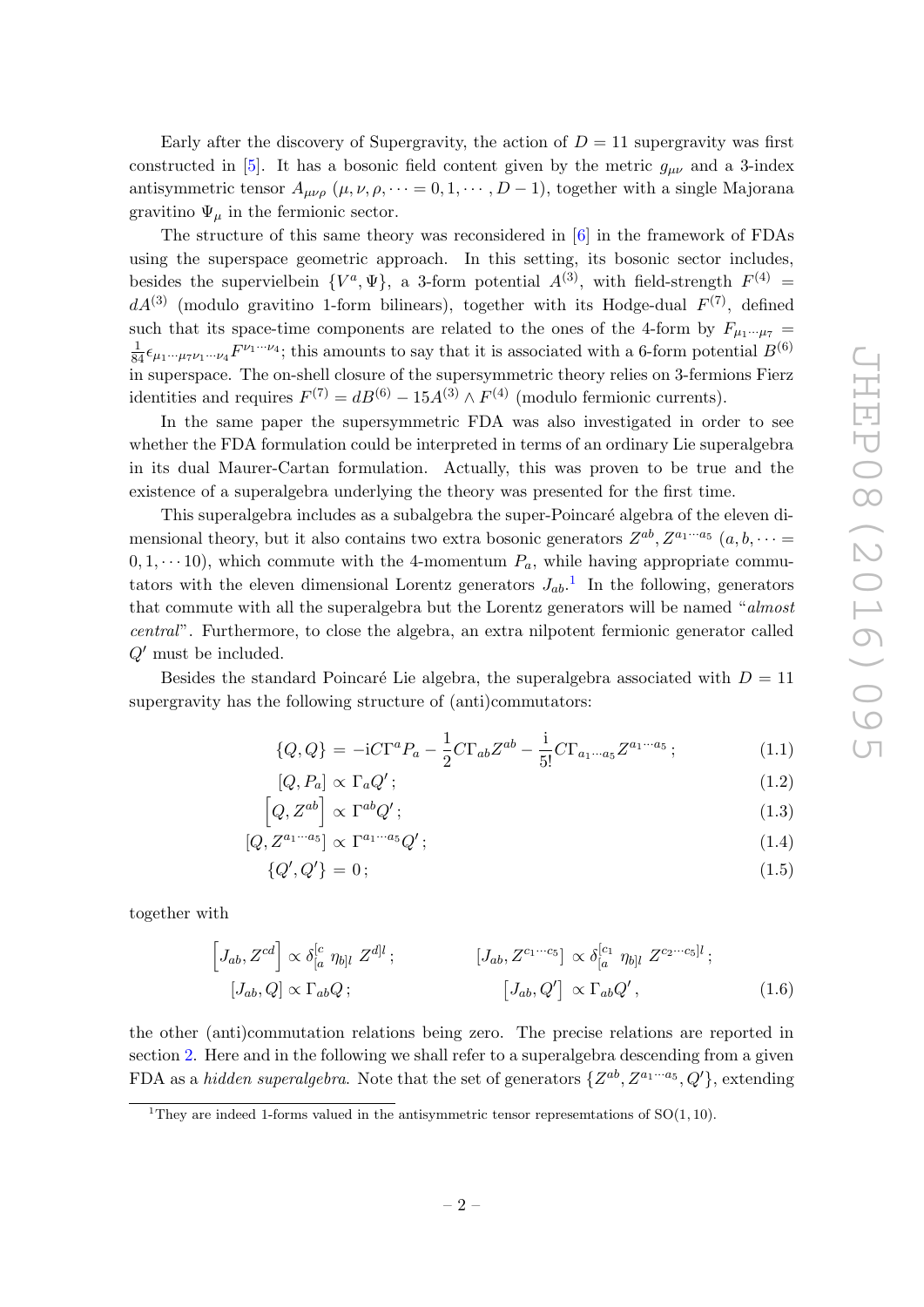Early after the discovery of Supergravity, the action of $D = 11$ supergravity was first constructed in [5]. It has a bosonic field content given by the metric $g_{\mu\nu}$ and a 3-index antisymmetric tensor $A_{\mu\nu\rho}$ ($\mu, \nu, \rho, \cdots = 0, 1, \cdots, D-1$), together with a single Majorana gravitino $\Psi_\mu$ in the fermionic sector.

The structure of this same theory was reconsidered in [6] in the framework of FDAs using the superspace geometric approach. In this setting, its bosonic sector includes, besides the supervielbein $\{V^a, \Psi\}$, a 3-form potential $A^{(3)}$, with field-strength $F^{(4)} = dA^{(3)}$ (modulo gravitino 1-form bilinears), together with its Hodge-dual $F^{(7)}$, defined such that its space-time components are related to the ones of the 4-form by $F_{\mu_1 \cdots \mu_7} = \frac{1}{84} \epsilon_{\mu_1 \cdots \mu_7 \nu_1 \cdots \nu_4} F^{\nu_1 \cdots \nu_4}$; this amounts to say that it is associated with a 6-form potential $B^{(6)}$ in superspace. The on-shell closure of the supersymmetric theory relies on 3-fermions Fierz identities and requires $F^{(7)} = dB^{(6)} - 15 A^{(3)} \wedge F^{(4)}$ (modulo fermionic currents).

In the same paper the supersymmetric FDA was also investigated in order to see whether the FDA formulation could be interpreted in terms of an ordinary Lie superalgebra in its dual Maurer-Cartan formulation. Actually, this was proven to be true and the existence of a superalgebra underlying the theory was presented for the first time.

This superalgebra includes as a subalgebra the super-Poincaré algebra of the eleven dimensional theory, but it also contains two extra bosonic generators $Z^{ab}, Z^{a_1 \cdots a_5}$ ($a, b, \cdots = 0, 1, \cdots 10$), which commute with the 4-momentum $P_a$, while having appropriate commutators with the eleven dimensional Lorentz generators $J_{ab}$.[1] In the following, generators that commute with all the superalgebra but the Lorentz generators will be named "*almost central*". Furthermore, to close the algebra, an extra nilpotent fermionic generator called $Q'$ must be included.

Besides the standard Poincaré Lie algebra, the superalgebra associated with $D = 11$ supergravity has the following structure of (anti)commutators:

$$\{Q, Q\} = -\mathrm{i} C \Gamma^a P_a - \frac{1}{2} C \Gamma_{ab} Z^{ab} - \frac{\mathrm{i}}{5!} C \Gamma_{a_1 \cdots a_5} Z^{a_1 \cdots a_5} ; \tag{1.1}$$

$$[Q, P_a] \propto \Gamma_a Q' ; \tag{1.2}$$

$$\left[Q, Z^{ab}\right] \propto \Gamma^{ab} Q' ; \tag{1.3}$$

$$[Q, Z^{a_1 \cdots a_5}] \propto \Gamma^{a_1 \cdots a_5} Q' ; \tag{1.4}$$

$$\{Q', Q'\} = 0 ; \tag{1.5}$$

together with

$$\left[J_{ab}, Z^{cd}\right] \propto \delta^{[c}_{[a} \; \eta_{b]l} \; Z^{d]l} ; \qquad [J_{ab}, Z^{c_1 \cdots c_5}] \propto \delta^{[c_1}_{[a} \; \eta_{b]l} \; Z^{c_2 \cdots c_5]l} ;$$
$$[J_{ab}, Q] \propto \Gamma_{ab} Q ; \qquad \left[J_{ab}, Q'\right] \propto \Gamma_{ab} Q' , \tag{1.6}$$

the other (anti)commutation relations being zero. The precise relations are reported in section 2. Here and in the following we shall refer to a superalgebra descending from a given FDA as a *hidden superalgebra*. Note that the set of generators $\{Z^{ab}, Z^{a_1 \cdots a_5}, Q'\}$, extending

[1] They are indeed 1-forms valued in the antisymmetric tensor represemtations of SO(1, 10).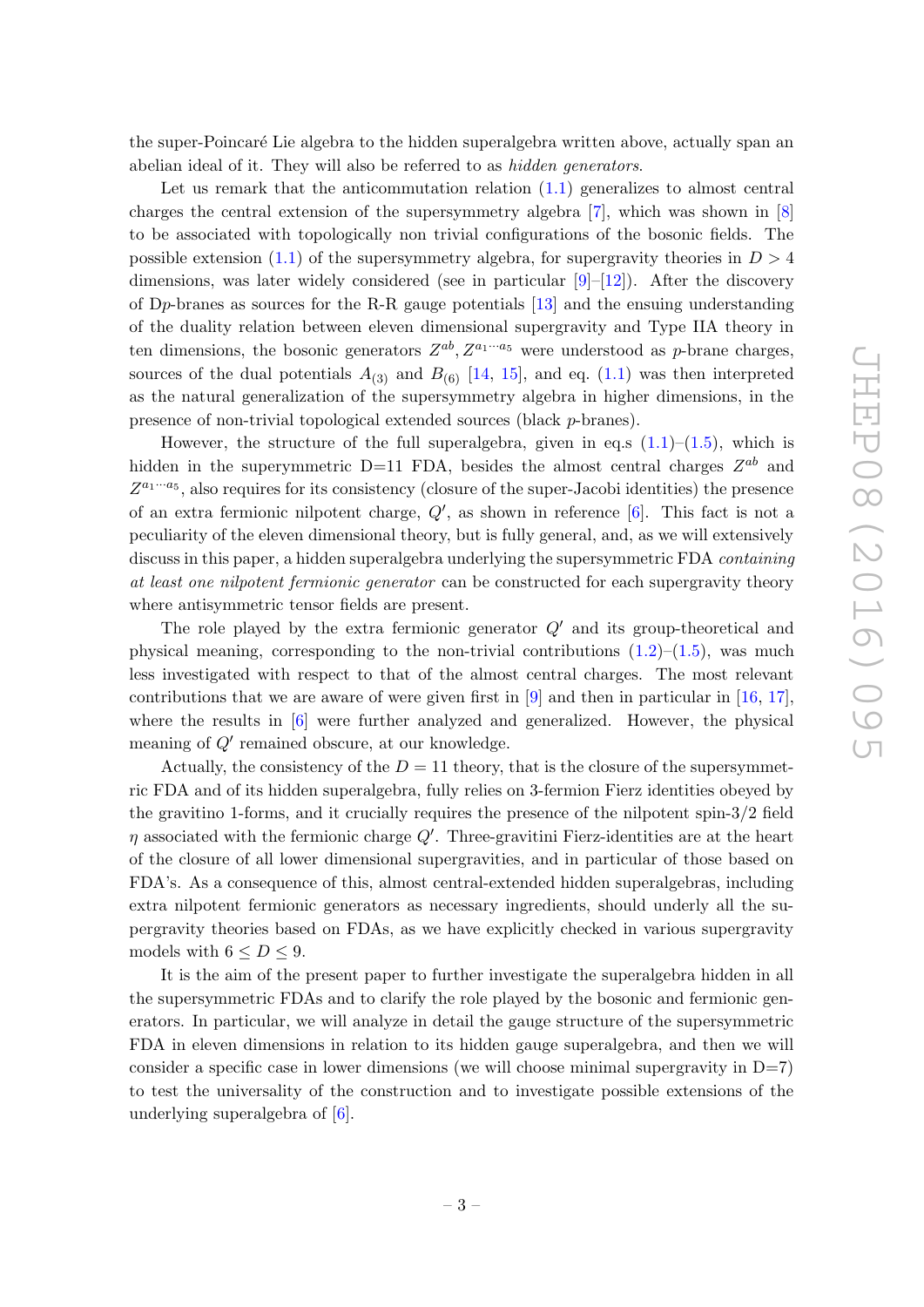the super-Poincaré Lie algebra to the hidden superalgebra written above, actually span an abelian ideal of it. They will also be referred to as *hidden generators*.

Let us remark that the anticommutation relation (1.1) generalizes to almost central charges the central extension of the supersymmetry algebra [7], which was shown in [8] to be associated with topologically non trivial configurations of the bosonic fields. The possible extension (1.1) of the supersymmetry algebra, for supergravity theories in $D > 4$ dimensions, was later widely considered (see in particular [9]–[12]). After the discovery of D$p$-branes as sources for the R-R gauge potentials [13] and the ensuing understanding of the duality relation between eleven dimensional supergravity and Type IIA theory in ten dimensions, the bosonic generators $Z^{ab}, Z^{a_1\cdots a_5}$ were understood as $p$-brane charges, sources of the dual potentials $A_{(3)}$ and $B_{(6)}$ [14, 15], and eq. (1.1) was then interpreted as the natural generalization of the supersymmetry algebra in higher dimensions, in the presence of non-trivial topological extended sources (black $p$-branes).

However, the structure of the full superalgebra, given in eq.s (1.1)–(1.5), which is hidden in the superymmetric D=11 FDA, besides the almost central charges $Z^{ab}$ and $Z^{a_1\cdots a_5}$, also requires for its consistency (closure of the super-Jacobi identities) the presence of an extra fermionic nilpotent charge, $Q'$, as shown in reference [6]. This fact is not a peculiarity of the eleven dimensional theory, but is fully general, and, as we will extensively discuss in this paper, a hidden superalgebra underlying the supersymmetric FDA *containing at least one nilpotent fermionic generator* can be constructed for each supergravity theory where antisymmetric tensor fields are present.

The role played by the extra fermionic generator $Q'$ and its group-theoretical and physical meaning, corresponding to the non-trivial contributions (1.2)–(1.5), was much less investigated with respect to that of the almost central charges. The most relevant contributions that we are aware of were given first in [9] and then in particular in [16, 17], where the results in [6] were further analyzed and generalized. However, the physical meaning of $Q'$ remained obscure, at our knowledge.

Actually, the consistency of the $D = 11$ theory, that is the closure of the supersymmetric FDA and of its hidden superalgebra, fully relies on 3-fermion Fierz identities obeyed by the gravitino 1-forms, and it crucially requires the presence of the nilpotent spin-3/2 field $\eta$ associated with the fermionic charge $Q'$. Three-gravitini Fierz-identities are at the heart of the closure of all lower dimensional supergravities, and in particular of those based on FDA's. As a consequence of this, almost central-extended hidden superalgebras, including extra nilpotent fermionic generators as necessary ingredients, should underly all the supergravity theories based on FDAs, as we have explicitly checked in various supergravity models with $6 \leq D \leq 9$.

It is the aim of the present paper to further investigate the superalgebra hidden in all the supersymmetric FDAs and to clarify the role played by the bosonic and fermionic generators. In particular, we will analyze in detail the gauge structure of the supersymmetric FDA in eleven dimensions in relation to its hidden gauge superalgebra, and then we will consider a specific case in lower dimensions (we will choose minimal supergravity in D=7) to test the universality of the construction and to investigate possible extensions of the underlying superalgebra of [6].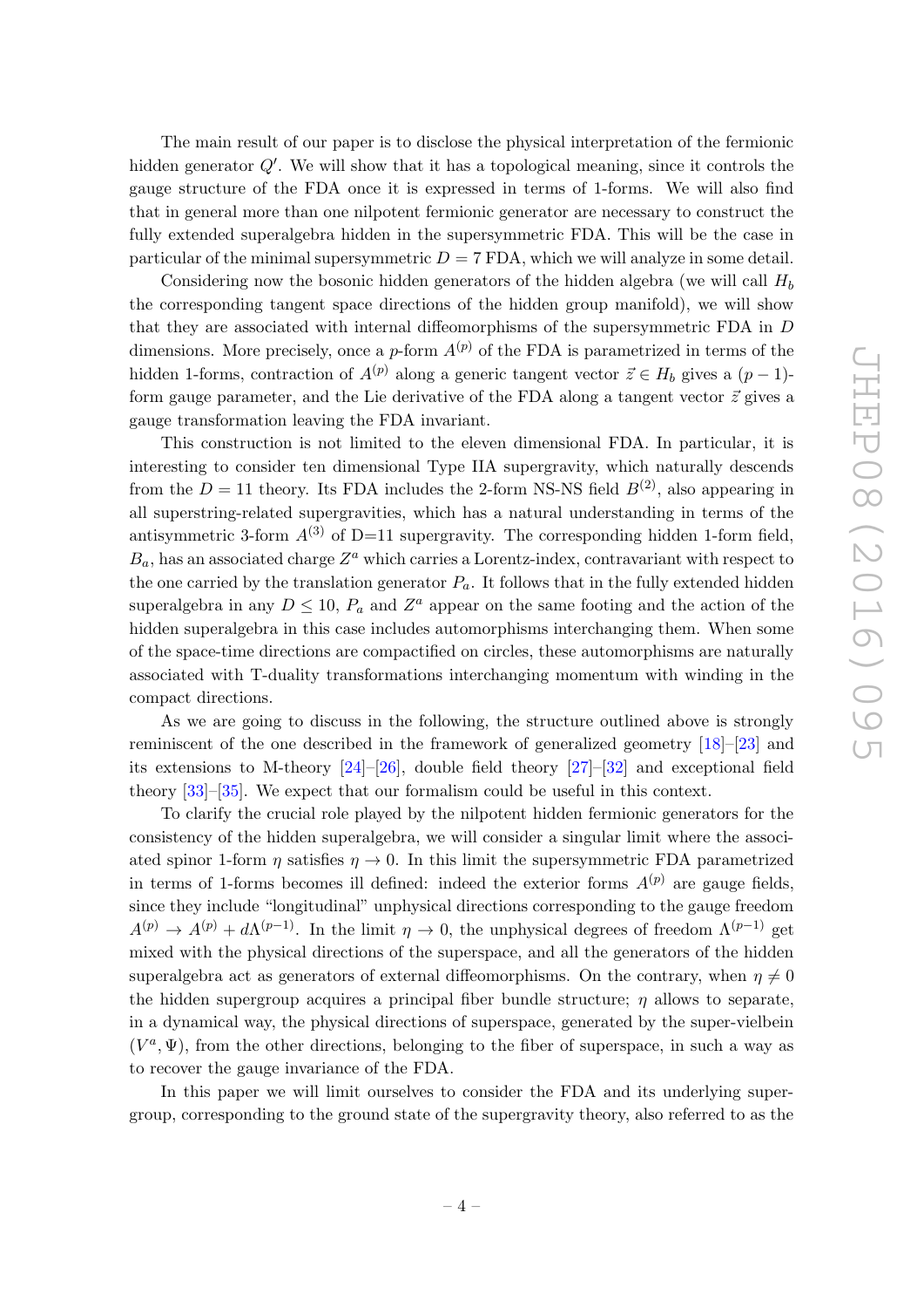The main result of our paper is to disclose the physical interpretation of the fermionic hidden generator $Q'$. We will show that it has a topological meaning, since it controls the gauge structure of the FDA once it is expressed in terms of 1-forms. We will also find that in general more than one nilpotent fermionic generator are necessary to construct the fully extended superalgebra hidden in the supersymmetric FDA. This will be the case in particular of the minimal supersymmetric $D = 7$ FDA, which we will analyze in some detail.

Considering now the bosonic hidden generators of the hidden algebra (we will call $H_b$ the corresponding tangent space directions of the hidden group manifold), we will show that they are associated with internal diffeomorphisms of the supersymmetric FDA in $D$ dimensions. More precisely, once a $p$-form $A^{(p)}$ of the FDA is parametrized in terms of the hidden 1-forms, contraction of $A^{(p)}$ along a generic tangent vector $\vec{z} \in H_b$ gives a $(p-1)$-form gauge parameter, and the Lie derivative of the FDA along a tangent vector $\vec{z}$ gives a gauge transformation leaving the FDA invariant.

This construction is not limited to the eleven dimensional FDA. In particular, it is interesting to consider ten dimensional Type IIA supergravity, which naturally descends from the $D = 11$ theory. Its FDA includes the 2-form NS-NS field $B^{(2)}$, also appearing in all superstring-related supergravities, which has a natural understanding in terms of the antisymmetric 3-form $A^{(3)}$ of D=11 supergravity. The corresponding hidden 1-form field, $B_a$, has an associated charge $Z^a$ which carries a Lorentz-index, contravariant with respect to the one carried by the translation generator $P_a$. It follows that in the fully extended hidden superalgebra in any $D \leq 10$, $P_a$ and $Z^a$ appear on the same footing and the action of the hidden superalgebra in this case includes automorphisms interchanging them. When some of the space-time directions are compactified on circles, these automorphisms are naturally associated with T-duality transformations interchanging momentum with winding in the compact directions.

As we are going to discuss in the following, the structure outlined above is strongly reminiscent of the one described in the framework of generalized geometry [18]–[23] and its extensions to M-theory [24]–[26], double field theory [27]–[32] and exceptional field theory [33]–[35]. We expect that our formalism could be useful in this context.

To clarify the crucial role played by the nilpotent hidden fermionic generators for the consistency of the hidden superalgebra, we will consider a singular limit where the associated spinor 1-form $\eta$ satisfies $\eta \to 0$. In this limit the supersymmetric FDA parametrized in terms of 1-forms becomes ill defined: indeed the exterior forms $A^{(p)}$ are gauge fields, since they include "longitudinal" unphysical directions corresponding to the gauge freedom $A^{(p)} \to A^{(p)} + d\Lambda^{(p-1)}$. In the limit $\eta \to 0$, the unphysical degrees of freedom $\Lambda^{(p-1)}$ get mixed with the physical directions of the superspace, and all the generators of the hidden superalgebra act as generators of external diffeomorphisms. On the contrary, when $\eta \neq 0$ the hidden supergroup acquires a principal fiber bundle structure; $\eta$ allows to separate, in a dynamical way, the physical directions of superspace, generated by the super-vielbein $(V^a, \Psi)$, from the other directions, belonging to the fiber of superspace, in such a way as to recover the gauge invariance of the FDA.

In this paper we will limit ourselves to consider the FDA and its underlying supergroup, corresponding to the ground state of the supergravity theory, also referred to as the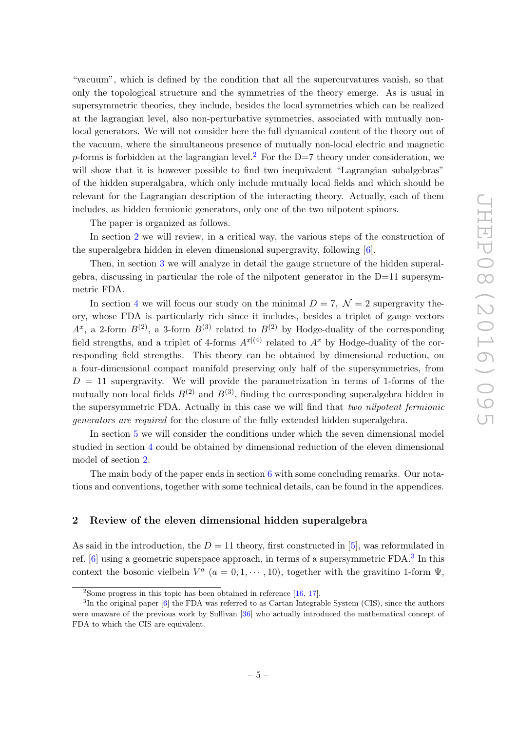"vacuum", which is defined by the condition that all the supercurvatures vanish, so that only the topological structure and the symmetries of the theory emerge. As is usual in supersymmetric theories, they include, besides the local symmetries which can be realized at the lagrangian level, also non-perturbative symmetries, associated with mutually non-local generators. We will not consider here the full dynamical content of the theory out of the vacuum, where the simultaneous presence of mutually non-local electric and magnetic $p$-forms is forbidden at the lagrangian level.[2] For the D=7 theory under consideration, we will show that it is however possible to find two inequivalent "Lagrangian subalgebras" of the hidden superalgabra, which only include mutually local fields and which should be relevant for the Lagrangian description of the interacting theory. Actually, each of them includes, as hidden fermionic generators, only one of the two nilpotent spinors.

The paper is organized as follows.

In section 2 we will review, in a critical way, the various steps of the construction of the superalgebra hidden in eleven dimensional supergravity, following [6].

Then, in section 3 we will analyze in detail the gauge structure of the hidden superalgebra, discussing in particular the role of the nilpotent generator in the D=11 supersymmetric FDA.

In section 4 we will focus our study on the minimal $D = 7$, $\mathcal{N} = 2$ supergravity theory, whose FDA is particularly rich since it includes, besides a triplet of gauge vectors $A^x$, a 2-form $B^{(2)}$, a 3-form $B^{(3)}$ related to $B^{(2)}$ by Hodge-duality of the corresponding field strengths, and a triplet of 4-forms $A^{x|(4)}$ related to $A^x$ by Hodge-duality of the corresponding field strengths. This theory can be obtained by dimensional reduction, on a four-dimensional compact manifold preserving only half of the supersymmetries, from $D = 11$ supergravity. We will provide the parametrization in terms of 1-forms of the mutually non local fields $B^{(2)}$ and $B^{(3)}$, finding the corresponding superalgebra hidden in the supersymmetric FDA. Actually in this case we will find that *two nilpotent fermionic generators are required* for the closure of the fully extended hidden superalgebra.

In section 5 we will consider the conditions under which the seven dimensional model studied in section 4 could be obtained by dimensional reduction of the eleven dimensional model of section 2.

The main body of the paper ends in section 6 with some concluding remarks. Our notations and conventions, together with some technical details, can be found in the appendices.

## 2 Review of the eleven dimensional hidden superalgebra

As said in the introduction, the $D = 11$ theory, first constructed in [5], was reformulated in ref. [6] using a geometric superspace approach, in terms of a supersymmetric FDA.[3] In this context the bosonic vielbein $V^a$ ($a = 0, 1, \cdots, 10$), together with the gravitino 1-form $\Psi$,

---

[2] Some progress in this topic has been obtained in reference [16, 17].

[3] In the original paper [6] the FDA was referred to as Cartan Integrable System (CIS), since the authors were unaware of the previous work by Sullivan [36] who actually introduced the mathematical concept of FDA to which the CIS are equivalent.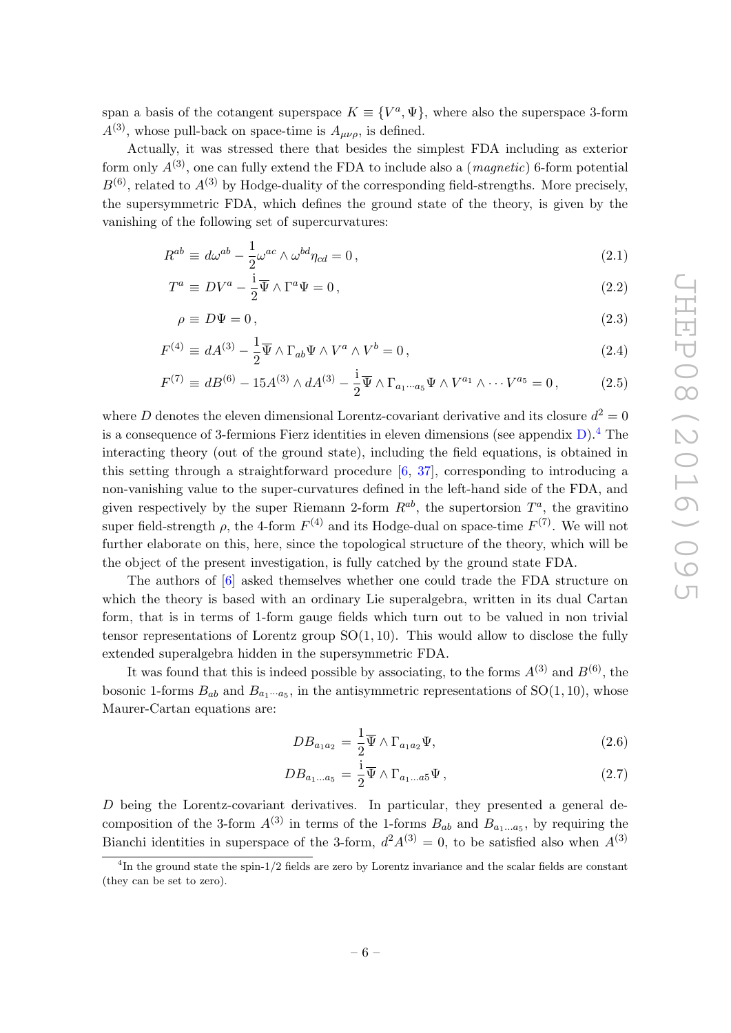span a basis of the cotangent superspace $K \equiv \{V^a, \Psi\}$, where also the superspace 3-form $A^{(3)}$, whose pull-back on space-time is $A_{\mu\nu\rho}$, is defined.

Actually, it was stressed there that besides the simplest FDA including as exterior form only $A^{(3)}$, one can fully extend the FDA to include also a (*magnetic*) 6-form potential $B^{(6)}$, related to $A^{(3)}$ by Hodge-duality of the corresponding field-strengths. More precisely, the supersymmetric FDA, which defines the ground state of the theory, is given by the vanishing of the following set of supercurvatures:

$$R^{ab} \equiv d\omega^{ab} - \frac{1}{2}\omega^{ac} \wedge \omega^{bd}\eta_{cd} = 0\,, \tag{2.1}$$

$$T^a \equiv DV^a - \frac{\mathrm{i}}{2}\overline{\Psi} \wedge \Gamma^a \Psi = 0\,, \tag{2.2}$$

$$\rho \equiv D\Psi = 0\,, \tag{2.3}$$

$$F^{(4)} \equiv dA^{(3)} - \frac{1}{2}\overline{\Psi} \wedge \Gamma_{ab}\Psi \wedge V^a \wedge V^b = 0\,, \tag{2.4}$$

$$F^{(7)} \equiv dB^{(6)} - 15A^{(3)} \wedge dA^{(3)} - \frac{\mathrm{i}}{2}\overline{\Psi} \wedge \Gamma_{a_1 \cdots a_5}\Psi \wedge V^{a_1} \wedge \cdots V^{a_5} = 0\,, \tag{2.5}$$

where $D$ denotes the eleven dimensional Lorentz-covariant derivative and its closure $d^2 = 0$ is a consequence of 3-fermions Fierz identities in eleven dimensions (see appendix D).[4] The interacting theory (out of the ground state), including the field equations, is obtained in this setting through a straightforward procedure [6, 37], corresponding to introducing a non-vanishing value to the super-curvatures defined in the left-hand side of the FDA, and given respectively by the super Riemann 2-form $R^{ab}$, the supertorsion $T^a$, the gravitino super field-strength $\rho$, the 4-form $F^{(4)}$ and its Hodge-dual on space-time $F^{(7)}$. We will not further elaborate on this, here, since the topological structure of the theory, which will be the object of the present investigation, is fully catched by the ground state FDA.

The authors of [6] asked themselves whether one could trade the FDA structure on which the theory is based with an ordinary Lie superalgebra, written in its dual Cartan form, that is in terms of 1-form gauge fields which turn out to be valued in non trivial tensor representations of Lorentz group $\mathrm{SO}(1, 10)$. This would allow to disclose the fully extended superalgebra hidden in the supersymmetric FDA.

It was found that this is indeed possible by associating, to the forms $A^{(3)}$ and $B^{(6)}$, the bosonic 1-forms $B_{ab}$ and $B_{a_1 \cdots a_5}$, in the antisymmetric representations of $\mathrm{SO}(1, 10)$, whose Maurer-Cartan equations are:

$$DB_{a_1 a_2} = \frac{1}{2}\overline{\Psi} \wedge \Gamma_{a_1 a_2}\Psi, \tag{2.6}$$

$$DB_{a_1 \ldots a_5} = \frac{\mathrm{i}}{2}\overline{\Psi} \wedge \Gamma_{a_1 \ldots a5}\Psi\,, \tag{2.7}$$

$D$ being the Lorentz-covariant derivatives. In particular, they presented a general decomposition of the 3-form $A^{(3)}$ in terms of the 1-forms $B_{ab}$ and $B_{a_1 \ldots a_5}$, by requiring the Bianchi identities in superspace of the 3-form, $d^2 A^{(3)} = 0$, to be satisfied also when $A^{(3)}$

[4] In the ground state the spin-1/2 fields are zero by Lorentz invariance and the scalar fields are constant (they can be set to zero).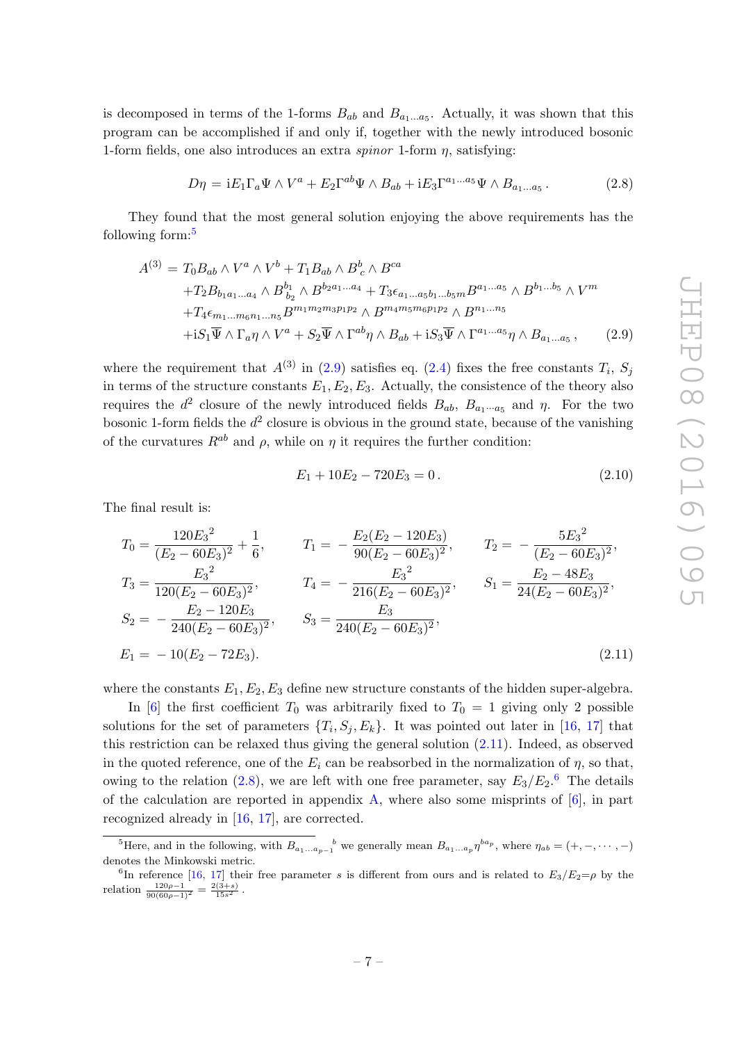is decomposed in terms of the 1-forms $B_{ab}$ and $B_{a_1\dots a_5}$. Actually, it was shown that this program can be accomplished if and only if, together with the newly introduced bosonic 1-form fields, one also introduces an extra *spinor* 1-form $\eta$, satisfying:

$$D\eta = \mathrm{i}E_1\Gamma_a\Psi\wedge V^a + E_2\Gamma^{ab}\Psi\wedge B_{ab} + \mathrm{i}E_3\Gamma^{a_1\dots a_5}\Psi\wedge B_{a_1\dots a_5}\,. \tag{2.8}$$

They found that the most general solution enjoying the above requirements has the following form:[5]

$$\begin{aligned}
A^{(3)} =\; & T_0 B_{ab}\wedge V^a\wedge V^b + T_1 B_{ab}\wedge B^b{}_c\wedge B^{ca} \\
& + T_2 B_{b_1 a_1\dots a_4}\wedge B^{b_1}{}_{b_2}\wedge B^{b_2 a_1\dots a_4} + T_3\epsilon_{a_1\dots a_5 b_1\dots b_5 m}B^{a_1\dots a_5}\wedge B^{b_1\dots b_5}\wedge V^m \\
& + T_4\epsilon_{m_1\dots m_6 n_1\dots n_5}B^{m_1 m_2 m_3 p_1 p_2}\wedge B^{m_4 m_5 m_6 p_1 p_2}\wedge B^{n_1\dots n_5} \\
& + \mathrm{i}S_1\overline{\Psi}\wedge\Gamma_a\eta\wedge V^a + S_2\overline{\Psi}\wedge\Gamma^{ab}\eta\wedge B_{ab} + \mathrm{i}S_3\overline{\Psi}\wedge\Gamma^{a_1\dots a_5}\eta\wedge B_{a_1\dots a_5}\,,
\end{aligned} \tag{2.9}$$

where the requirement that $A^{(3)}$ in (2.9) satisfies eq. (2.4) fixes the free constants $T_i$, $S_j$ in terms of the structure constants $E_1, E_2, E_3$. Actually, the consistence of the theory also requires the $d^2$ closure of the newly introduced fields $B_{ab}$, $B_{a_1\cdots a_5}$ and $\eta$. For the two bosonic 1-form fields the $d^2$ closure is obvious in the ground state, because of the vanishing of the curvatures $R^{ab}$ and $\rho$, while on $\eta$ it requires the further condition:

$$E_1 + 10E_2 - 720E_3 = 0\,. \tag{2.10}$$

The final result is:

$$\begin{aligned}
T_0 &= \frac{120{E_3}^2}{(E_2-60E_3)^2}+\frac{1}{6}, & T_1 &= -\frac{E_2(E_2-120E_3)}{90(E_2-60E_3)^2}, & T_2 &= -\frac{5{E_3}^2}{(E_2-60E_3)^2},\\
T_3 &= \frac{{E_3}^2}{120(E_2-60E_3)^2}, & T_4 &= -\frac{{E_3}^2}{216(E_2-60E_3)^2}, & S_1 &= \frac{E_2-48E_3}{24(E_2-60E_3)^2},\\
S_2 &= -\frac{E_2-120E_3}{240(E_2-60E_3)^2}, & S_3 &= \frac{E_3}{240(E_2-60E_3)^2}, & &\\
E_1 &= -10(E_2-72E_3). & & & &
\end{aligned} \tag{2.11}$$

where the constants $E_1, E_2, E_3$ define new structure constants of the hidden super-algebra.

In [6] the first coefficient $T_0$ was arbitrarily fixed to $T_0 = 1$ giving only 2 possible solutions for the set of parameters $\{T_i, S_j, E_k\}$. It was pointed out later in [16, 17] that this restriction can be relaxed thus giving the general solution (2.11). Indeed, as observed in the quoted reference, one of the $E_i$ can be reabsorbed in the normalization of $\eta$, so that, owing to the relation (2.8), we are left with one free parameter, say $E_3/E_2$.[6] The details of the calculation are reported in appendix A, where also some misprints of [6], in part recognized already in [16, 17], are corrected.

---

[5] Here, and in the following, with $B_{a_1\dots a_{p-1}}{}^b$ we generally mean $B_{a_1\dots a_p}\eta^{ba_p}$, where $\eta_{ab} = (+,-,\cdots,-)$ denotes the Minkowski metric.

[6] In reference [16, 17] their free parameter $s$ is different from ours and is related to $E_3/E_2{=}\rho$ by the relation $\frac{120\rho-1}{90(60\rho-1)^2} = \frac{2(3+s)}{15s^2}$.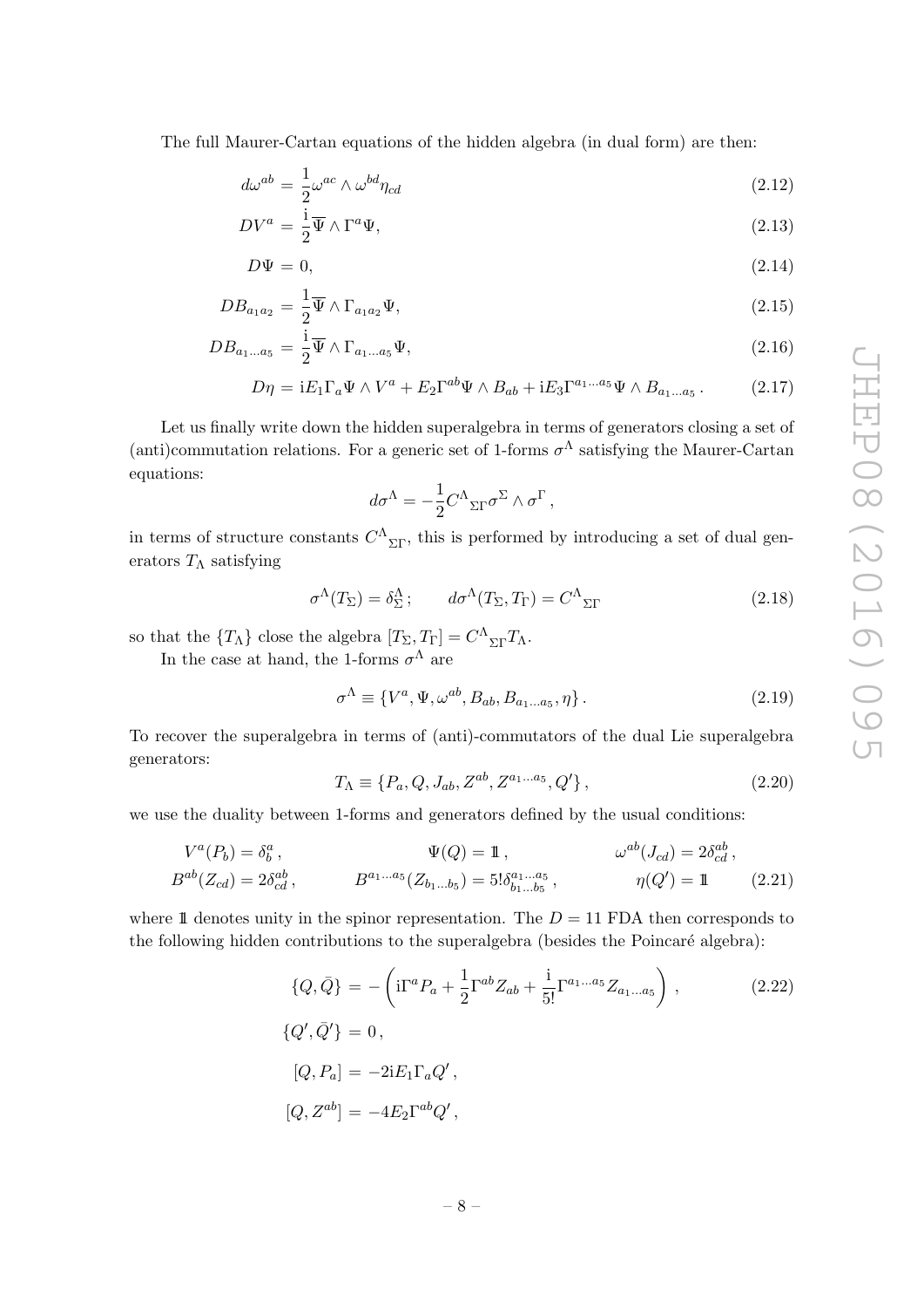The full Maurer-Cartan equations of the hidden algebra (in dual form) are then:

$$d\omega^{ab} = \frac{1}{2}\omega^{ac} \wedge \omega^{bd}\eta_{cd} \tag{2.12}$$

$$DV^a = \frac{\mathrm{i}}{2}\overline{\Psi} \wedge \Gamma^a \Psi, \tag{2.13}$$

$$D\Psi = 0, \tag{2.14}$$

$$DB_{a_1 a_2} = \frac{1}{2}\overline{\Psi} \wedge \Gamma_{a_1 a_2}\Psi, \tag{2.15}$$

$$DB_{a_1 \ldots a_5} = \frac{\mathrm{i}}{2}\overline{\Psi} \wedge \Gamma_{a_1 \ldots a_5}\Psi, \tag{2.16}$$

$$D\eta = \mathrm{i}E_1 \Gamma_a \Psi \wedge V^a + E_2 \Gamma^{ab}\Psi \wedge B_{ab} + \mathrm{i}E_3 \Gamma^{a_1 \ldots a_5}\Psi \wedge B_{a_1 \ldots a_5}\,. \tag{2.17}$$

Let us finally write down the hidden superalgebra in terms of generators closing a set of (anti)commutation relations. For a generic set of 1-forms $\sigma^\Lambda$ satisfying the Maurer-Cartan equations:

$$d\sigma^\Lambda = -\frac{1}{2}C^\Lambda{}_{\Sigma\Gamma}\sigma^\Sigma \wedge \sigma^\Gamma\,,$$

in terms of structure constants $C^\Lambda{}_{\Sigma\Gamma}$, this is performed by introducing a set of dual generators $T_\Lambda$ satisfying

$$\sigma^\Lambda(T_\Sigma) = \delta^\Lambda_\Sigma\,; \qquad d\sigma^\Lambda(T_\Sigma, T_\Gamma) = C^\Lambda{}_{\Sigma\Gamma} \tag{2.18}$$

so that the $\{T_\Lambda\}$ close the algebra $[T_\Sigma, T_\Gamma] = C^\Lambda{}_{\Sigma\Gamma}T_\Lambda$.

In the case at hand, the 1-forms $\sigma^\Lambda$ are

$$\sigma^\Lambda \equiv \{V^a, \Psi, \omega^{ab}, B_{ab}, B_{a_1 \ldots a_5}, \eta\}\,. \tag{2.19}$$

To recover the superalgebra in terms of (anti)-commutators of the dual Lie superalgebra generators:

$$T_\Lambda \equiv \{P_a, Q, J_{ab}, Z^{ab}, Z^{a_1 \ldots a_5}, Q'\}\,, \tag{2.20}$$

we use the duality between 1-forms and generators defined by the usual conditions:

$$\begin{aligned} &V^a(P_b) = \delta^a_b\,, && \Psi(Q) = \mathbb{1}\,, && \omega^{ab}(J_{cd}) = 2\delta^{ab}_{cd}\,, \\ &B^{ab}(Z_{cd}) = 2\delta^{ab}_{cd}\,, && B^{a_1 \ldots a_5}(Z_{b_1 \ldots b_5}) = 5!\delta^{a_1 \ldots a_5}_{b_1 \ldots b_5}\,, && \eta(Q') = \mathbb{1} \end{aligned} \tag{2.21}$$

where $\mathbb{1}$ denotes unity in the spinor representation. The $D = 11$ FDA then corresponds to the following hidden contributions to the superalgebra (besides the Poincaré algebra):

$$\begin{aligned} \{Q, \bar{Q}\} &= -\left(\mathrm{i}\Gamma^a P_a + \frac{1}{2}\Gamma^{ab}Z_{ab} + \frac{\mathrm{i}}{5!}\Gamma^{a_1 \ldots a_5}Z_{a_1 \ldots a_5}\right)\,, \\ \{Q', \bar{Q}'\} &= 0\,, \\ [Q, P_a] &= -2\mathrm{i}E_1 \Gamma_a Q'\,, \\ [Q, Z^{ab}] &= -4E_2 \Gamma^{ab} Q'\,, \end{aligned} \tag{2.22}$$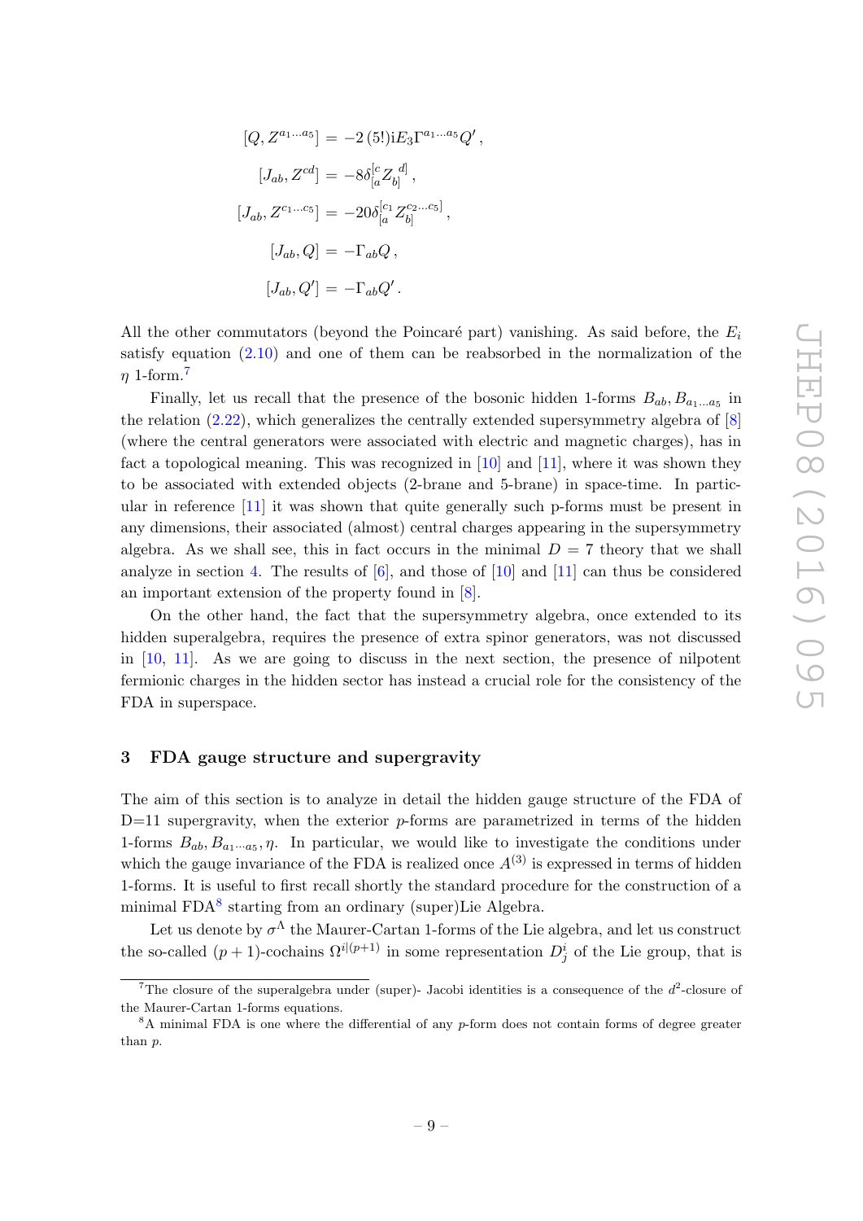$$
\begin{aligned}
[Q, Z^{a_1\dots a_5}] &= -2\,(5!)\mathrm{i}E_3\Gamma^{a_1\dots a_5}Q'\,,\\
[J_{ab}, Z^{cd}] &= -8\delta^{[c}_{[a}Z_{b]}{}^{d]}\,,\\
[J_{ab}, Z^{c_1\dots c_5}] &= -20\delta^{[c_1}_{[a}Z_{b]}^{c_2\dots c_5]}\,,\\
[J_{ab}, Q] &= -\Gamma_{ab}Q\,,\\
[J_{ab}, Q'] &= -\Gamma_{ab}Q'\,.
\end{aligned}
$$

All the other commutators (beyond the Poincaré part) vanishing. As said before, the $E_i$ satisfy equation (2.10) and one of them can be reabsorbed in the normalization of the $\eta$ 1-form.[7]

Finally, let us recall that the presence of the bosonic hidden 1-forms $B_{ab}, B_{a_1\dots a_5}$ in the relation (2.22), which generalizes the centrally extended supersymmetry algebra of [8] (where the central generators were associated with electric and magnetic charges), has in fact a topological meaning. This was recognized in [10] and [11], where it was shown they to be associated with extended objects (2-brane and 5-brane) in space-time. In particular in reference [11] it was shown that quite generally such p-forms must be present in any dimensions, their associated (almost) central charges appearing in the supersymmetry algebra. As we shall see, this in fact occurs in the minimal $D = 7$ theory that we shall analyze in section 4. The results of [6], and those of [10] and [11] can thus be considered an important extension of the property found in [8].

On the other hand, the fact that the supersymmetry algebra, once extended to its hidden superalgebra, requires the presence of extra spinor generators, was not discussed in [10, 11]. As we are going to discuss in the next section, the presence of nilpotent fermionic charges in the hidden sector has instead a crucial role for the consistency of the FDA in superspace.

## 3 FDA gauge structure and supergravity

The aim of this section is to analyze in detail the hidden gauge structure of the FDA of D=11 supergravity, when the exterior $p$-forms are parametrized in terms of the hidden 1-forms $B_{ab}, B_{a_1\cdots a_5}, \eta$. In particular, we would like to investigate the conditions under which the gauge invariance of the FDA is realized once $A^{(3)}$ is expressed in terms of hidden 1-forms. It is useful to first recall shortly the standard procedure for the construction of a minimal FDA[8] starting from an ordinary (super)Lie Algebra.

Let us denote by $\sigma^\Lambda$ the Maurer-Cartan 1-forms of the Lie algebra, and let us construct the so-called $(p+1)$-cochains $\Omega^{i|(p+1)}$ in some representation $D^i_j$ of the Lie group, that is

[7] The closure of the superalgebra under (super)- Jacobi identities is a consequence of the $d^2$-closure of the Maurer-Cartan 1-forms equations.

[8] A minimal FDA is one where the differential of any $p$-form does not contain forms of degree greater than $p$.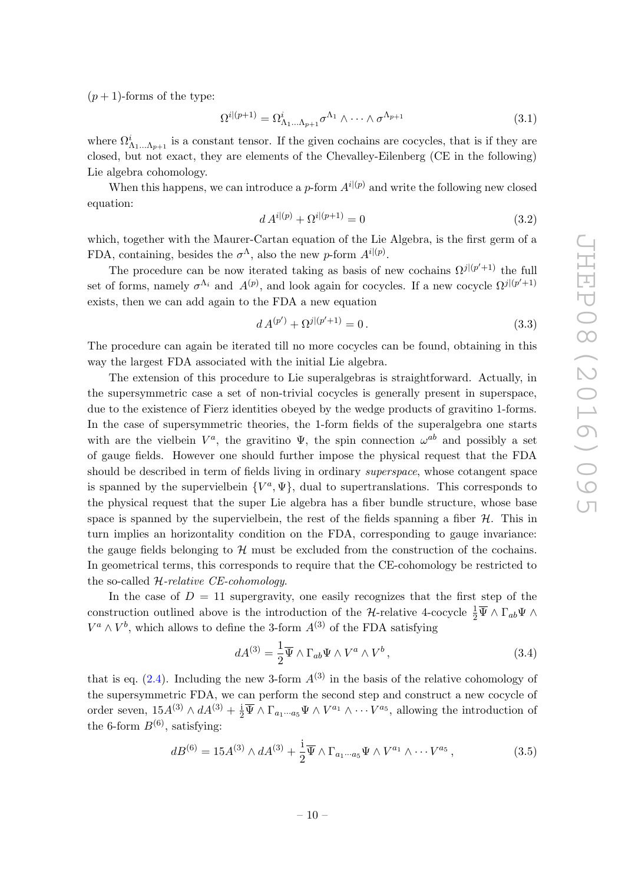$(p+1)$-forms of the type:

$$\Omega^{i|(p+1)} = \Omega^{i}_{\Lambda_1 \dots \Lambda_{p+1}} \sigma^{\Lambda_1} \wedge \dots \wedge \sigma^{\Lambda_{p+1}} \tag{3.1}$$

where $\Omega^{i}_{\Lambda_1 \dots \Lambda_{p+1}}$ is a constant tensor. If the given cochains are cocycles, that is if they are closed, but not exact, they are elements of the Chevalley-Eilenberg (CE in the following) Lie algebra cohomology.

When this happens, we can introduce a $p$-form $A^{i|(p)}$ and write the following new closed equation:

$$d\, A^{i|(p)} + \Omega^{i|(p+1)} = 0 \tag{3.2}$$

which, together with the Maurer-Cartan equation of the Lie Algebra, is the first germ of a FDA, containing, besides the $\sigma^\Lambda$, also the new $p$-form $A^{i|(p)}$.

The procedure can be now iterated taking as basis of new cochains $\Omega^{j|(p'+1)}$ the full set of forms, namely $\sigma^{\Lambda_i}$ and $A^{(p)}$, and look again for cocycles. If a new cocycle $\Omega^{j|(p'+1)}$ exists, then we can add again to the FDA a new equation

$$d\, A^{(p')} + \Omega^{j|(p'+1)} = 0\,. \tag{3.3}$$

The procedure can again be iterated till no more cocycles can be found, obtaining in this way the largest FDA associated with the initial Lie algebra.

The extension of this procedure to Lie superalgebras is straightforward. Actually, in the supersymmetric case a set of non-trivial cocycles is generally present in superspace, due to the existence of Fierz identities obeyed by the wedge products of gravitino 1-forms. In the case of supersymmetric theories, the 1-form fields of the superalgebra one starts with are the vielbein $V^a$, the gravitino $\Psi$, the spin connection $\omega^{ab}$ and possibly a set of gauge fields. However one should further impose the physical request that the FDA should be described in term of fields living in ordinary *superspace*, whose cotangent space is spanned by the supervielbein $\{V^a, \Psi\}$, dual to supertranslations. This corresponds to the physical request that the super Lie algebra has a fiber bundle structure, whose base space is spanned by the supervielbein, the rest of the fields spanning a fiber $\mathcal{H}$. This in turn implies an horizontality condition on the FDA, corresponding to gauge invariance: the gauge fields belonging to $\mathcal{H}$ must be excluded from the construction of the cochains. In geometrical terms, this corresponds to require that the CE-cohomology be restricted to the so-called *$\mathcal{H}$-relative CE-cohomology*.

In the case of $D = 11$ supergravity, one easily recognizes that the first step of the construction outlined above is the introduction of the $\mathcal{H}$-relative 4-cocycle $\frac{1}{2}\overline{\Psi} \wedge \Gamma_{ab}\Psi \wedge V^a \wedge V^b$, which allows to define the 3-form $A^{(3)}$ of the FDA satisfying

$$dA^{(3)} = \frac{1}{2}\overline{\Psi} \wedge \Gamma_{ab}\Psi \wedge V^a \wedge V^b\,, \tag{3.4}$$

that is eq. (2.4). Including the new 3-form $A^{(3)}$ in the basis of the relative cohomology of the supersymmetric FDA, we can perform the second step and construct a new cocycle of order seven, $15A^{(3)} \wedge dA^{(3)} + \frac{i}{2}\overline{\Psi} \wedge \Gamma_{a_1 \cdots a_5}\Psi \wedge V^{a_1} \wedge \cdots V^{a_5}$, allowing the introduction of the 6-form $B^{(6)}$, satisfying:

$$dB^{(6)} = 15A^{(3)} \wedge dA^{(3)} + \frac{i}{2}\overline{\Psi} \wedge \Gamma_{a_1 \cdots a_5}\Psi \wedge V^{a_1} \wedge \cdots V^{a_5}\,, \tag{3.5}$$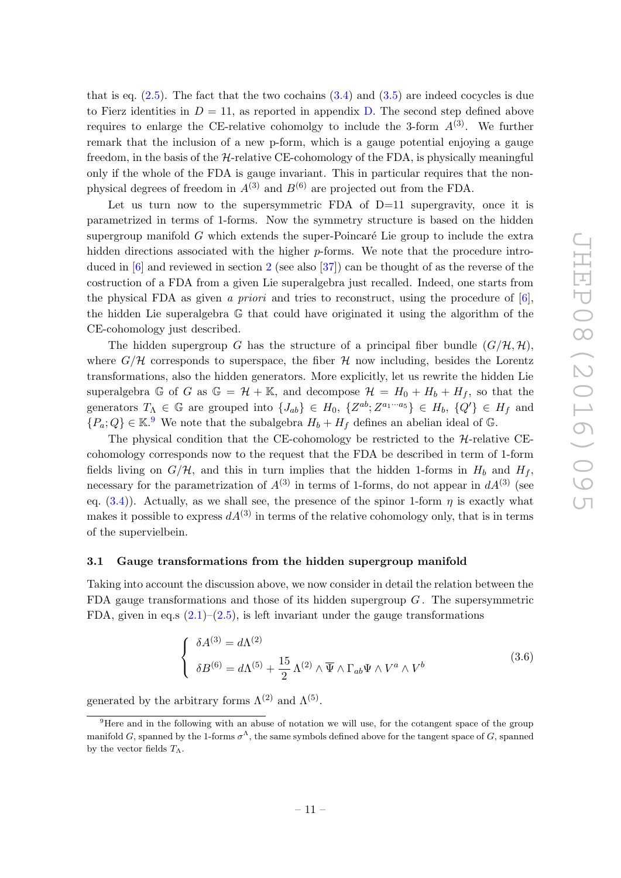that is eq. (2.5). The fact that the two cochains (3.4) and (3.5) are indeed cocycles is due to Fierz identities in $D=11$, as reported in appendix D. The second step defined above requires to enlarge the CE-relative cohomolgy to include the 3-form $A^{(3)}$. We further remark that the inclusion of a new p-form, which is a gauge potential enjoying a gauge freedom, in the basis of the $\mathcal{H}$-relative CE-cohomology of the FDA, is physically meaningful only if the whole of the FDA is gauge invariant. This in particular requires that the non-physical degrees of freedom in $A^{(3)}$ and $B^{(6)}$ are projected out from the FDA.

Let us turn now to the supersymmetric FDA of D=11 supergravity, once it is parametrized in terms of 1-forms. Now the symmetry structure is based on the hidden supergroup manifold $G$ which extends the super-Poincaré Lie group to include the extra hidden directions associated with the higher $p$-forms. We note that the procedure introduced in [6] and reviewed in section 2 (see also [37]) can be thought of as the reverse of the costruction of a FDA from a given Lie superalgebra just recalled. Indeed, one starts from the physical FDA as given *a priori* and tries to reconstruct, using the procedure of [6], the hidden Lie superalgebra $\mathbb{G}$ that could have originated it using the algorithm of the CE-cohomology just described.

The hidden supergroup $G$ has the structure of a principal fiber bundle $(G/\mathcal{H}, \mathcal{H})$, where $G/\mathcal{H}$ corresponds to superspace, the fiber $\mathcal{H}$ now including, besides the Lorentz transformations, also the hidden generators. More explicitly, let us rewrite the hidden Lie superalgebra $\mathbb{G}$ of $G$ as $\mathbb{G} = \mathcal{H} + \mathbb{K}$, and decompose $\mathcal{H} = H_0 + H_b + H_f$, so that the generators $T_\Lambda \in \mathbb{G}$ are grouped into $\{J_{ab}\} \in H_0$, $\{Z^{ab}; Z^{a_1\cdots a_5}\} \in H_b$, $\{Q'\} \in H_f$ and $\{P_a; Q\} \in \mathbb{K}$.[9] We note that the subalgebra $H_b + H_f$ defines an abelian ideal of $\mathbb{G}$.

The physical condition that the CE-cohomology be restricted to the $\mathcal{H}$-relative CE-cohomology corresponds now to the request that the FDA be described in term of 1-form fields living on $G/\mathcal{H}$, and this in turn implies that the hidden 1-forms in $H_b$ and $H_f$, necessary for the parametrization of $A^{(3)}$ in terms of 1-forms, do not appear in $dA^{(3)}$ (see eq. (3.4)). Actually, as we shall see, the presence of the spinor 1-form $\eta$ is exactly what makes it possible to express $dA^{(3)}$ in terms of the relative cohomology only, that is in terms of the supervielbein.

### 3.1 Gauge transformations from the hidden supergroup manifold

Taking into account the discussion above, we now consider in detail the relation between the FDA gauge transformations and those of its hidden supergroup $G$. The supersymmetric FDA, given in eq.s (2.1)–(2.5), is left invariant under the gauge transformations

$$
\begin{cases}
\delta A^{(3)} = d\Lambda^{(2)} \\
\delta B^{(6)} = d\Lambda^{(5)} + \dfrac{15}{2}\,\Lambda^{(2)} \wedge \overline{\Psi} \wedge \Gamma_{ab}\Psi \wedge V^a \wedge V^b
\end{cases}
\tag{3.6}
$$

generated by the arbitrary forms $\Lambda^{(2)}$ and $\Lambda^{(5)}$.

---

[9] Here and in the following with an abuse of notation we will use, for the cotangent space of the group manifold $G$, spanned by the 1-forms $\sigma^\Lambda$, the same symbols defined above for the tangent space of $G$, spanned by the vector fields $T_\Lambda$.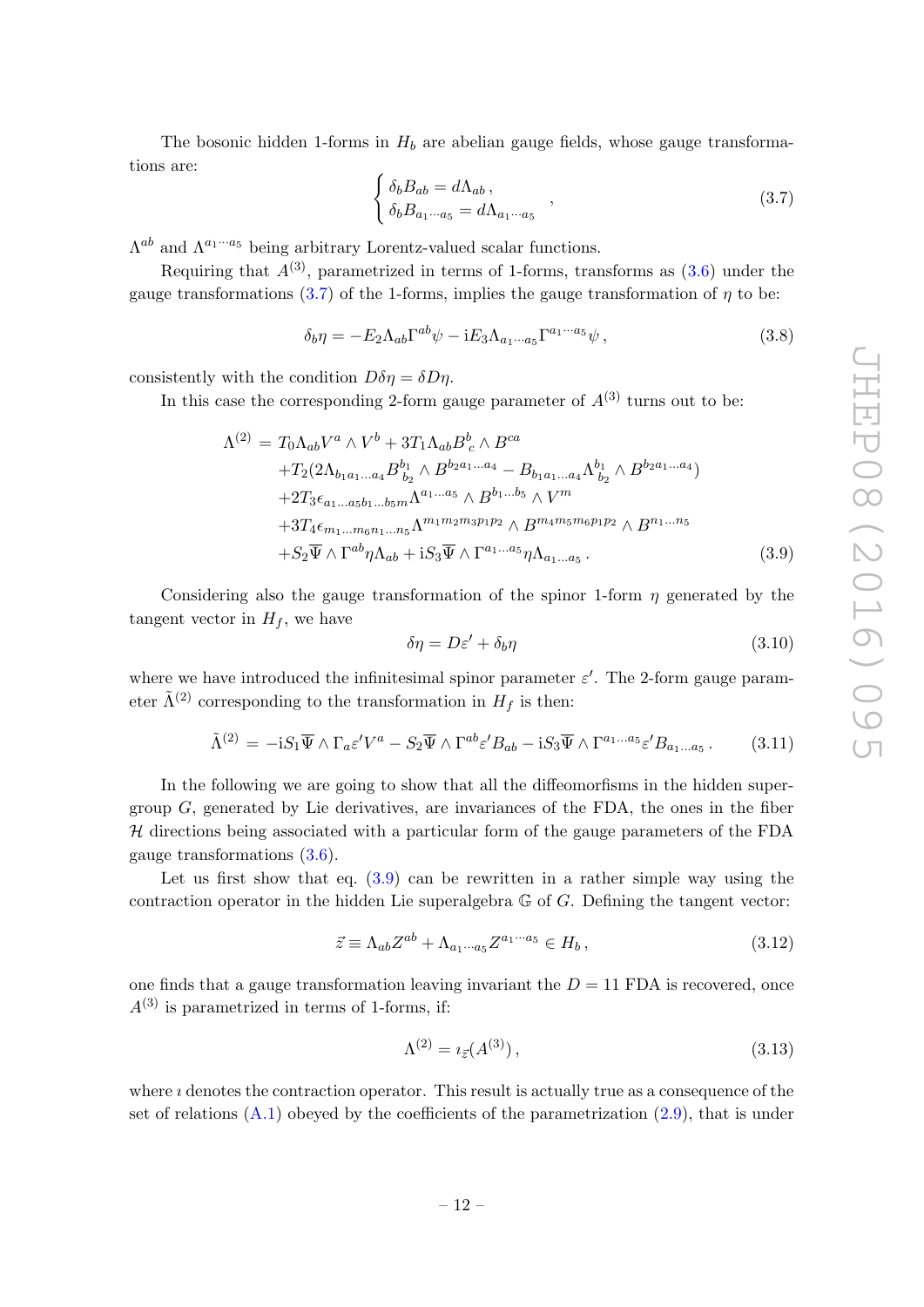The bosonic hidden 1-forms in $H_b$ are abelian gauge fields, whose gauge transformations are:

$$\begin{cases} \delta_b B_{ab} = d\Lambda_{ab} \,, \\ \delta_b B_{a_1\cdots a_5} = d\Lambda_{a_1\cdots a_5} \end{cases} , \tag{3.7}$$

$\Lambda^{ab}$ and $\Lambda^{a_1\cdots a_5}$ being arbitrary Lorentz-valued scalar functions.

Requiring that $A^{(3)}$, parametrized in terms of 1-forms, transforms as (3.6) under the gauge transformations (3.7) of the 1-forms, implies the gauge transformation of $\eta$ to be:

$$\delta_b \eta = -E_2 \Lambda_{ab} \Gamma^{ab} \psi - \mathrm{i} E_3 \Lambda_{a_1\cdots a_5} \Gamma^{a_1\cdots a_5} \psi \,, \tag{3.8}$$

consistently with the condition $D\delta\eta = \delta D\eta$.

In this case the corresponding 2-form gauge parameter of $A^{(3)}$ turns out to be:

$$\begin{aligned} \Lambda^{(2)} = \; & T_0 \Lambda_{ab} V^a \wedge V^b + 3T_1 \Lambda_{ab} B^b_{\ c} \wedge B^{ca} \\ & + T_2 (2\Lambda_{b_1 a_1\ldots a_4} B^{b_1}_{\ \ b_2} \wedge B^{b_2 a_1\ldots a_4} - B_{b_1 a_1\ldots a_4} \Lambda^{b_1}_{\ \ b_2} \wedge B^{b_2 a_1 \ldots a_4}) \\ & + 2T_3 \epsilon_{a_1\ldots a_5 b_1\ldots b_5 m} \Lambda^{a_1\ldots a_5} \wedge B^{b_1\ldots b_5} \wedge V^m \\ & + 3T_4 \epsilon_{m_1\ldots m_6 n_1\ldots n_5} \Lambda^{m_1 m_2 m_3 p_1 p_2} \wedge B^{m_4 m_5 m_6 p_1 p_2} \wedge B^{n_1\ldots n_5} \\ & + S_2 \overline{\Psi} \wedge \Gamma^{ab} \eta \Lambda_{ab} + \mathrm{i} S_3 \overline{\Psi} \wedge \Gamma^{a_1\ldots a_5} \eta \Lambda_{a_1\ldots a_5} \,. \end{aligned} \tag{3.9}$$

Considering also the gauge transformation of the spinor 1-form $\eta$ generated by the tangent vector in $H_f$, we have

$$\delta\eta = D\varepsilon' + \delta_b \eta \tag{3.10}$$

where we have introduced the infinitesimal spinor parameter $\varepsilon'$. The 2-form gauge parameter $\tilde{\Lambda}^{(2)}$ corresponding to the transformation in $H_f$ is then:

$$\tilde{\Lambda}^{(2)} = -\mathrm{i} S_1 \overline{\Psi} \wedge \Gamma_a \varepsilon' V^a - S_2 \overline{\Psi} \wedge \Gamma^{ab} \varepsilon' B_{ab} - \mathrm{i} S_3 \overline{\Psi} \wedge \Gamma^{a_1\ldots a_5} \varepsilon' B_{a_1\ldots a_5} \,. \tag{3.11}$$

In the following we are going to show that all the diffeomorfisms in the hidden supergroup $G$, generated by Lie derivatives, are invariances of the FDA, the ones in the fiber $\mathcal{H}$ directions being associated with a particular form of the gauge parameters of the FDA gauge transformations (3.6).

Let us first show that eq. (3.9) can be rewritten in a rather simple way using the contraction operator in the hidden Lie superalgebra $\mathbb{G}$ of $G$. Defining the tangent vector:

$$\vec{z} \equiv \Lambda_{ab} Z^{ab} + \Lambda_{a_1\cdots a_5} Z^{a_1\cdots a_5} \in H_b \,, \tag{3.12}$$

one finds that a gauge transformation leaving invariant the $D = 11$ FDA is recovered, once $A^{(3)}$ is parametrized in terms of 1-forms, if:

$$\Lambda^{(2)} = \imath_{\vec{z}}(A^{(3)}) \,, \tag{3.13}$$

where $\imath$ denotes the contraction operator. This result is actually true as a consequence of the set of relations (A.1) obeyed by the coefficients of the parametrization (2.9), that is under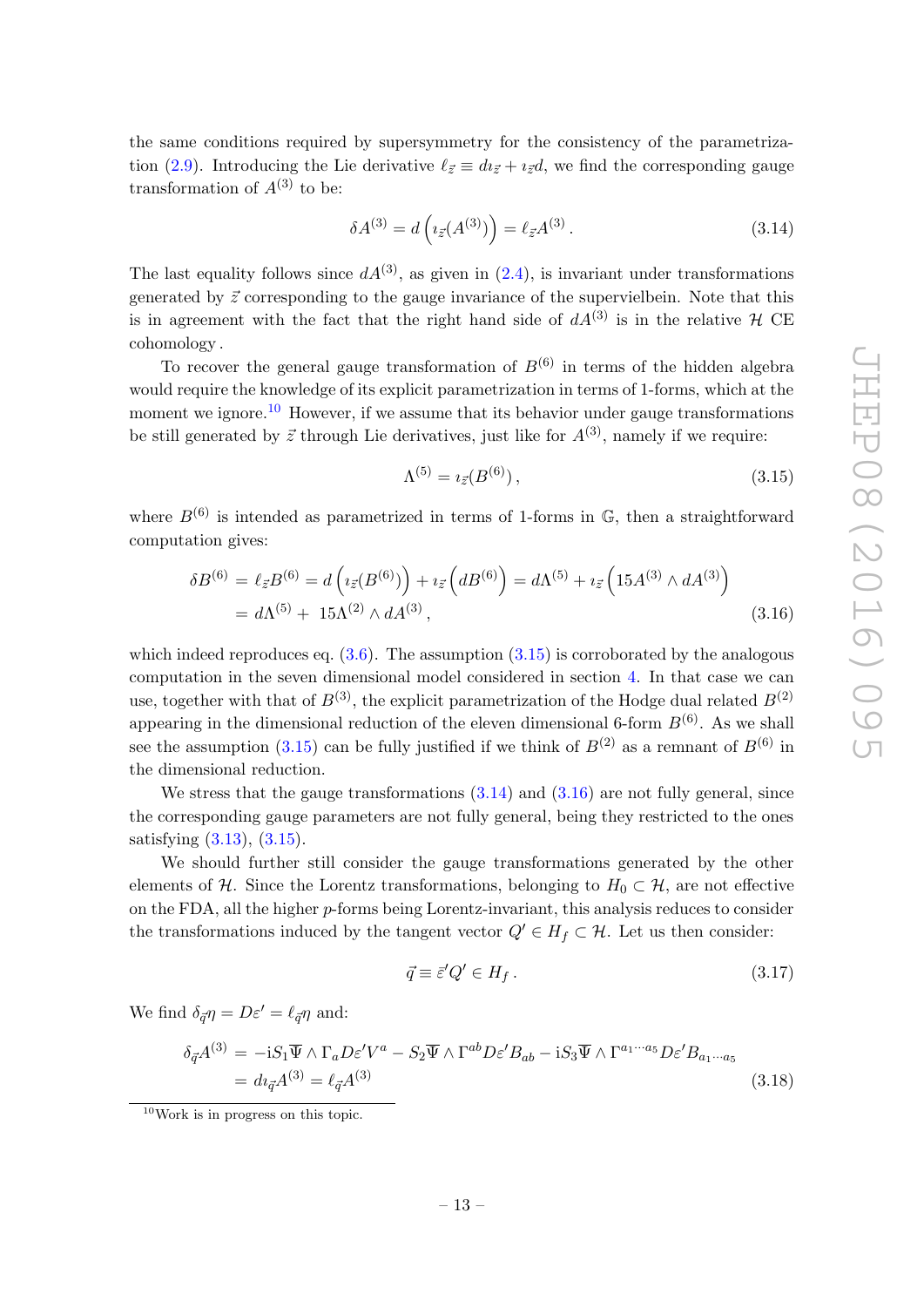the same conditions required by supersymmetry for the consistency of the parametrization (2.9). Introducing the Lie derivative $\ell_{\vec{z}} \equiv d\imath_{\vec{z}} + \imath_{\vec{z}} d$, we find the corresponding gauge transformation of $A^{(3)}$ to be:

$$\delta A^{(3)} = d\left(\imath_{\vec{z}}(A^{(3)})\right) = \ell_{\vec{z}} A^{(3)} . \tag{3.14}$$

The last equality follows since $dA^{(3)}$, as given in (2.4), is invariant under transformations generated by $\vec{z}$ corresponding to the gauge invariance of the supervielbein. Note that this is in agreement with the fact that the right hand side of $dA^{(3)}$ is in the relative $\mathcal{H}$ CE cohomology.

To recover the general gauge transformation of $B^{(6)}$ in terms of the hidden algebra would require the knowledge of its explicit parametrization in terms of 1-forms, which at the moment we ignore.[10] However, if we assume that its behavior under gauge transformations be still generated by $\vec{z}$ through Lie derivatives, just like for $A^{(3)}$, namely if we require:

$$\Lambda^{(5)} = \imath_{\vec{z}}(B^{(6)}) , \tag{3.15}$$

where $B^{(6)}$ is intended as parametrized in terms of 1-forms in $\mathbb{G}$, then a straightforward computation gives:

$$\begin{aligned}\delta B^{(6)} &= \ell_{\vec{z}} B^{(6)} = d\left(\imath_{\vec{z}}(B^{(6)})\right) + \imath_{\vec{z}}\left(dB^{(6)}\right) = d\Lambda^{(5)} + \imath_{\vec{z}}\left(15 A^{(3)} \wedge dA^{(3)}\right) \\ &= d\Lambda^{(5)} + \ 15\Lambda^{(2)} \wedge dA^{(3)} ,\end{aligned} \tag{3.16}$$

which indeed reproduces eq. (3.6). The assumption (3.15) is corroborated by the analogous computation in the seven dimensional model considered in section 4. In that case we can use, together with that of $B^{(3)}$, the explicit parametrization of the Hodge dual related $B^{(2)}$ appearing in the dimensional reduction of the eleven dimensional 6-form $B^{(6)}$. As we shall see the assumption (3.15) can be fully justified if we think of $B^{(2)}$ as a remnant of $B^{(6)}$ in the dimensional reduction.

We stress that the gauge transformations (3.14) and (3.16) are not fully general, since the corresponding gauge parameters are not fully general, being they restricted to the ones satisfying (3.13), (3.15).

We should further still consider the gauge transformations generated by the other elements of $\mathcal{H}$. Since the Lorentz transformations, belonging to $H_0 \subset \mathcal{H}$, are not effective on the FDA, all the higher $p$-forms being Lorentz-invariant, this analysis reduces to consider the transformations induced by the tangent vector $Q' \in H_f \subset \mathcal{H}$. Let us then consider:

$$\vec{q} \equiv \bar{\varepsilon}' Q' \in H_f . \tag{3.17}$$

We find $\delta_{\vec{q}} \eta = D\varepsilon' = \ell_{\vec{q}} \eta$ and:

$$\begin{aligned}\delta_{\vec{q}} A^{(3)} &= -\mathrm{i} S_1 \overline{\Psi} \wedge \Gamma_a D\varepsilon' V^a - S_2 \overline{\Psi} \wedge \Gamma^{ab} D\varepsilon' B_{ab} - \mathrm{i} S_3 \overline{\Psi} \wedge \Gamma^{a_1 \cdots a_5} D\varepsilon' B_{a_1 \cdots a_5} \\ &= d\imath_{\vec{q}} A^{(3)} = \ell_{\vec{q}} A^{(3)}\end{aligned} \tag{3.18}$$

[10] Work is in progress on this topic.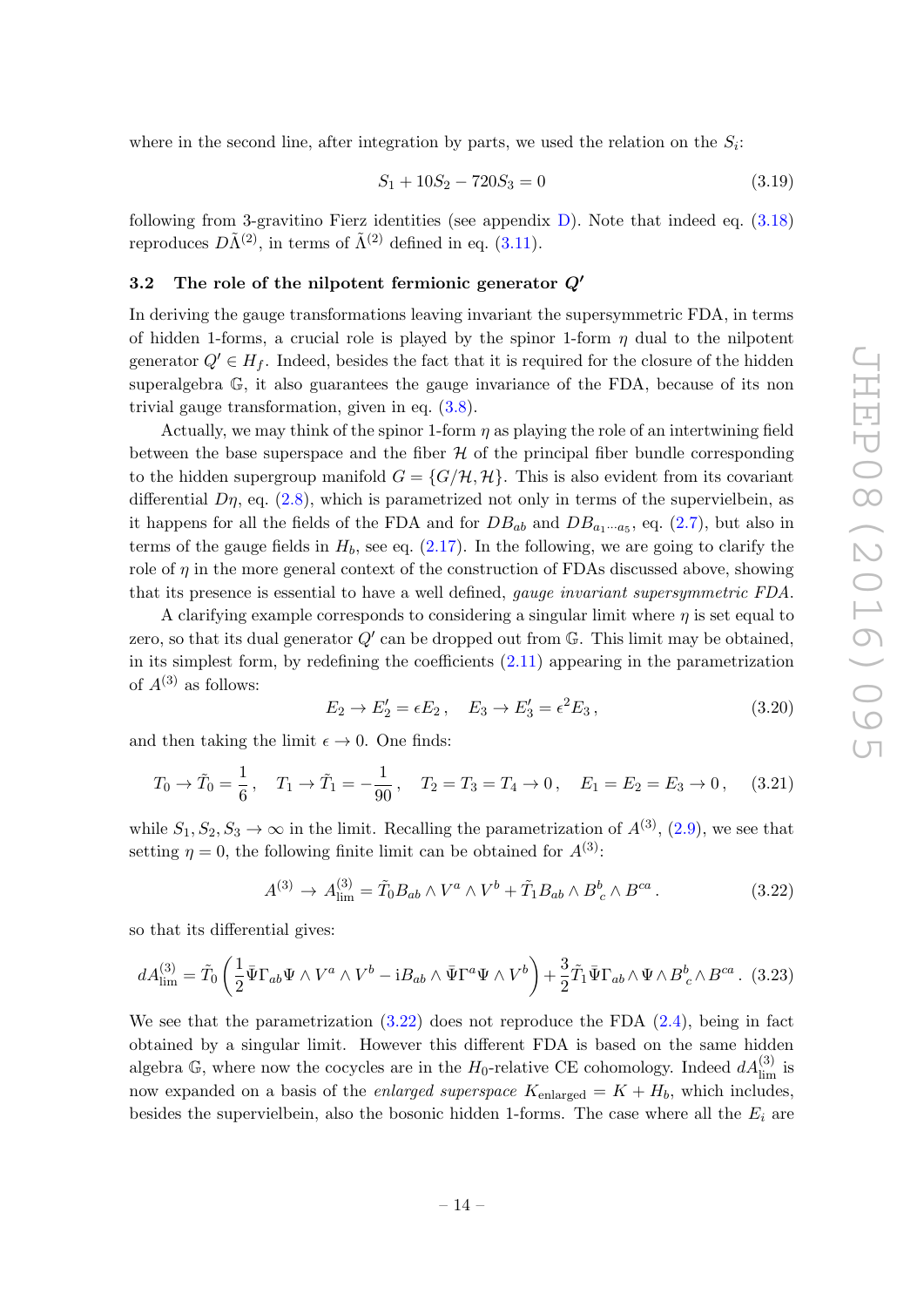where in the second line, after integration by parts, we used the relation on the $S_i$:

$$S_1 + 10S_2 - 720S_3 = 0 \tag{3.19}$$

following from 3-gravitino Fierz identities (see appendix D). Note that indeed eq. (3.18) reproduces $D\tilde{\Lambda}^{(2)}$, in terms of $\tilde{\Lambda}^{(2)}$ defined in eq. (3.11).

### 3.2 The role of the nilpotent fermionic generator $Q'$

In deriving the gauge transformations leaving invariant the supersymmetric FDA, in terms of hidden 1-forms, a crucial role is played by the spinor 1-form $\eta$ dual to the nilpotent generator $Q' \in H_f$. Indeed, besides the fact that it is required for the closure of the hidden superalgebra $\mathbb{G}$, it also guarantees the gauge invariance of the FDA, because of its non trivial gauge transformation, given in eq. (3.8).

Actually, we may think of the spinor 1-form $\eta$ as playing the role of an intertwining field between the base superspace and the fiber $\mathcal{H}$ of the principal fiber bundle corresponding to the hidden supergroup manifold $G = \{G/\mathcal{H}, \mathcal{H}\}$. This is also evident from its covariant differential $D\eta$, eq. (2.8), which is parametrized not only in terms of the supervielbein, as it happens for all the fields of the FDA and for $DB_{ab}$ and $DB_{a_1\cdots a_5}$, eq. (2.7), but also in terms of the gauge fields in $H_b$, see eq. (2.17). In the following, we are going to clarify the role of $\eta$ in the more general context of the construction of FDAs discussed above, showing that its presence is essential to have a well defined, *gauge invariant supersymmetric FDA*.

A clarifying example corresponds to considering a singular limit where $\eta$ is set equal to zero, so that its dual generator $Q'$ can be dropped out from $\mathbb{G}$. This limit may be obtained, in its simplest form, by redefining the coefficients (2.11) appearing in the parametrization of $A^{(3)}$ as follows:

$$E_2 \to E_2' = \epsilon E_2 \,, \quad E_3 \to E_3' = \epsilon^2 E_3 \,, \tag{3.20}$$

and then taking the limit $\epsilon \to 0$. One finds:

$$T_0 \to \tilde{T}_0 = \frac{1}{6} \,, \quad T_1 \to \tilde{T}_1 = -\frac{1}{90} \,, \quad T_2 = T_3 = T_4 \to 0 \,, \quad E_1 = E_2 = E_3 \to 0 \,, \tag{3.21}$$

while $S_1, S_2, S_3 \to \infty$ in the limit. Recalling the parametrization of $A^{(3)}$, (2.9), we see that setting $\eta = 0$, the following finite limit can be obtained for $A^{(3)}$:

$$A^{(3)} \to A^{(3)}_{\text{lim}} = \tilde{T}_0 B_{ab} \wedge V^a \wedge V^b + \tilde{T}_1 B_{ab} \wedge B^b{}_c \wedge B^{ca} \,. \tag{3.22}$$

so that its differential gives:

$$dA^{(3)}_{\text{lim}} = \tilde{T}_0 \left( \frac{1}{2} \bar{\Psi}\Gamma_{ab}\Psi \wedge V^a \wedge V^b - \mathrm{i} B_{ab} \wedge \bar{\Psi}\Gamma^a \Psi \wedge V^b \right) + \frac{3}{2}\tilde{T}_1 \bar{\Psi}\Gamma_{ab} \wedge \Psi \wedge B^b{}_c \wedge B^{ca} \,. \tag{3.23}$$

We see that the parametrization (3.22) does not reproduce the FDA (2.4), being in fact obtained by a singular limit. However this different FDA is based on the same hidden algebra $\mathbb{G}$, where now the cocycles are in the $H_0$-relative CE cohomology. Indeed $dA^{(3)}_{\text{lim}}$ is now expanded on a basis of the *enlarged superspace* $K_{\text{enlarged}} = K + H_b$, which includes, besides the supervielbein, also the bosonic hidden 1-forms. The case where all the $E_i$ are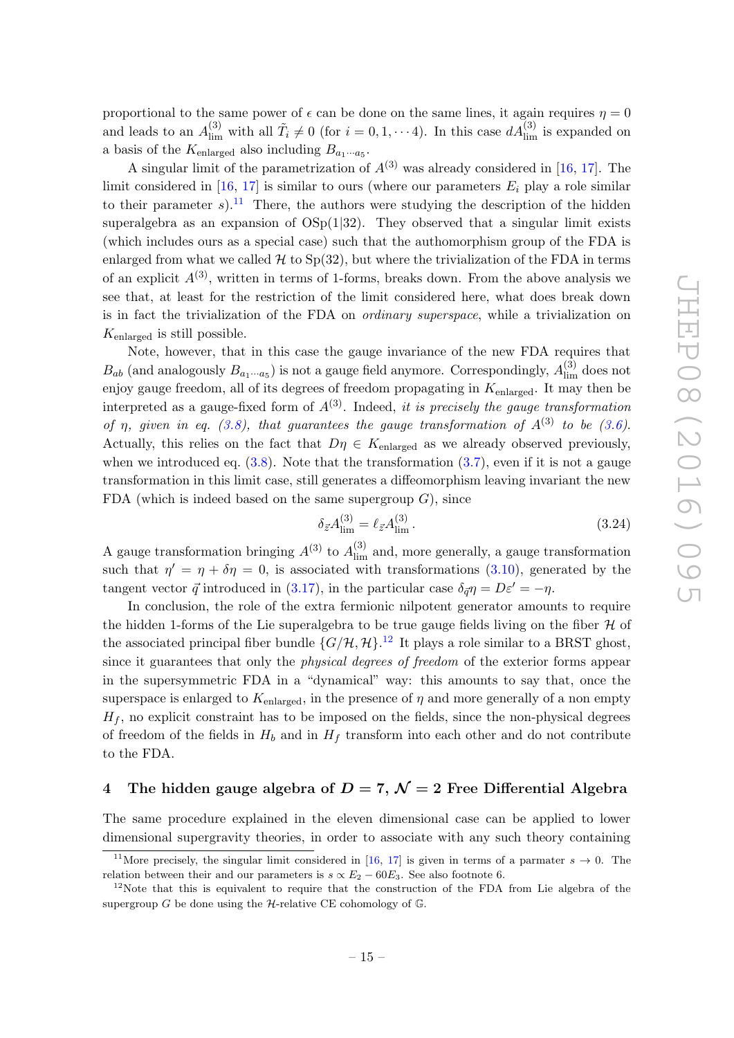proportional to the same power of $\epsilon$ can be done on the same lines, it again requires $\eta = 0$ and leads to an $A^{(3)}_{\rm lim}$ with all $\tilde{T}_i \neq 0$ (for $i = 0, 1, \cdots 4$). In this case $dA^{(3)}_{\rm lim}$ is expanded on a basis of the $K_{\rm enlarged}$ also including $B_{a_1 \cdots a_5}$.

A singular limit of the parametrization of $A^{(3)}$ was already considered in [16, 17]. The limit considered in [16, 17] is similar to ours (where our parameters $E_i$ play a role similar to their parameter $s$).[11] There, the authors were studying the description of the hidden superalgebra as an expansion of OSp(1|32). They observed that a singular limit exists (which includes ours as a special case) such that the authomorphism group of the FDA is enlarged from what we called $\mathcal{H}$ to Sp(32), but where the trivialization of the FDA in terms of an explicit $A^{(3)}$, written in terms of 1-forms, breaks down. From the above analysis we see that, at least for the restriction of the limit considered here, what does break down is in fact the trivialization of the FDA on *ordinary superspace*, while a trivialization on $K_{\rm enlarged}$ is still possible.

Note, however, that in this case the gauge invariance of the new FDA requires that $B_{ab}$ (and analogously $B_{a_1 \cdots a_5}$) is not a gauge field anymore. Correspondingly, $A^{(3)}_{\rm lim}$ does not enjoy gauge freedom, all of its degrees of freedom propagating in $K_{\rm enlarged}$. It may then be interpreted as a gauge-fixed form of $A^{(3)}$. Indeed, *it is precisely the gauge transformation of $\eta$, given in eq. (3.8), that guarantees the gauge transformation of $A^{(3)}$ to be (3.6).* Actually, this relies on the fact that $D\eta \in K_{\rm enlarged}$ as we already observed previously, when we introduced eq. (3.8). Note that the transformation (3.7), even if it is not a gauge transformation in this limit case, still generates a diffeomorphism leaving invariant the new FDA (which is indeed based on the same supergroup $G$), since

$$\delta_{\vec{z}} A^{(3)}_{\rm lim} = \ell_{\vec{z}} A^{(3)}_{\rm lim} \,. \tag{3.24}$$

A gauge transformation bringing $A^{(3)}$ to $A^{(3)}_{\rm lim}$ and, more generally, a gauge transformation such that $\eta' = \eta + \delta\eta = 0$, is associated with transformations (3.10), generated by the tangent vector $\vec{q}$ introduced in (3.17), in the particular case $\delta_{\vec{q}}\eta = D\varepsilon' = -\eta$.

In conclusion, the role of the extra fermionic nilpotent generator amounts to require the hidden 1-forms of the Lie superalgebra to be true gauge fields living on the fiber $\mathcal{H}$ of the associated principal fiber bundle $\{G/\mathcal{H}, \mathcal{H}\}$.[12] It plays a role similar to a BRST ghost, since it guarantees that only the *physical degrees of freedom* of the exterior forms appear in the supersymmetric FDA in a "dynamical" way: this amounts to say that, once the superspace is enlarged to $K_{\rm enlarged}$, in the presence of $\eta$ and more generally of a non empty $H_f$, no explicit constraint has to be imposed on the fields, since the non-physical degrees of freedom of the fields in $H_b$ and in $H_f$ transform into each other and do not contribute to the FDA.

## 4 The hidden gauge algebra of $D = 7$, $\mathcal{N} = 2$ Free Differential Algebra

The same procedure explained in the eleven dimensional case can be applied to lower dimensional supergravity theories, in order to associate with any such theory containing

---

[11] More precisely, the singular limit considered in [16, 17] is given in terms of a parmater $s \to 0$. The relation between their and our parameters is $s \propto E_2 - 60E_3$. See also footnote 6.

[12] Note that this is equivalent to require that the construction of the FDA from Lie algebra of the supergroup $G$ be done using the $\mathcal{H}$-relative CE cohomology of $\mathbb{G}$.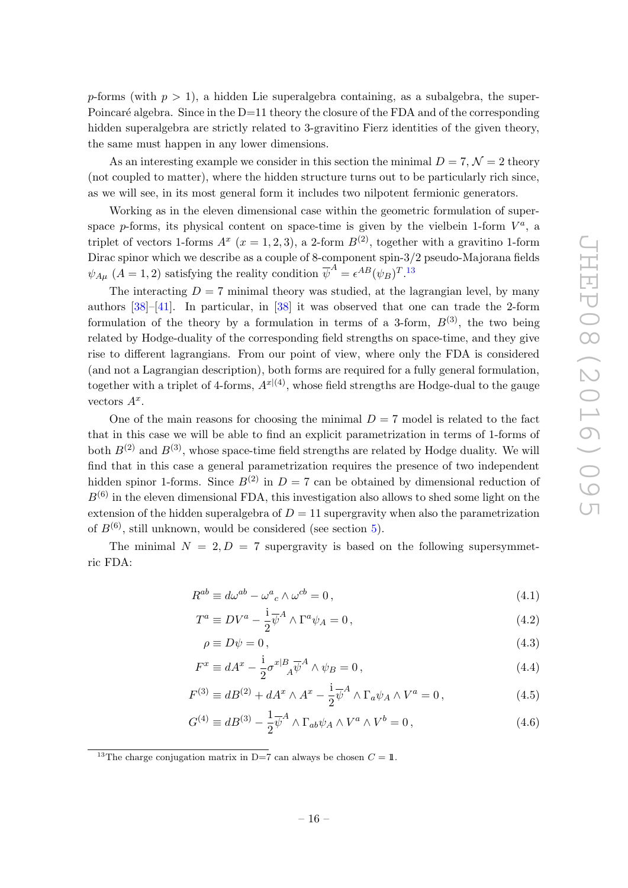$p$-forms (with $p > 1$), a hidden Lie superalgebra containing, as a subalgebra, the super-Poincaré algebra. Since in the D=11 theory the closure of the FDA and of the corresponding hidden superalgebra are strictly related to 3-gravitino Fierz identities of the given theory, the same must happen in any lower dimensions.

As an interesting example we consider in this section the minimal $D = 7, \mathcal{N} = 2$ theory (not coupled to matter), where the hidden structure turns out to be particularly rich since, as we will see, in its most general form it includes two nilpotent fermionic generators.

Working as in the eleven dimensional case within the geometric formulation of superspace $p$-forms, its physical content on space-time is given by the vielbein 1-form $V^a$, a triplet of vectors 1-forms $A^x$ $(x = 1, 2, 3)$, a 2-form $B^{(2)}$, together with a gravitino 1-form Dirac spinor which we describe as a couple of 8-component spin-3/2 pseudo-Majorana fields $\psi_{A\mu}$ $(A = 1, 2)$ satisfying the reality condition $\overline{\psi}^A = \epsilon^{AB}(\psi_B)^T$.[13]

The interacting $D = 7$ minimal theory was studied, at the lagrangian level, by many authors [38]–[41]. In particular, in [38] it was observed that one can trade the 2-form formulation of the theory by a formulation in terms of a 3-form, $B^{(3)}$, the two being related by Hodge-duality of the corresponding field strengths on space-time, and they give rise to different lagrangians. From our point of view, where only the FDA is considered (and not a Lagrangian description), both forms are required for a fully general formulation, together with a triplet of 4-forms, $A^{x|(4)}$, whose field strengths are Hodge-dual to the gauge vectors $A^x$.

One of the main reasons for choosing the minimal $D = 7$ model is related to the fact that in this case we will be able to find an explicit parametrization in terms of 1-forms of both $B^{(2)}$ and $B^{(3)}$, whose space-time field strengths are related by Hodge duality. We will find that in this case a general parametrization requires the presence of two independent hidden spinor 1-forms. Since $B^{(2)}$ in $D = 7$ can be obtained by dimensional reduction of $B^{(6)}$ in the eleven dimensional FDA, this investigation also allows to shed some light on the extension of the hidden superalgebra of $D = 11$ supergravity when also the parametrization of $B^{(6)}$, still unknown, would be considered (see section 5).

The minimal $N = 2, D = 7$ supergravity is based on the following supersymmetric FDA:

$$R^{ab} \equiv d\omega^{ab} - \omega^a{}_c \wedge \omega^{cb} = 0\,, \tag{4.1}$$

$$T^a \equiv DV^a - \frac{\mathrm{i}}{2}\overline{\psi}^A \wedge \Gamma^a \psi_A = 0\,, \tag{4.2}$$

$$\rho \equiv D\psi = 0\,, \tag{4.3}$$

$$F^x \equiv dA^x - \frac{\mathrm{i}}{2}\sigma^{x|B}{}_A \overline{\psi}^A \wedge \psi_B = 0\,, \tag{4.4}$$

$$F^{(3)} \equiv dB^{(2)} + dA^x \wedge A^x - \frac{\mathrm{i}}{2}\overline{\psi}^A \wedge \Gamma_a \psi_A \wedge V^a = 0\,, \tag{4.5}$$

$$G^{(4)} \equiv dB^{(3)} - \frac{1}{2}\overline{\psi}^A \wedge \Gamma_{ab}\psi_A \wedge V^a \wedge V^b = 0\,, \tag{4.6}$$

[13] The charge conjugation matrix in D=7 can always be chosen $C = \mathbb{1}$.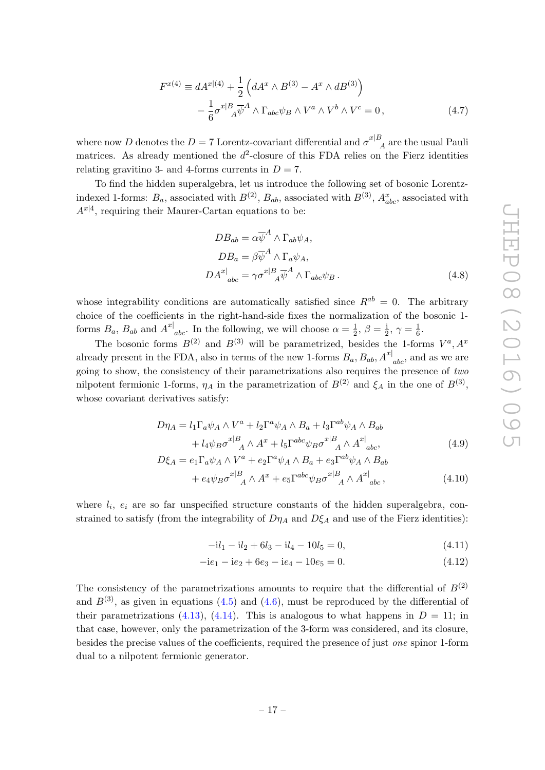$$
\begin{aligned}
F^{x(4)} \equiv\; & dA^{x|(4)} + \frac{1}{2}\left(dA^x \wedge B^{(3)} - A^x \wedge dB^{(3)}\right) \\
& - \frac{1}{6}\sigma^{x|B}{}_A \overline{\psi}^A \wedge \Gamma_{abc}\psi_B \wedge V^a \wedge V^b \wedge V^c = 0\,,
\end{aligned}
\tag{4.7}
$$

where now $D$ denotes the $D = 7$ Lorentz-covariant differential and $\sigma^{x|B}{}_A$ are the usual Pauli matrices. As already mentioned the $d^2$-closure of this FDA relies on the Fierz identities relating gravitino 3- and 4-forms currents in $D = 7$.

To find the hidden superalgebra, let us introduce the following set of bosonic Lorentz-indexed 1-forms: $B_a$, associated with $B^{(2)}$, $B_{ab}$, associated with $B^{(3)}$, $A^x_{abc}$, associated with $A^{x|4}$, requiring their Maurer-Cartan equations to be:

$$
\begin{aligned}
DB_{ab} &= \alpha\overline{\psi}^A \wedge \Gamma_{ab}\psi_A, \\
DB_a &= \beta\overline{\psi}^A \wedge \Gamma_a\psi_A, \\
DA^{x|}{}_{abc} &= \gamma\sigma^{x|B}{}_A \overline{\psi}^A \wedge \Gamma_{abc}\psi_B\,.
\end{aligned}
\tag{4.8}
$$

whose integrability conditions are automatically satisfied since $R^{ab} = 0$. The arbitrary choice of the coefficients in the right-hand-side fixes the normalization of the bosonic 1-forms $B_a$, $B_{ab}$ and $A^{x|}{}_{abc}$. In the following, we will choose $\alpha = \frac{1}{2}$, $\beta = \frac{\mathrm{i}}{2}$, $\gamma = \frac{1}{6}$.

The bosonic forms $B^{(2)}$ and $B^{(3)}$ will be parametrized, besides the 1-forms $V^a, A^x$ already present in the FDA, also in terms of the new 1-forms $B_a, B_{ab}, A^{x|}{}_{abc}$, and as we are going to show, the consistency of their parametrizations also requires the presence of *two* nilpotent fermionic 1-forms, $\eta_A$ in the parametrization of $B^{(2)}$ and $\xi_A$ in the one of $B^{(3)}$, whose covariant derivatives satisfy:

$$
\begin{aligned}
D\eta_A = \;& l_1\Gamma_a\psi_A \wedge V^a + l_2\Gamma^a\psi_A \wedge B_a + l_3\Gamma^{ab}\psi_A \wedge B_{ab} \\
& + l_4\psi_B\sigma^{x|B}{}_A \wedge A^x + l_5\Gamma^{abc}\psi_B\sigma^{x|B}{}_A \wedge A^{x|}{}_{abc},
\end{aligned}
\tag{4.9}
$$

$$
\begin{aligned}
D\xi_A = \;& e_1\Gamma_a\psi_A \wedge V^a + e_2\Gamma^a\psi_A \wedge B_a + e_3\Gamma^{ab}\psi_A \wedge B_{ab} \\
& + e_4\psi_B\sigma^{x|B}{}_A \wedge A^x + e_5\Gamma^{abc}\psi_B\sigma^{x|B}{}_A \wedge A^{x|}{}_{abc}\,,
\end{aligned}
\tag{4.10}
$$

where $l_i$, $e_i$ are so far unspecified structure constants of the hidden superalgebra, constrained to satisfy (from the integrability of $D\eta_A$ and $D\xi_A$ and use of the Fierz identities):

$$
-\mathrm{i}l_1 - \mathrm{i}l_2 + 6l_3 - \mathrm{i}l_4 - 10l_5 = 0, \tag{4.11}
$$

$$
-\mathrm{i}e_1 - \mathrm{i}e_2 + 6e_3 - \mathrm{i}e_4 - 10e_5 = 0. \tag{4.12}
$$

The consistency of the parametrizations amounts to require that the differential of $B^{(2)}$ and $B^{(3)}$, as given in equations (4.5) and (4.6), must be reproduced by the differential of their parametrizations (4.13), (4.14). This is analogous to what happens in $D = 11$; in that case, however, only the parametrization of the 3-form was considered, and its closure, besides the precise values of the coefficients, required the presence of just *one* spinor 1-form dual to a nilpotent fermionic generator.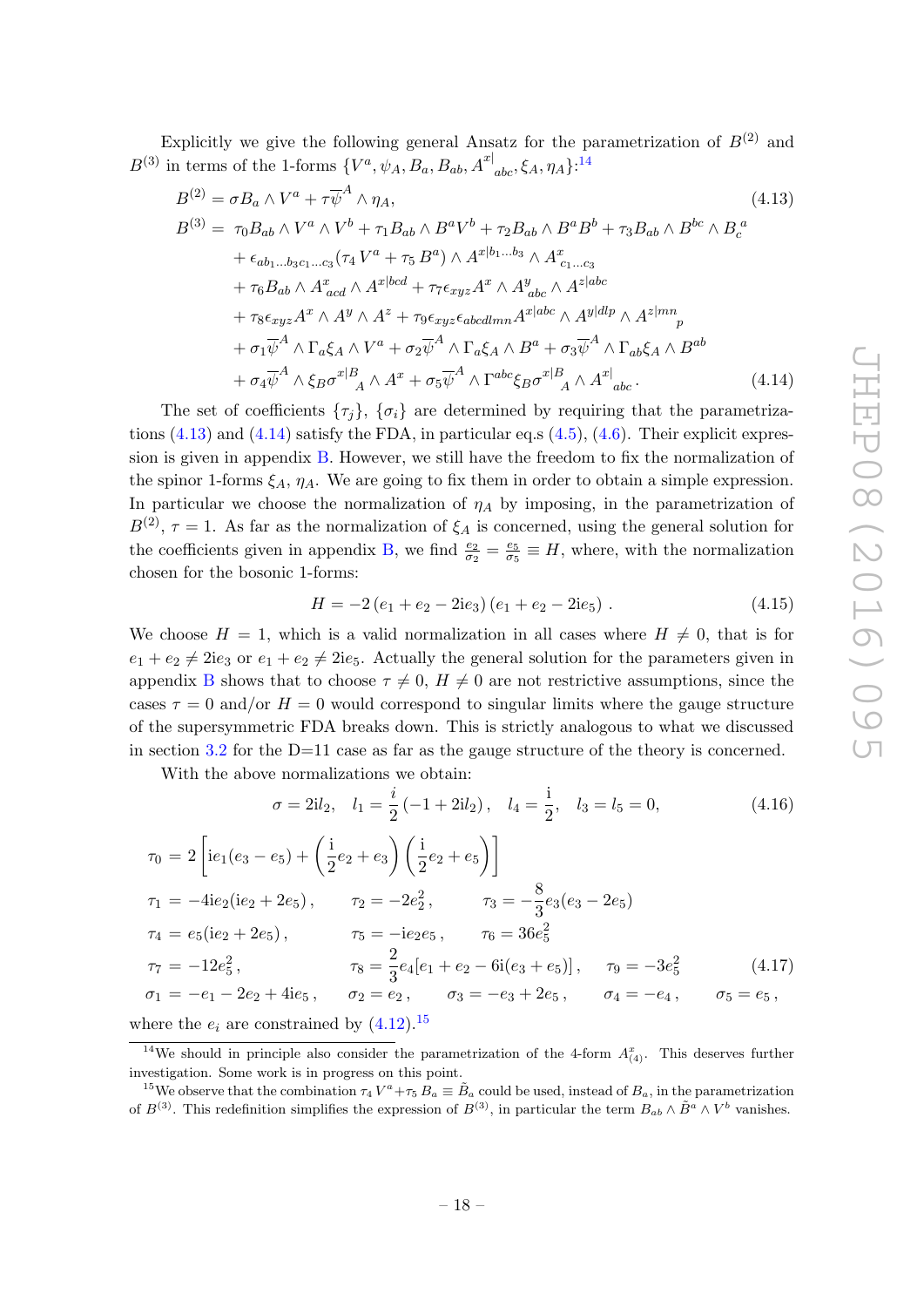Explicitly we give the following general Ansatz for the parametrization of $B^{(2)}$ and $B^{(3)}$ in terms of the 1-forms $\{V^a, \psi_A, B_a, B_{ab}, A^{x|}{}_{abc}, \xi_A, \eta_A\}$:[14]

$$B^{(2)} = \sigma B_a \wedge V^a + \tau \overline{\psi}^A \wedge \eta_A, \tag{4.13}$$

$$\begin{aligned}
B^{(3)} = \; & \tau_0 B_{ab} \wedge V^a \wedge V^b + \tau_1 B_{ab} \wedge B^a V^b + \tau_2 B_{ab} \wedge B^a B^b + \tau_3 B_{ab} \wedge B^{bc} \wedge B_c{}^a \\
& + \epsilon_{ab_1 \ldots b_3 c_1 \ldots c_3} (\tau_4 \, V^a + \tau_5 \, B^a) \wedge A^{x|b_1 \ldots b_3} \wedge A^x{}_{c_1 \ldots c_3} \\
& + \tau_6 B_{ab} \wedge A^x{}_{acd} \wedge A^{x|bcd} + \tau_7 \epsilon_{xyz} A^x \wedge A^y{}_{abc} \wedge A^{z|abc} \\
& + \tau_8 \epsilon_{xyz} A^x \wedge A^y \wedge A^z + \tau_9 \epsilon_{xyz} \epsilon_{abcdlmn} A^{x|abc} \wedge A^{y|dlp} \wedge A^{z|mn}{}_p \\
& + \sigma_1 \overline{\psi}^A \wedge \Gamma_a \xi_A \wedge V^a + \sigma_2 \overline{\psi}^A \wedge \Gamma_a \xi_A \wedge B^a + \sigma_3 \overline{\psi}^A \wedge \Gamma_{ab} \xi_A \wedge B^{ab} \\
& + \sigma_4 \overline{\psi}^A \wedge \xi_B \sigma^{x|B}{}_A \wedge A^x + \sigma_5 \overline{\psi}^A \wedge \Gamma^{abc} \xi_B \sigma^{x|B}{}_A \wedge A^{x|}{}_{abc} .
\end{aligned} \tag{4.14}$$

The set of coefficients $\{\tau_j\}$, $\{\sigma_i\}$ are determined by requiring that the parametrizations (4.13) and (4.14) satisfy the FDA, in particular eq.s (4.5), (4.6). Their explicit expression is given in appendix B. However, we still have the freedom to fix the normalization of the spinor 1-forms $\xi_A$, $\eta_A$. We are going to fix them in order to obtain a simple expression. In particular we choose the normalization of $\eta_A$ by imposing, in the parametrization of $B^{(2)}$, $\tau = 1$. As far as the normalization of $\xi_A$ is concerned, using the general solution for the coefficients given in appendix B, we find $\frac{e_2}{\sigma_2} = \frac{e_5}{\sigma_5} \equiv H$, where, with the normalization chosen for the bosonic 1-forms:

$$H = -2 \left(e_1 + e_2 - 2\mathrm{i} e_3\right) \left(e_1 + e_2 - 2\mathrm{i} e_5\right) . \tag{4.15}$$

We choose $H = 1$, which is a valid normalization in all cases where $H \neq 0$, that is for $e_1 + e_2 \neq 2\mathrm{i}e_3$ or $e_1 + e_2 \neq 2\mathrm{i}e_5$. Actually the general solution for the parameters given in appendix B shows that to choose $\tau \neq 0$, $H \neq 0$ are not restrictive assumptions, since the cases $\tau = 0$ and/or $H = 0$ would correspond to singular limits where the gauge structure of the supersymmetric FDA breaks down. This is strictly analogous to what we discussed in section 3.2 for the D=11 case as far as the gauge structure of the theory is concerned.

With the above normalizations we obtain:

$$\sigma = 2\mathrm{i}l_2, \quad l_1 = \frac{i}{2}\left(-1 + 2\mathrm{i}l_2\right), \quad l_4 = \frac{\mathrm{i}}{2}, \quad l_3 = l_5 = 0, \tag{4.16}$$

$$\begin{aligned}
\tau_0 &= 2\left[\mathrm{i}e_1(e_3 - e_5) + \left(\frac{\mathrm{i}}{2}e_2 + e_3\right)\left(\frac{\mathrm{i}}{2}e_2 + e_5\right)\right] \\
\tau_1 &= -4\mathrm{i}e_2(\mathrm{i}e_2 + 2e_5)\,, \qquad \tau_2 = -2e_2^2\,, \qquad \tau_3 = -\frac{8}{3}e_3(e_3 - 2e_5) \\
\tau_4 &= e_5(\mathrm{i}e_2 + 2e_5)\,, \qquad \tau_5 = -\mathrm{i}e_2 e_5\,, \qquad \tau_6 = 36e_5^2 \\
\tau_7 &= -12e_5^2\,, \qquad \tau_8 = \frac{2}{3}e_4[e_1 + e_2 - 6\mathrm{i}(e_3 + e_5)]\,, \qquad \tau_9 = -3e_5^2 \\
\sigma_1 &= -e_1 - 2e_2 + 4\mathrm{i}e_5\,, \qquad \sigma_2 = e_2\,, \qquad \sigma_3 = -e_3 + 2e_5\,, \qquad \sigma_4 = -e_4\,, \qquad \sigma_5 = e_5\,,
\end{aligned} \tag{4.17}$$

where the $e_i$ are constrained by (4.12).[15]

---

[14] We should in principle also consider the parametrization of the 4-form $A^x_{(4)}$. This deserves further investigation. Some work is in progress on this point.

[15] We observe that the combination $\tau_4 \, V^a + \tau_5 \, B_a \equiv \tilde{B}_a$ could be used, instead of $B_a$, in the parametrization of $B^{(3)}$. This redefinition simplifies the expression of $B^{(3)}$, in particular the term $B_{ab} \wedge \tilde{B}^a \wedge V^b$ vanishes.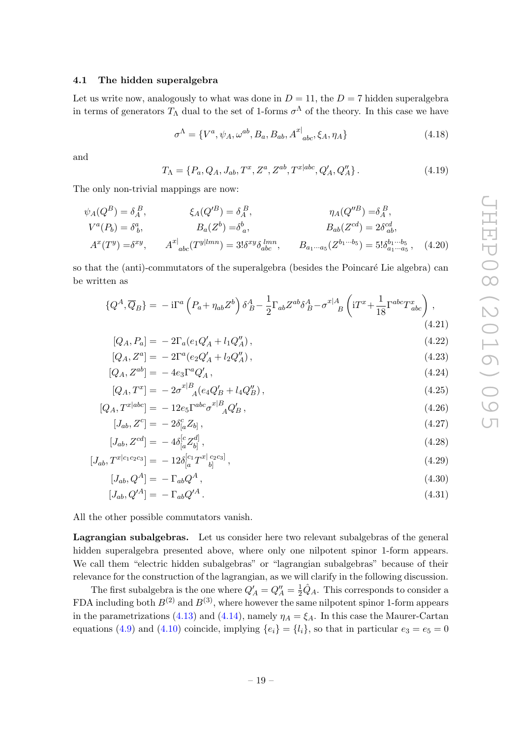### 4.1 The hidden superalgebra

Let us write now, analogously to what was done in $D = 11$, the $D = 7$ hidden superalgebra in terms of generators $T_\Lambda$ dual to the set of 1-forms $\sigma^\Lambda$ of the theory. In this case we have

$$\sigma^\Lambda = \{V^a, \psi_A, \omega^{ab}, B_a, B_{ab}, A^{x|}{}_{abc}, \xi_A, \eta_A\} \tag{4.18}$$

and

$$T_\Lambda = \{P_a, Q_A, J_{ab}, T^x, Z^a, Z^{ab}, T^{x|abc}, Q'_A, Q''_A\}\,. \tag{4.19}$$

The only non-trivial mappings are now:

$$\begin{aligned}
&\psi_A(Q^B) = \delta_A^B, && \xi_A(Q'^B) = \delta_A^B, && \eta_A(Q''^B) = \delta_A^B,\\
&V^a(P_b) = \delta^a_b, && B_a(Z^b) = \delta^b_a, && B_{ab}(Z^{cd}) = 2\delta^{cd}_{ab},\\
&A^x(T^y) = \delta^{xy}, && A^{x|}{}_{abc}(T^{y|lmn}) = 3!\delta^{xy}\delta^{lmn}_{abc}, && B_{a_1\cdots a_5}(Z^{b_1\cdots b_5}) = 5!\delta^{b_1\cdots b_5}_{a_1\cdots a_5}\,,
\end{aligned} \tag{4.20}$$

so that the (anti)-commutators of the superalgebra (besides the Poincaré Lie algebra) can be written as

$$\{Q^A, \overline{Q}_B\} = -\mathrm{i}\Gamma^a\left(P_a + \eta_{ab}Z^b\right)\delta^A_B - \frac{1}{2}\Gamma_{ab}Z^{ab}\delta^A_B - \sigma^{x|A}{}_B\left(\mathrm{i}T^x + \frac{1}{18}\Gamma^{abc}T^x_{abc}\right), \tag{4.21}$$

$$[Q_A, P_a] = -2\Gamma_a(e_1 Q'_A + l_1 Q''_A)\,, \tag{4.22}$$

$$[Q_A, Z^a] = -2\Gamma^a(e_2 Q'_A + l_2 Q''_A)\,, \tag{4.23}$$

$$[Q_A, Z^{ab}] = -4e_3\Gamma^a Q'_A\,, \tag{4.24}$$

$$[Q_A, T^x] = -2\sigma^{x|B}{}_A(e_4 Q'_B + l_4 Q''_B)\,, \tag{4.25}$$

$$[Q_A, T^{x|abc}] = -12e_5\Gamma^{abc}\sigma^{x|B}{}_A Q'_B\,, \tag{4.26}$$

$$[J_{ab}, Z^c] = -2\delta^c_{[a}Z_{b]}\,, \tag{4.27}$$

$$[J_{ab}, Z^{cd}] = -4\delta^{[c}_{[a}Z^{d]}_{b]}\,, \tag{4.28}$$

$$[J_{ab}, T^{x|c_1c_2c_3}] = -12\delta^{[c_1}_{[a}T^{x|}{}_{b]}{}^{c_2c_3]}\,, \tag{4.29}$$

$$[J_{ab}, Q^A] = -\Gamma_{ab}Q^A\,, \tag{4.30}$$

$$[J_{ab}, Q'^A] = -\Gamma_{ab}Q'^A\,. \tag{4.31}$$

All the other possible commutators vanish.

**Lagrangian subalgebras.** Let us consider here two relevant subalgebras of the general hidden superalgebra presented above, where only one nilpotent spinor 1-form appears. We call them "electric hidden subalgebras" or "lagrangian subalgebras" because of their relevance for the construction of the lagrangian, as we will clarify in the following discussion.

The first subalgebra is the one where $Q'_A = Q''_A = \frac{1}{2}\hat{Q}_A$. This corresponds to consider a FDA including both $B^{(2)}$ and $B^{(3)}$, where however the same nilpotent spinor 1-form appears in the parametrizations (4.13) and (4.14), namely $\eta_A = \xi_A$. In this case the Maurer-Cartan equations (4.9) and (4.10) coincide, implying $\{e_i\} = \{l_i\}$, so that in particular $e_3 = e_5 = 0$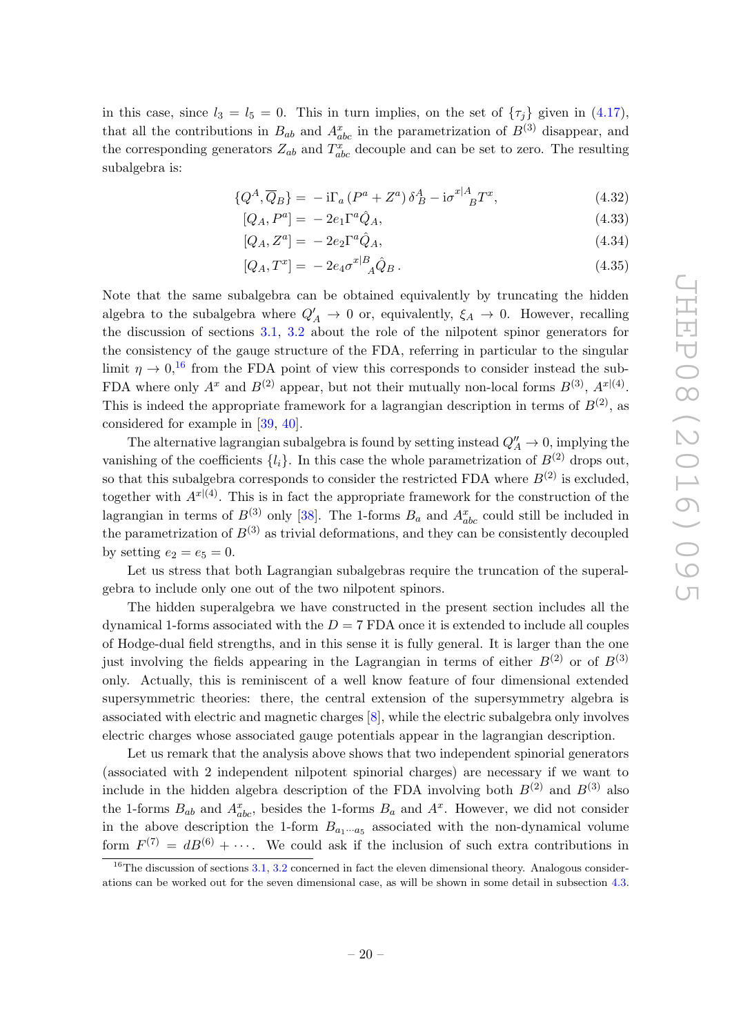in this case, since $l_3 = l_5 = 0$. This in turn implies, on the set of $\{\tau_j\}$ given in (4.17), that all the contributions in $B_{ab}$ and $A^x_{abc}$ in the parametrization of $B^{(3)}$ disappear, and the corresponding generators $Z_{ab}$ and $T^x_{abc}$ decouple and can be set to zero. The resulting subalgebra is:

$$\{Q^A, \overline{Q}_B\} = -\mathrm{i}\Gamma_a \left(P^a + Z^a\right) \delta^A_B - \mathrm{i}\sigma^{x|A}{}_B T^x, \tag{4.32}$$

$$[Q_A, P^a] = -2e_1 \Gamma^a \hat{Q}_A, \tag{4.33}$$

$$[Q_A, Z^a] = -2e_2 \Gamma^a \hat{Q}_A, \tag{4.34}$$

$$[Q_A, T^x] = -2e_4 \sigma^{x|B}{}_A \hat{Q}_B \,. \tag{4.35}$$

Note that the same subalgebra can be obtained equivalently by truncating the hidden algebra to the subalgebra where $Q'_A \to 0$ or, equivalently, $\xi_A \to 0$. However, recalling the discussion of sections 3.1, 3.2 about the role of the nilpotent spinor generators for the consistency of the gauge structure of the FDA, referring in particular to the singular limit $\eta \to 0$,[16] from the FDA point of view this corresponds to consider instead the sub-FDA where only $A^x$ and $B^{(2)}$ appear, but not their mutually non-local forms $B^{(3)}$, $A^{x|(4)}$. This is indeed the appropriate framework for a lagrangian description in terms of $B^{(2)}$, as considered for example in [39, 40].

The alternative lagrangian subalgebra is found by setting instead $Q''_A \to 0$, implying the vanishing of the coefficients $\{l_i\}$. In this case the whole parametrization of $B^{(2)}$ drops out, so that this subalgebra corresponds to consider the restricted FDA where $B^{(2)}$ is excluded, together with $A^{x|(4)}$. This is in fact the appropriate framework for the construction of the lagrangian in terms of $B^{(3)}$ only [38]. The 1-forms $B_a$ and $A^x_{abc}$ could still be included in the parametrization of $B^{(3)}$ as trivial deformations, and they can be consistently decoupled by setting $e_2 = e_5 = 0$.

Let us stress that both Lagrangian subalgebras require the truncation of the superalgebra to include only one out of the two nilpotent spinors.

The hidden superalgebra we have constructed in the present section includes all the dynamical 1-forms associated with the $D = 7$ FDA once it is extended to include all couples of Hodge-dual field strengths, and in this sense it is fully general. It is larger than the one just involving the fields appearing in the Lagrangian in terms of either $B^{(2)}$ or of $B^{(3)}$ only. Actually, this is reminiscent of a well know feature of four dimensional extended supersymmetric theories: there, the central extension of the supersymmetry algebra is associated with electric and magnetic charges [8], while the electric subalgebra only involves electric charges whose associated gauge potentials appear in the lagrangian description.

Let us remark that the analysis above shows that two independent spinorial generators (associated with 2 independent nilpotent spinorial charges) are necessary if we want to include in the hidden algebra description of the FDA involving both $B^{(2)}$ and $B^{(3)}$ also the 1-forms $B_{ab}$ and $A^x_{abc}$, besides the 1-forms $B_a$ and $A^x$. However, we did not consider in the above description the 1-form $B_{a_1\cdots a_5}$ associated with the non-dynamical volume form $F^{(7)} = dB^{(6)} + \cdots$. We could ask if the inclusion of such extra contributions in

[16] The discussion of sections 3.1, 3.2 concerned in fact the eleven dimensional theory. Analogous considerations can be worked out for the seven dimensional case, as will be shown in some detail in subsection 4.3.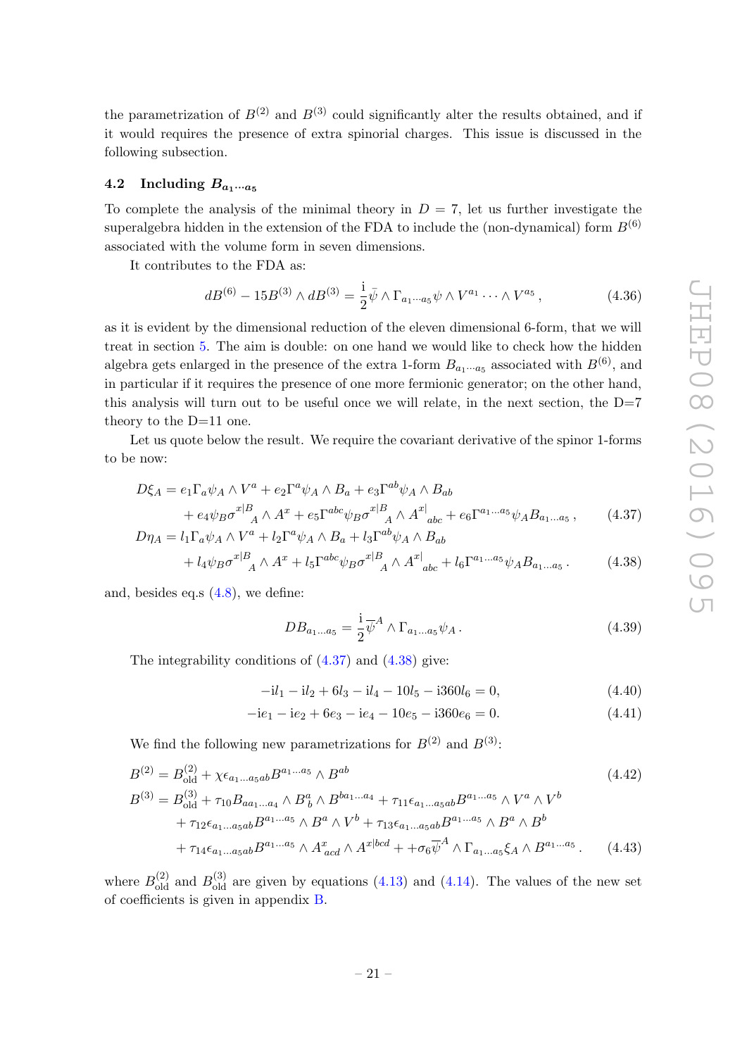the parametrization of $B^{(2)}$ and $B^{(3)}$ could significantly alter the results obtained, and if it would requires the presence of extra spinorial charges. This issue is discussed in the following subsection.

### 4.2 Including $B_{a_1\cdots a_5}$

To complete the analysis of the minimal theory in $D = 7$, let us further investigate the superalgebra hidden in the extension of the FDA to include the (non-dynamical) form $B^{(6)}$ associated with the volume form in seven dimensions.

It contributes to the FDA as:

$$dB^{(6)} - 15B^{(3)} \wedge dB^{(3)} = \frac{\mathrm{i}}{2}\bar{\psi} \wedge \Gamma_{a_1\cdots a_5}\psi \wedge V^{a_1} \cdots \wedge V^{a_5}\,, \tag{4.36}$$

as it is evident by the dimensional reduction of the eleven dimensional 6-form, that we will treat in section 5. The aim is double: on one hand we would like to check how the hidden algebra gets enlarged in the presence of the extra 1-form $B_{a_1\cdots a_5}$ associated with $B^{(6)}$, and in particular if it requires the presence of one more fermionic generator; on the other hand, this analysis will turn out to be useful once we will relate, in the next section, the D=7 theory to the D=11 one.

Let us quote below the result. We require the covariant derivative of the spinor 1-forms to be now:

$$\begin{aligned}
D\xi_A &= e_1\Gamma_a\psi_A \wedge V^a + e_2\Gamma^a\psi_A \wedge B_a + e_3\Gamma^{ab}\psi_A \wedge B_{ab} \\
&\quad + e_4\psi_B\sigma^{x|B}{}_A \wedge A^x + e_5\Gamma^{abc}\psi_B\sigma^{x|B}{}_A \wedge A^{x|}{}_{abc} + e_6\Gamma^{a_1\ldots a_5}\psi_A B_{a_1\ldots a_5}\,,
\end{aligned} \tag{4.37}$$

$$\begin{aligned}
D\eta_A &= l_1\Gamma_a\psi_A \wedge V^a + l_2\Gamma^a\psi_A \wedge B_a + l_3\Gamma^{ab}\psi_A \wedge B_{ab} \\
&\quad + l_4\psi_B\sigma^{x|B}{}_A \wedge A^x + l_5\Gamma^{abc}\psi_B\sigma^{x|B}{}_A \wedge A^{x|}{}_{abc} + l_6\Gamma^{a_1\ldots a_5}\psi_A B_{a_1\ldots a_5}\,.
\end{aligned} \tag{4.38}$$

and, besides eq.s (4.8), we define:

$$DB_{a_1\ldots a_5} = \frac{\mathrm{i}}{2}\overline{\psi}^A \wedge \Gamma_{a_1\ldots a_5}\psi_A\,. \tag{4.39}$$

The integrability conditions of (4.37) and (4.38) give:

$$-\mathrm{i}l_1 - \mathrm{i}l_2 + 6l_3 - \mathrm{i}l_4 - 10l_5 - \mathrm{i}360l_6 = 0, \tag{4.40}$$

$$-\mathrm{i}e_1 - \mathrm{i}e_2 + 6e_3 - \mathrm{i}e_4 - 10e_5 - \mathrm{i}360e_6 = 0. \tag{4.41}$$

We find the following new parametrizations for $B^{(2)}$ and $B^{(3)}$:

$$B^{(2)} = B^{(2)}_{\text{old}} + \chi\epsilon_{a_1\ldots a_5 ab}B^{a_1\ldots a_5} \wedge B^{ab} \tag{4.42}$$

$$\begin{aligned}
B^{(3)} &= B^{(3)}_{\text{old}} + \tau_{10}B_{aa_1\ldots a_4} \wedge B^a_b \wedge B^{ba_1\ldots a_4} + \tau_{11}\epsilon_{a_1\ldots a_5 ab}B^{a_1\ldots a_5} \wedge V^a \wedge V^b \\
&\quad + \tau_{12}\epsilon_{a_1\ldots a_5 ab}B^{a_1\ldots a_5} \wedge B^a \wedge V^b + \tau_{13}\epsilon_{a_1\ldots a_5 ab}B^{a_1\ldots a_5} \wedge B^a \wedge B^b \\
&\quad + \tau_{14}\epsilon_{a_1\ldots a_5 ab}B^{a_1\ldots a_5} \wedge A^x_{acd} \wedge A^{x|bcd} + +\sigma_6\overline{\psi}^A \wedge \Gamma_{a_1\ldots a_5}\xi_A \wedge B^{a_1\ldots a_5}\,.
\end{aligned} \tag{4.43}$$

where $B^{(2)}_{\text{old}}$ and $B^{(3)}_{\text{old}}$ are given by equations (4.13) and (4.14). The values of the new set of coefficients is given in appendix B.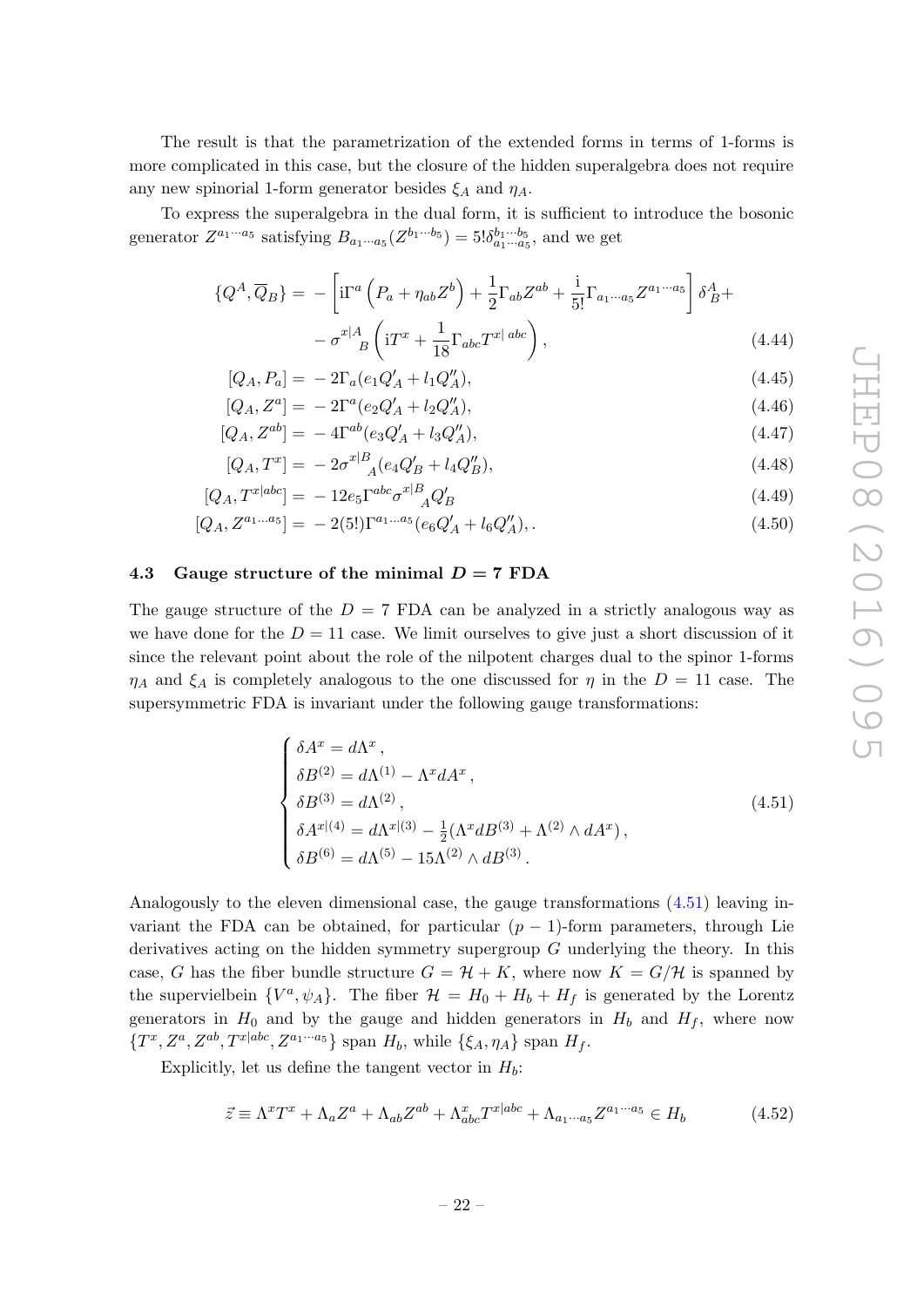The result is that the parametrization of the extended forms in terms of 1-forms is more complicated in this case, but the closure of the hidden superalgebra does not require any new spinorial 1-form generator besides $\xi_A$ and $\eta_A$.

To express the superalgebra in the dual form, it is sufficient to introduce the bosonic generator $Z^{a_1\cdots a_5}$ satisfying $B_{a_1\cdots a_5}(Z^{b_1\cdots b_5}) = 5!\delta^{b_1\cdots b_5}_{a_1\cdots a_5}$, and we get

$$
\begin{aligned}
\{Q^A, \overline{Q}_B\} =& -\left[\mathrm{i}\Gamma^a\left(P_a + \eta_{ab}Z^b\right) + \frac{1}{2}\Gamma_{ab}Z^{ab} + \frac{\mathrm{i}}{5!}\Gamma_{a_1\cdots a_5}Z^{a_1\cdots a_5}\right]\delta^A_B + \\
& - \sigma^{x|A}{}_B\left(\mathrm{i}T^x + \frac{1}{18}\Gamma_{abc}T^{x|\,abc}\right),
\end{aligned} \tag{4.44}
$$

$$
[Q_A, P_a] = -2\Gamma_a(e_1 Q'_A + l_1 Q''_A), \tag{4.45}
$$

$$
[Q_A, Z^a] = -2\Gamma^a(e_2 Q'_A + l_2 Q''_A), \tag{4.46}
$$

$$
[Q_A, Z^{ab}] = -4\Gamma^{ab}(e_3 Q'_A + l_3 Q''_A), \tag{4.47}
$$

$$
[Q_A, T^x] = -2\sigma^{x|B}{}_A(e_4 Q'_B + l_4 Q''_B), \tag{4.48}
$$

$$
[Q_A, T^{x|abc}] = -12 e_5 \Gamma^{abc}\sigma^{x|B}{}_A Q'_B \tag{4.49}
$$

$$
[Q_A, Z^{a_1\ldots a_5}] = -2(5!)\Gamma^{a_1\ldots a_5}(e_6 Q'_A + l_6 Q''_A),. \tag{4.50}
$$

### 4.3 Gauge structure of the minimal $D = 7$ FDA

The gauge structure of the $D = 7$ FDA can be analyzed in a strictly analogous way as we have done for the $D = 11$ case. We limit ourselves to give just a short discussion of it since the relevant point about the role of the nilpotent charges dual to the spinor 1-forms $\eta_A$ and $\xi_A$ is completely analogous to the one discussed for $\eta$ in the $D = 11$ case. The supersymmetric FDA is invariant under the following gauge transformations:

$$
\begin{cases}
\delta A^x = d\Lambda^x\,, \\
\delta B^{(2)} = d\Lambda^{(1)} - \Lambda^x dA^x\,, \\
\delta B^{(3)} = d\Lambda^{(2)}\,, \\
\delta A^{x|(4)} = d\Lambda^{x|(3)} - \frac{1}{2}(\Lambda^x dB^{(3)} + \Lambda^{(2)}\wedge dA^x)\,, \\
\delta B^{(6)} = d\Lambda^{(5)} - 15\Lambda^{(2)}\wedge dB^{(3)}\,.
\end{cases} \tag{4.51}
$$

Analogously to the eleven dimensional case, the gauge transformations (4.51) leaving invariant the FDA can be obtained, for particular $(p-1)$-form parameters, through Lie derivatives acting on the hidden symmetry supergroup $G$ underlying the theory. In this case, $G$ has the fiber bundle structure $G = \mathcal{H} + K$, where now $K = G/\mathcal{H}$ is spanned by the supervielbein $\{V^a, \psi_A\}$. The fiber $\mathcal{H} = H_0 + H_b + H_f$ is generated by the Lorentz generators in $H_0$ and by the gauge and hidden generators in $H_b$ and $H_f$, where now $\{T^x, Z^a, Z^{ab}, T^{x|abc}, Z^{a_1\cdots a_5}\}$ span $H_b$, while $\{\xi_A, \eta_A\}$ span $H_f$.

Explicitly, let us define the tangent vector in $H_b$:

$$
\vec{z} \equiv \Lambda^x T^x + \Lambda_a Z^a + \Lambda_{ab}Z^{ab} + \Lambda^x_{abc}T^{x|abc} + \Lambda_{a_1\cdots a_5}Z^{a_1\cdots a_5} \in H_b \tag{4.52}
$$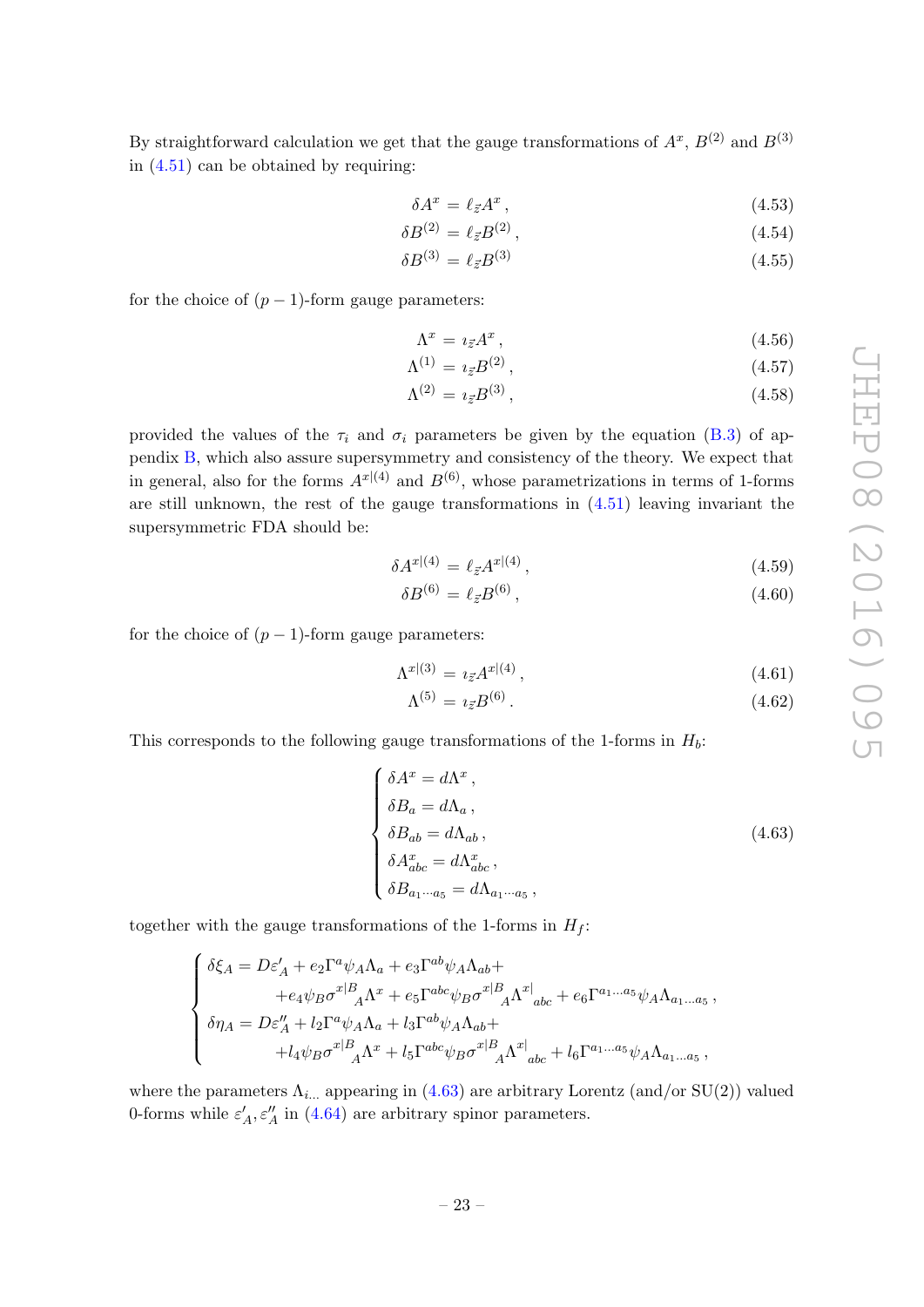By straightforward calculation we get that the gauge transformations of $A^x$, $B^{(2)}$ and $B^{(3)}$ in (4.51) can be obtained by requiring:

$$\delta A^x = \ell_{\tilde{z}} A^x \,, \tag{4.53}$$

$$\delta B^{(2)} = \ell_{\tilde{z}} B^{(2)} \,, \tag{4.54}$$

$$\delta B^{(3)} = \ell_{\tilde{z}} B^{(3)} \tag{4.55}$$

for the choice of $(p-1)$-form gauge parameters:

$$\Lambda^x = \imath_{\tilde{z}} A^x \,, \tag{4.56}$$

$$\Lambda^{(1)} = \imath_{\tilde{z}} B^{(2)} \,, \tag{4.57}$$

$$\Lambda^{(2)} = \imath_{\tilde{z}} B^{(3)} \,, \tag{4.58}$$

provided the values of the $\tau_i$ and $\sigma_i$ parameters be given by the equation (B.3) of appendix B, which also assure supersymmetry and consistency of the theory. We expect that in general, also for the forms $A^{x|(4)}$ and $B^{(6)}$, whose parametrizations in terms of 1-forms are still unknown, the rest of the gauge transformations in (4.51) leaving invariant the supersymmetric FDA should be:

$$\delta A^{x|(4)} = \ell_{\tilde{z}} A^{x|(4)} \,, \tag{4.59}$$

$$\delta B^{(6)} = \ell_{\tilde{z}} B^{(6)} \,, \tag{4.60}$$

for the choice of $(p-1)$-form gauge parameters:

$$\Lambda^{x|(3)} = \imath_{\tilde{z}} A^{x|(4)} \,, \tag{4.61}$$

$$\Lambda^{(5)} = \imath_{\tilde{z}} B^{(6)} \,. \tag{4.62}$$

This corresponds to the following gauge transformations of the 1-forms in $H_b$:

$$\begin{cases} \delta A^x = d\Lambda^x \,, \\ \delta B_a = d\Lambda_a \,, \\ \delta B_{ab} = d\Lambda_{ab} \,, \\ \delta A^x_{abc} = d\Lambda^x_{abc} \,, \\ \delta B_{a_1 \cdots a_5} = d\Lambda_{a_1 \cdots a_5} \,, \end{cases} \tag{4.63}$$

together with the gauge transformations of the 1-forms in $H_f$:

$$\begin{cases} \delta \xi_A = D\varepsilon'_A + e_2 \Gamma^a \psi_A \Lambda_a + e_3 \Gamma^{ab} \psi_A \Lambda_{ab} + \\ \qquad\qquad + e_4 \psi_B \sigma^{x|B}{}_A \Lambda^x + e_5 \Gamma^{abc} \psi_B \sigma^{x|B}{}_A \Lambda^{x|}{}_{abc} + e_6 \Gamma^{a_1 \ldots a_5} \psi_A \Lambda_{a_1 \ldots a_5} \,, \\ \delta \eta_A = D\varepsilon''_A + l_2 \Gamma^a \psi_A \Lambda_a + l_3 \Gamma^{ab} \psi_A \Lambda_{ab} + \\ \qquad\qquad + l_4 \psi_B \sigma^{x|B}{}_A \Lambda^x + l_5 \Gamma^{abc} \psi_B \sigma^{x|B}{}_A \Lambda^{x|}{}_{abc} + l_6 \Gamma^{a_1 \ldots a_5} \psi_A \Lambda_{a_1 \ldots a_5} \,, \end{cases}$$

where the parameters $\Lambda_{i\ldots}$ appearing in (4.63) are arbitrary Lorentz (and/or SU(2)) valued 0-forms while $\varepsilon'_A, \varepsilon''_A$ in (4.64) are arbitrary spinor parameters.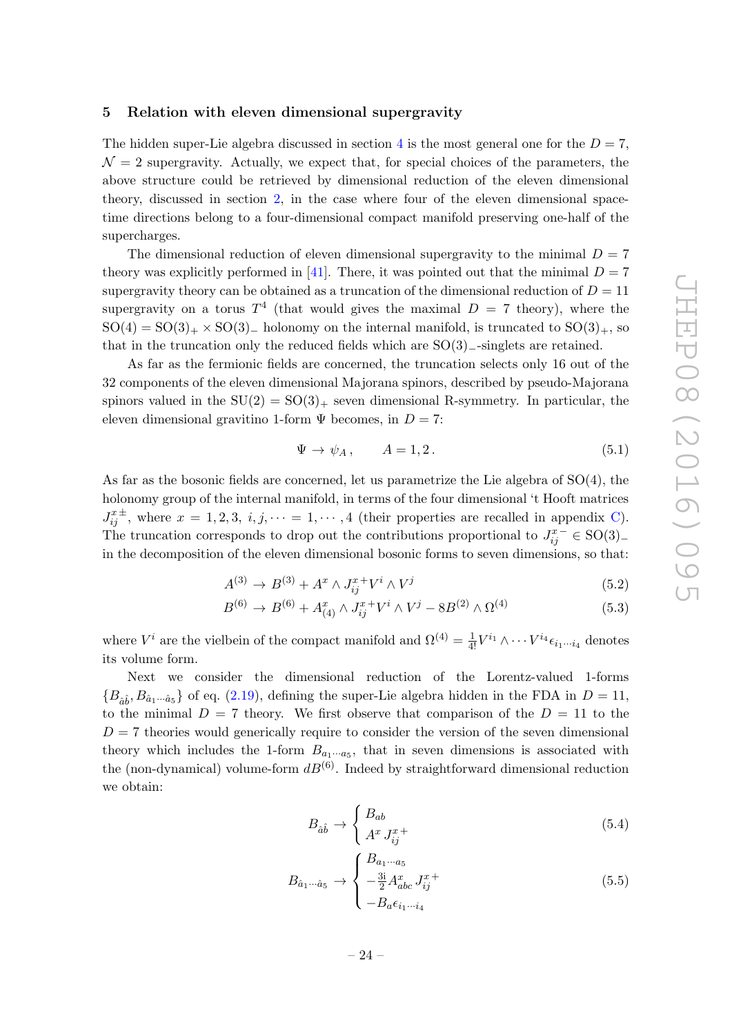## 5 Relation with eleven dimensional supergravity

The hidden super-Lie algebra discussed in section 4 is the most general one for the $D = 7$, $\mathcal{N} = 2$ supergravity. Actually, we expect that, for special choices of the parameters, the above structure could be retrieved by dimensional reduction of the eleven dimensional theory, discussed in section 2, in the case where four of the eleven dimensional space-time directions belong to a four-dimensional compact manifold preserving one-half of the supercharges.

The dimensional reduction of eleven dimensional supergravity to the minimal $D = 7$ theory was explicitly performed in [41]. There, it was pointed out that the minimal $D = 7$ supergravity theory can be obtained as a truncation of the dimensional reduction of $D = 11$ supergravity on a torus $T^4$ (that would gives the maximal $D = 7$ theory), where the $\mathrm{SO}(4) = \mathrm{SO}(3)_+ \times \mathrm{SO}(3)_-$ holonomy on the internal manifold, is truncated to $\mathrm{SO}(3)_+$, so that in the truncation only the reduced fields which are $\mathrm{SO}(3)_-$-singlets are retained.

As far as the fermionic fields are concerned, the truncation selects only 16 out of the 32 components of the eleven dimensional Majorana spinors, described by pseudo-Majorana spinors valued in the $\mathrm{SU}(2) = \mathrm{SO}(3)_+$ seven dimensional R-symmetry. In particular, the eleven dimensional gravitino 1-form $\Psi$ becomes, in $D = 7$:

$$\Psi \to \psi_A\,, \qquad A = 1, 2\,. \tag{5.1}$$

As far as the bosonic fields are concerned, let us parametrize the Lie algebra of SO(4), the holonomy group of the internal manifold, in terms of the four dimensional 't Hooft matrices $J^{x\pm}_{ij}$, where $x = 1, 2, 3$, $i, j, \cdots = 1, \cdots, 4$ (their properties are recalled in appendix C). The truncation corresponds to drop out the contributions proportional to $J^{x-}_{ij} \in \mathrm{SO}(3)_-$ in the decomposition of the eleven dimensional bosonic forms to seven dimensions, so that:

$$A^{(3)} \to B^{(3)} + A^x \wedge J^{x+}_{ij} V^i \wedge V^j \tag{5.2}$$

$$B^{(6)} \to B^{(6)} + A^x_{(4)} \wedge J^{x+}_{ij} V^i \wedge V^j - 8B^{(2)} \wedge \Omega^{(4)} \tag{5.3}$$

where $V^i$ are the vielbein of the compact manifold and $\Omega^{(4)} = \frac{1}{4!} V^{i_1} \wedge \cdots V^{i_4} \epsilon_{i_1 \cdots i_4}$ denotes its volume form.

Next we consider the dimensional reduction of the Lorentz-valued 1-forms $\{B_{\hat{a}\hat{b}}, B_{\hat{a}_1 \cdots \hat{a}_5}\}$ of eq. (2.19), defining the super-Lie algebra hidden in the FDA in $D = 11$, to the minimal $D = 7$ theory. We first observe that comparison of the $D = 11$ to the $D = 7$ theories would generically require to consider the version of the seven dimensional theory which includes the 1-form $B_{a_1 \cdots a_5}$, that in seven dimensions is associated with the (non-dynamical) volume-form $dB^{(6)}$. Indeed by straightforward dimensional reduction we obtain:

$$B_{\hat{a}\hat{b}} \to \begin{cases} B_{ab} \\ A^x \, J^{x+}_{ij} \end{cases} \tag{5.4}$$

$$B_{\hat{a}_1 \cdots \hat{a}_5} \to \begin{cases} B_{a_1 \cdots a_5} \\ -\frac{3\mathrm{i}}{2} A^x_{abc} \, J^{x+}_{ij} \\ -B_a \epsilon_{i_1 \cdots i_4} \end{cases} \tag{5.5}$$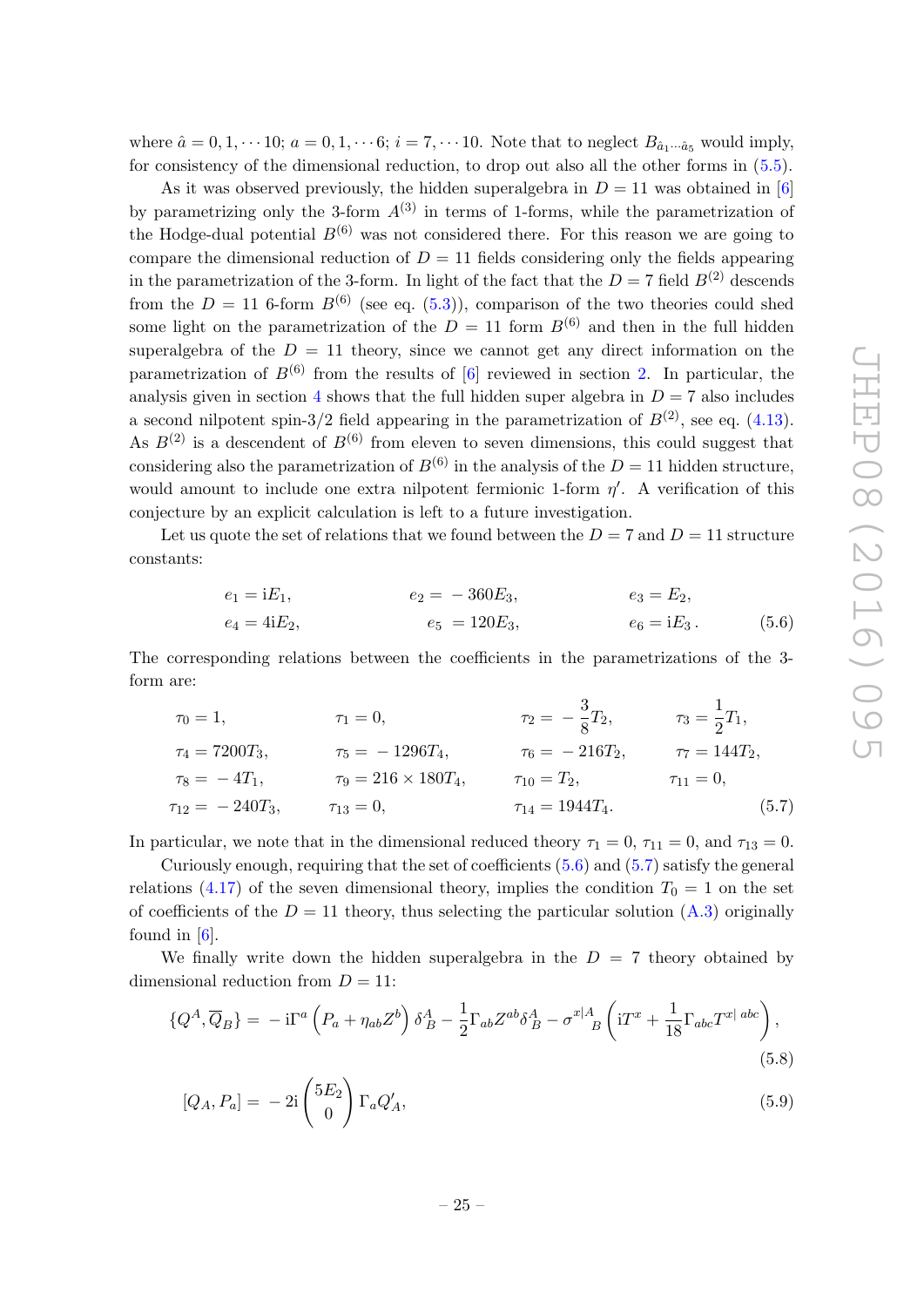where $\hat{a} = 0, 1, \cdots 10$; $a = 0, 1, \cdots 6$; $i = 7, \cdots 10$. Note that to neglect $B_{\hat{a}_1 \cdots \hat{a}_5}$ would imply, for consistency of the dimensional reduction, to drop out also all the other forms in (5.5).

As it was observed previously, the hidden superalgebra in $D = 11$ was obtained in [6] by parametrizing only the 3-form $A^{(3)}$ in terms of 1-forms, while the parametrization of the Hodge-dual potential $B^{(6)}$ was not considered there. For this reason we are going to compare the dimensional reduction of $D = 11$ fields considering only the fields appearing in the parametrization of the 3-form. In light of the fact that the $D = 7$ field $B^{(2)}$ descends from the $D = 11$ 6-form $B^{(6)}$ (see eq. (5.3)), comparison of the two theories could shed some light on the parametrization of the $D = 11$ form $B^{(6)}$ and then in the full hidden superalgebra of the $D = 11$ theory, since we cannot get any direct information on the parametrization of $B^{(6)}$ from the results of [6] reviewed in section 2. In particular, the analysis given in section 4 shows that the full hidden super algebra in $D = 7$ also includes a second nilpotent spin-3/2 field appearing in the parametrization of $B^{(2)}$, see eq. (4.13). As $B^{(2)}$ is a descendent of $B^{(6)}$ from eleven to seven dimensions, this could suggest that considering also the parametrization of $B^{(6)}$ in the analysis of the $D = 11$ hidden structure, would amount to include one extra nilpotent fermionic 1-form $\eta'$. A verification of this conjecture by an explicit calculation is left to a future investigation.

Let us quote the set of relations that we found between the $D = 7$ and $D = 11$ structure constants:

$$
\begin{aligned}
e_1 &= \mathrm{i}E_1, \qquad & e_2 &= -360E_3, \qquad & e_3 &= E_2, \\
e_4 &= 4\mathrm{i}E_2, \qquad & e_5 &= 120E_3, \qquad & e_6 &= \mathrm{i}E_3 .
\end{aligned} \tag{5.6}
$$

The corresponding relations between the coefficients in the parametrizations of the 3-form are:

$$
\begin{aligned}
\tau_0 &= 1, & \tau_1 &= 0, & \tau_2 &= -\frac{3}{8}T_2, & \tau_3 &= \frac{1}{2}T_1, \\
\tau_4 &= 7200T_3, & \tau_5 &= -1296T_4, & \tau_6 &= -216T_2, & \tau_7 &= 144T_2, \\
\tau_8 &= -4T_1, & \tau_9 &= 216 \times 180T_4, & \tau_{10} &= T_2, & \tau_{11} &= 0, \\
\tau_{12} &= -240T_3, & \tau_{13} &= 0, & \tau_{14} &= 1944T_4.
\end{aligned} \tag{5.7}
$$

In particular, we note that in the dimensional reduced theory $\tau_1 = 0$, $\tau_{11} = 0$, and $\tau_{13} = 0$.

Curiously enough, requiring that the set of coefficients (5.6) and (5.7) satisfy the general relations (4.17) of the seven dimensional theory, implies the condition $T_0 = 1$ on the set of coefficients of the $D = 11$ theory, thus selecting the particular solution (A.3) originally found in [6].

We finally write down the hidden superalgebra in the $D = 7$ theory obtained by dimensional reduction from $D = 11$:

$$
\{Q^A, \overline{Q}_B\} = -\mathrm{i}\Gamma^a \left(P_a + \eta_{ab} Z^b\right) \delta^A_B - \frac{1}{2}\Gamma_{ab} Z^{ab} \delta^A_B - \sigma^{x|A}{}_B \left(\mathrm{i}T^x + \frac{1}{18}\Gamma_{abc} T^{x|\,abc}\right), \tag{5.8}
$$

$$
[Q_A, P_a] = -2\mathrm{i} \begin{pmatrix} 5E_2 \\ 0 \end{pmatrix} \Gamma_a Q'_A, \tag{5.9}
$$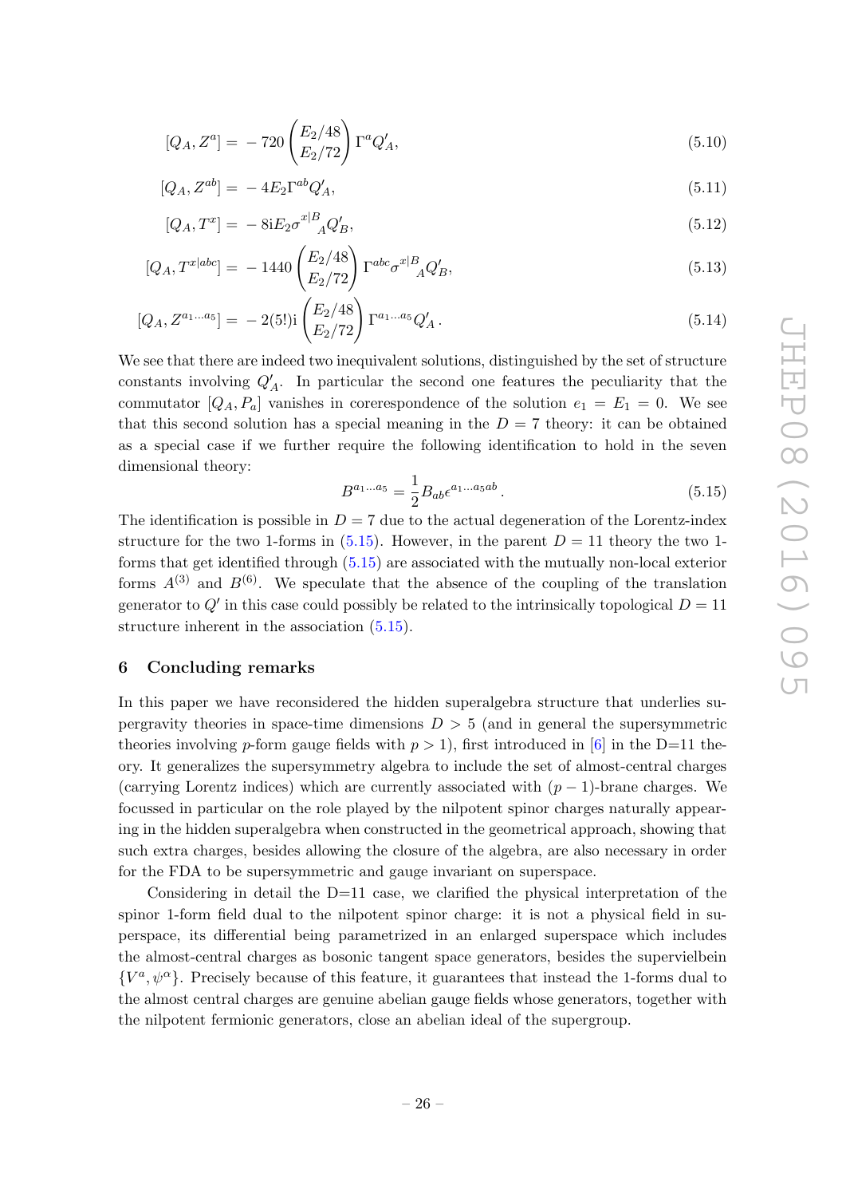$$[Q_A, Z^a] = -720 \begin{pmatrix} E_2/48 \\ E_2/72 \end{pmatrix} \Gamma^a Q'_A, \tag{5.10}$$

$$[Q_A, Z^{ab}] = -4E_2 \Gamma^{ab} Q'_A, \tag{5.11}$$

$$[Q_A, T^x] = -8\mathrm{i}E_2 \sigma^{x|B}{}_A Q'_B, \tag{5.12}$$

$$[Q_A, T^{x|abc}] = -1440 \begin{pmatrix} E_2/48 \\ E_2/72 \end{pmatrix} \Gamma^{abc} \sigma^{x|B}{}_A Q'_B, \tag{5.13}$$

$$[Q_A, Z^{a_1\ldots a_5}] = -2(5!)\mathrm{i} \begin{pmatrix} E_2/48 \\ E_2/72 \end{pmatrix} \Gamma^{a_1\ldots a_5} Q'_A\,. \tag{5.14}$$

We see that there are indeed two inequivalent solutions, distinguished by the set of structure constants involving $Q'_A$. In particular the second one features the peculiarity that the commutator $[Q_A, P_a]$ vanishes in corerespondence of the solution $e_1 = E_1 = 0$. We see that this second solution has a special meaning in the $D = 7$ theory: it can be obtained as a special case if we further require the following identification to hold in the seven dimensional theory:

$$B^{a_1\ldots a_5} = \frac{1}{2} B_{ab} \epsilon^{a_1\ldots a_5 ab}\,. \tag{5.15}$$

The identification is possible in $D = 7$ due to the actual degeneration of the Lorentz-index structure for the two 1-forms in (5.15). However, in the parent $D = 11$ theory the two 1-forms that get identified through (5.15) are associated with the mutually non-local exterior forms $A^{(3)}$ and $B^{(6)}$. We speculate that the absence of the coupling of the translation generator to $Q'$ in this case could possibly be related to the intrinsically topological $D = 11$ structure inherent in the association (5.15).

## 6 Concluding remarks

In this paper we have reconsidered the hidden superalgebra structure that underlies supergravity theories in space-time dimensions $D > 5$ (and in general the supersymmetric theories involving $p$-form gauge fields with $p > 1$), first introduced in [6] in the D=11 theory. It generalizes the supersymmetry algebra to include the set of almost-central charges (carrying Lorentz indices) which are currently associated with $(p-1)$-brane charges. We focussed in particular on the role played by the nilpotent spinor charges naturally appearing in the hidden superalgebra when constructed in the geometrical approach, showing that such extra charges, besides allowing the closure of the algebra, are also necessary in order for the FDA to be supersymmetric and gauge invariant on superspace.

Considering in detail the D=11 case, we clarified the physical interpretation of the spinor 1-form field dual to the nilpotent spinor charge: it is not a physical field in superspace, its differential being parametrized in an enlarged superspace which includes the almost-central charges as bosonic tangent space generators, besides the supervielbein $\{V^a, \psi^\alpha\}$. Precisely because of this feature, it guarantees that instead the 1-forms dual to the almost central charges are genuine abelian gauge fields whose generators, together with the nilpotent fermionic generators, close an abelian ideal of the supergroup.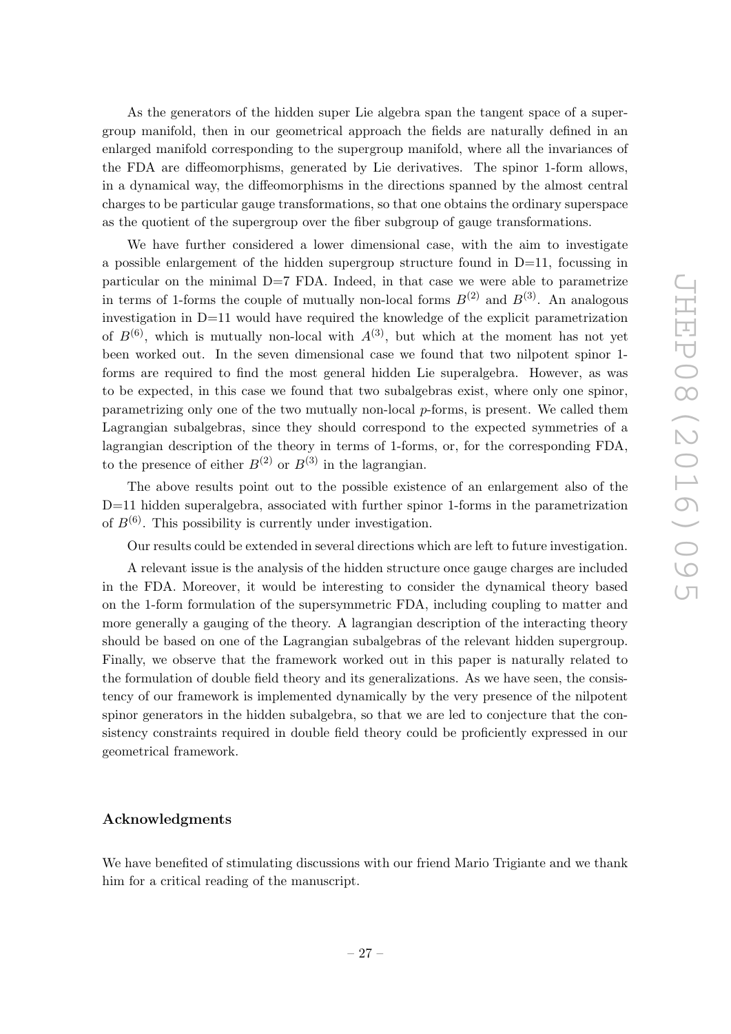As the generators of the hidden super Lie algebra span the tangent space of a supergroup manifold, then in our geometrical approach the fields are naturally defined in an enlarged manifold corresponding to the supergroup manifold, where all the invariances of the FDA are diffeomorphisms, generated by Lie derivatives. The spinor 1-form allows, in a dynamical way, the diffeomorphisms in the directions spanned by the almost central charges to be particular gauge transformations, so that one obtains the ordinary superspace as the quotient of the supergroup over the fiber subgroup of gauge transformations.

We have further considered a lower dimensional case, with the aim to investigate a possible enlargement of the hidden supergroup structure found in D=11, focussing in particular on the minimal D=7 FDA. Indeed, in that case we were able to parametrize in terms of 1-forms the couple of mutually non-local forms $B^{(2)}$ and $B^{(3)}$. An analogous investigation in D=11 would have required the knowledge of the explicit parametrization of $B^{(6)}$, which is mutually non-local with $A^{(3)}$, but which at the moment has not yet been worked out. In the seven dimensional case we found that two nilpotent spinor 1-forms are required to find the most general hidden Lie superalgebra. However, as was to be expected, in this case we found that two subalgebras exist, where only one spinor, parametrizing only one of the two mutually non-local $p$-forms, is present. We called them Lagrangian subalgebras, since they should correspond to the expected symmetries of a lagrangian description of the theory in terms of 1-forms, or, for the corresponding FDA, to the presence of either $B^{(2)}$ or $B^{(3)}$ in the lagrangian.

The above results point out to the possible existence of an enlargement also of the D=11 hidden superalgebra, associated with further spinor 1-forms in the parametrization of $B^{(6)}$. This possibility is currently under investigation.

Our results could be extended in several directions which are left to future investigation.

A relevant issue is the analysis of the hidden structure once gauge charges are included in the FDA. Moreover, it would be interesting to consider the dynamical theory based on the 1-form formulation of the supersymmetric FDA, including coupling to matter and more generally a gauging of the theory. A lagrangian description of the interacting theory should be based on one of the Lagrangian subalgebras of the relevant hidden supergroup. Finally, we observe that the framework worked out in this paper is naturally related to the formulation of double field theory and its generalizations. As we have seen, the consistency of our framework is implemented dynamically by the very presence of the nilpotent spinor generators in the hidden subalgebra, so that we are led to conjecture that the consistency constraints required in double field theory could be proficiently expressed in our geometrical framework.

## Acknowledgments

We have benefited of stimulating discussions with our friend Mario Trigiante and we thank him for a critical reading of the manuscript.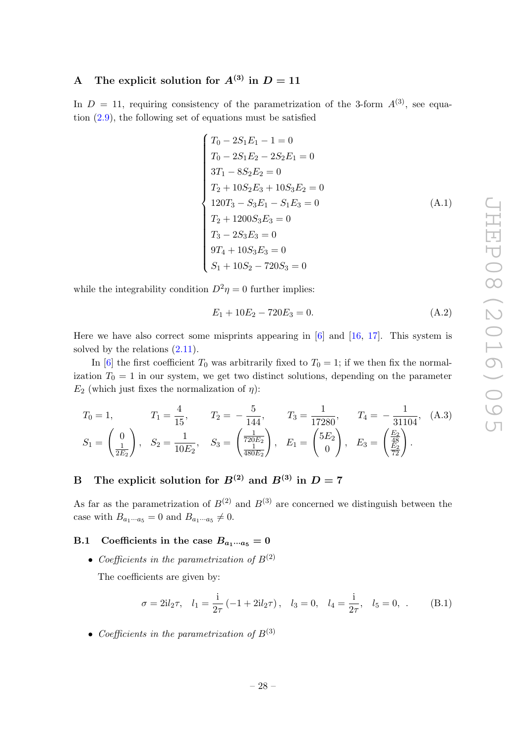## A The explicit solution for $A^{(3)}$ in $D = 11$

In $D = 11$, requiring consistency of the parametrization of the 3-form $A^{(3)}$, see equation (2.9), the following set of equations must be satisfied

$$
\begin{cases}
T_0 - 2S_1E_1 - 1 = 0 \\
T_0 - 2S_1E_2 - 2S_2E_1 = 0 \\
3T_1 - 8S_2E_2 = 0 \\
T_2 + 10S_2E_3 + 10S_3E_2 = 0 \\
120T_3 - S_3E_1 - S_1E_3 = 0 \\
T_2 + 1200S_3E_3 = 0 \\
T_3 - 2S_3E_3 = 0 \\
9T_4 + 10S_3E_3 = 0 \\
S_1 + 10S_2 - 720S_3 = 0
\end{cases}
\tag{A.1}
$$

while the integrability condition $D^2\eta = 0$ further implies:

$$
E_1 + 10E_2 - 720E_3 = 0. \tag{A.2}
$$

Here we have also correct some misprints appearing in [6] and [16, 17]. This system is solved by the relations (2.11).

In [6] the first coefficient $T_0$ was arbitrarily fixed to $T_0 = 1$; if we then fix the normalization $T_0 = 1$ in our system, we get two distinct solutions, depending the parameter $E_2$ (which just fixes the normalization of $\eta$):

$$
\begin{aligned}
&T_0 = 1, \qquad T_1 = \frac{4}{15}, \qquad T_2 = -\frac{5}{144}, \qquad T_3 = \frac{1}{17280}, \qquad T_4 = -\frac{1}{31104}, \\
&S_1 = \begin{pmatrix} 0 \\ \frac{1}{2E_2} \end{pmatrix}, \quad S_2 = \frac{1}{10E_2}, \quad S_3 = \begin{pmatrix} \frac{1}{720E_2} \\ \frac{1}{480E_2} \end{pmatrix}, \quad E_1 = \begin{pmatrix} 5E_2 \\ 0 \end{pmatrix}, \quad E_3 = \begin{pmatrix} \frac{E_2}{48} \\ \frac{E_2}{72} \end{pmatrix}.
\end{aligned}
\tag{A.3}
$$

## B The explicit solution for $B^{(2)}$ and $B^{(3)}$ in $D = 7$

As far as the parametrization of $B^{(2)}$ and $B^{(3)}$ are concerned we distinguish between the case with $B_{a_1\cdots a_5} = 0$ and $B_{a_1\cdots a_5} \neq 0$.

### B.1 Coefficients in the case $B_{a_1\cdots a_5} = 0$

- *Coefficients in the parametrization of* $B^{(2)}$

  The coefficients are given by:

$$
\sigma = 2\mathrm{i}l_2\tau, \quad l_1 = \frac{\mathrm{i}}{2\tau}\left(-1 + 2\mathrm{i}l_2\tau\right), \quad l_3 = 0, \quad l_4 = \frac{\mathrm{i}}{2\tau}, \quad l_5 = 0, \ . \tag{B.1}
$$

- *Coefficients in the parametrization of* $B^{(3)}$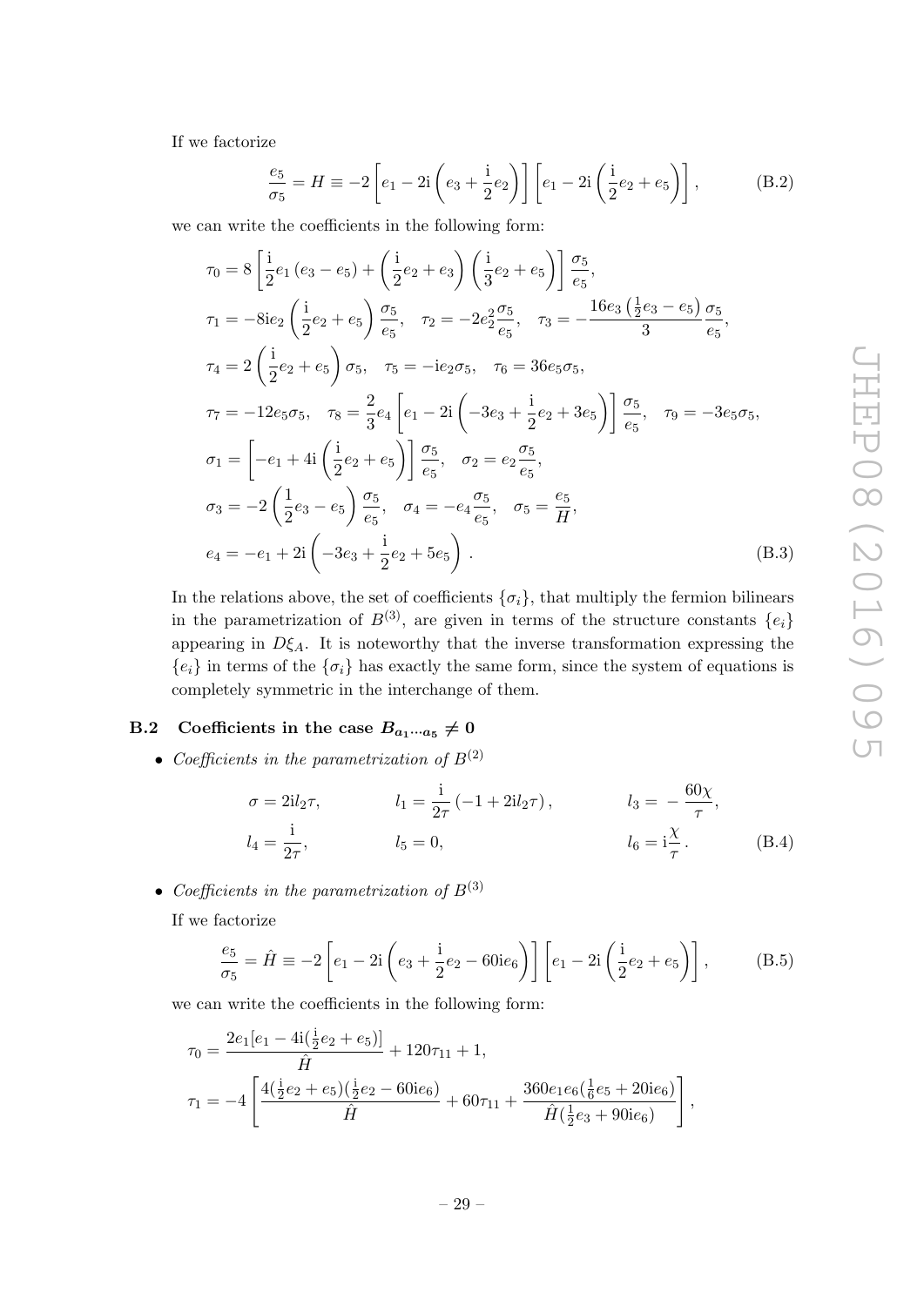If we factorize

$$\frac{e_5}{\sigma_5} = H \equiv -2\left[e_1 - 2\mathrm{i}\left(e_3 + \frac{\mathrm{i}}{2}e_2\right)\right]\left[e_1 - 2\mathrm{i}\left(\frac{\mathrm{i}}{2}e_2 + e_5\right)\right], \tag{B.2}$$

we can write the coefficients in the following form:

$$\begin{aligned}
\tau_0 &= 8\left[\frac{\mathrm{i}}{2}e_1\left(e_3 - e_5\right) + \left(\frac{\mathrm{i}}{2}e_2 + e_3\right)\left(\frac{\mathrm{i}}{3}e_2 + e_5\right)\right]\frac{\sigma_5}{e_5}, \\
\tau_1 &= -8\mathrm{i}e_2\left(\frac{\mathrm{i}}{2}e_2 + e_5\right)\frac{\sigma_5}{e_5}, \quad \tau_2 = -2e_2^2\frac{\sigma_5}{e_5}, \quad \tau_3 = -\frac{16e_3\left(\frac{1}{2}e_3 - e_5\right)}{3}\frac{\sigma_5}{e_5}, \\
\tau_4 &= 2\left(\frac{\mathrm{i}}{2}e_2 + e_5\right)\sigma_5, \quad \tau_5 = -\mathrm{i}e_2\sigma_5, \quad \tau_6 = 36e_5\sigma_5, \\
\tau_7 &= -12e_5\sigma_5, \quad \tau_8 = \frac{2}{3}e_4\left[e_1 - 2\mathrm{i}\left(-3e_3 + \frac{\mathrm{i}}{2}e_2 + 3e_5\right)\right]\frac{\sigma_5}{e_5}, \quad \tau_9 = -3e_5\sigma_5, \\
\sigma_1 &= \left[-e_1 + 4\mathrm{i}\left(\frac{\mathrm{i}}{2}e_2 + e_5\right)\right]\frac{\sigma_5}{e_5}, \quad \sigma_2 = e_2\frac{\sigma_5}{e_5}, \\
\sigma_3 &= -2\left(\frac{1}{2}e_3 - e_5\right)\frac{\sigma_5}{e_5}, \quad \sigma_4 = -e_4\frac{\sigma_5}{e_5}, \quad \sigma_5 = \frac{e_5}{H}, \\
e_4 &= -e_1 + 2\mathrm{i}\left(-3e_3 + \frac{\mathrm{i}}{2}e_2 + 5e_5\right).
\end{aligned} \tag{B.3}$$

In the relations above, the set of coefficients $\{\sigma_i\}$, that multiply the fermion bilinears in the parametrization of $B^{(3)}$, are given in terms of the structure constants $\{e_i\}$ appearing in $D\xi_A$. It is noteworthy that the inverse transformation expressing the $\{e_i\}$ in terms of the $\{\sigma_i\}$ has exactly the same form, since the system of equations is completely symmetric in the interchange of them.

### B.2 Coefficients in the case $B_{a_1\cdots a_5} \neq 0$

- *Coefficients in the parametrization of* $B^{(2)}$

$$\begin{aligned}
\sigma &= 2\mathrm{i}l_2\tau, & l_1 &= \frac{\mathrm{i}}{2\tau}\left(-1 + 2\mathrm{i}l_2\tau\right), & l_3 &= -\frac{60\chi}{\tau}, \\
l_4 &= \frac{\mathrm{i}}{2\tau}, & l_5 &= 0, & l_6 &= \mathrm{i}\frac{\chi}{\tau}.
\end{aligned} \tag{B.4}$$

- *Coefficients in the parametrization of* $B^{(3)}$

If we factorize

$$\frac{e_5}{\sigma_5} = \hat{H} \equiv -2\left[e_1 - 2\mathrm{i}\left(e_3 + \frac{\mathrm{i}}{2}e_2 - 60\mathrm{i}e_6\right)\right]\left[e_1 - 2\mathrm{i}\left(\frac{\mathrm{i}}{2}e_2 + e_5\right)\right], \tag{B.5}$$

we can write the coefficients in the following form:

$$\begin{aligned}
\tau_0 &= \frac{2e_1[e_1 - 4\mathrm{i}(\frac{\mathrm{i}}{2}e_2 + e_5)]}{\hat{H}} + 120\tau_{11} + 1, \\
\tau_1 &= -4\left[\frac{4(\frac{\mathrm{i}}{2}e_2 + e_5)(\frac{\mathrm{i}}{2}e_2 - 60\mathrm{i}e_6)}{\hat{H}} + 60\tau_{11} + \frac{360e_1e_6(\frac{1}{6}e_5 + 20\mathrm{i}e_6)}{\hat{H}(\frac{1}{2}e_3 + 90\mathrm{i}e_6)}\right],
\end{aligned}$$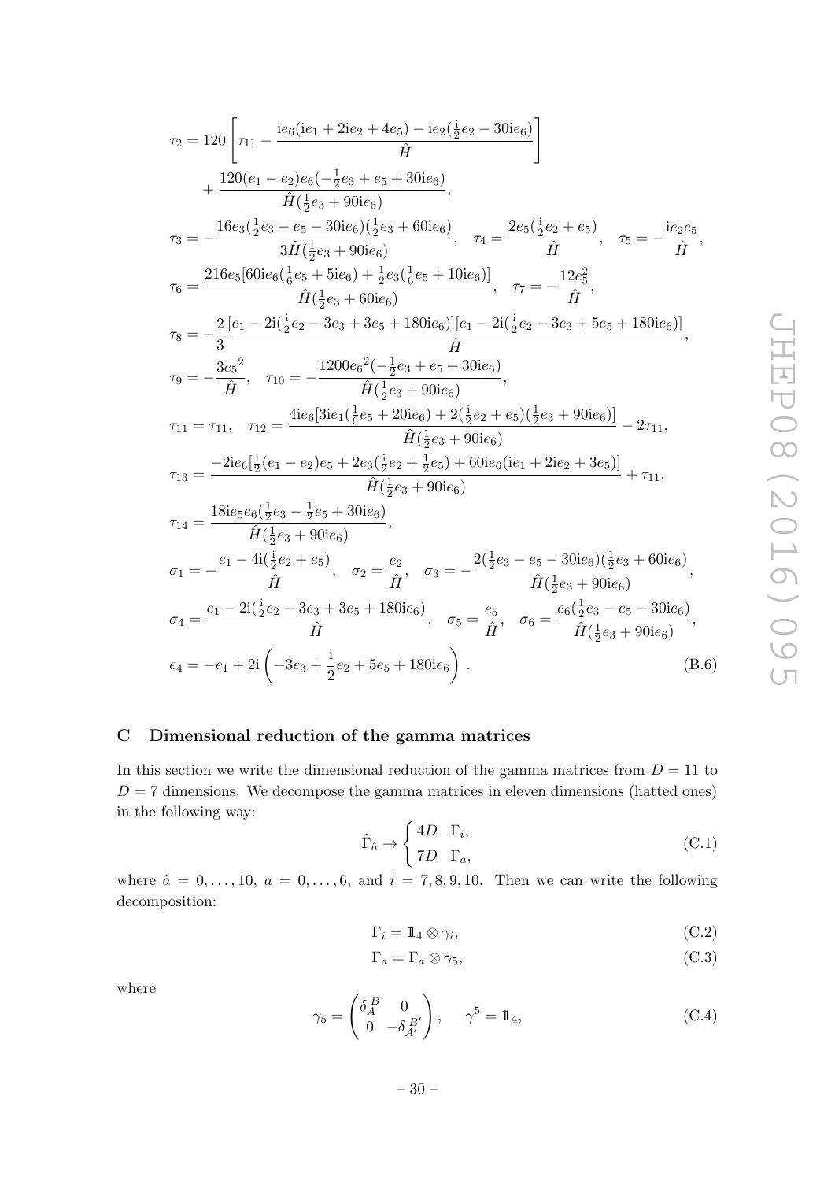$$
\begin{aligned}
\tau_2 &= 120\left[\tau_{11} - \frac{\mathrm{i}e_6(\mathrm{i}e_1 + 2\mathrm{i}e_2 + 4e_5) - \mathrm{i}e_2(\frac{\mathrm{i}}{2}e_2 - 30\mathrm{i}e_6)}{\hat{H}}\right] \\
&\quad + \frac{120(e_1 - e_2)e_6(-\frac{1}{2}e_3 + e_5 + 30\mathrm{i}e_6)}{\hat{H}(\frac{1}{2}e_3 + 90\mathrm{i}e_6)}, \\
\tau_3 &= -\frac{16e_3(\frac{1}{2}e_3 - e_5 - 30\mathrm{i}e_6)(\frac{1}{2}e_3 + 60\mathrm{i}e_6)}{3\hat{H}(\frac{1}{2}e_3 + 90\mathrm{i}e_6)}, \quad \tau_4 = \frac{2e_5(\frac{\mathrm{i}}{2}e_2 + e_5)}{\hat{H}}, \quad \tau_5 = -\frac{\mathrm{i}e_2 e_5}{\hat{H}}, \\
\tau_6 &= \frac{216e_5[60\mathrm{i}e_6(\frac{1}{6}e_5 + 5\mathrm{i}e_6) + \frac{1}{2}e_3(\frac{1}{6}e_5 + 10\mathrm{i}e_6)]}{\hat{H}(\frac{1}{2}e_3 + 60\mathrm{i}e_6)}, \quad \tau_7 = -\frac{12e_5^2}{\hat{H}}, \\
\tau_8 &= -\frac{2}{3}\frac{[e_1 - 2\mathrm{i}(\frac{\mathrm{i}}{2}e_2 - 3e_3 + 3e_5 + 180\mathrm{i}e_6)][e_1 - 2\mathrm{i}(\frac{\mathrm{i}}{2}e_2 - 3e_3 + 5e_5 + 180\mathrm{i}e_6)]}{\hat{H}}, \\
\tau_9 &= -\frac{3{e_5}^2}{\hat{H}}, \quad \tau_{10} = -\frac{1200{e_6}^2(-\frac{1}{2}e_3 + e_5 + 30\mathrm{i}e_6)}{\hat{H}(\frac{1}{2}e_3 + 90\mathrm{i}e_6)}, \\
\tau_{11} &= \tau_{11}, \quad \tau_{12} = \frac{4\mathrm{i}e_6[3\mathrm{i}e_1(\frac{1}{6}e_5 + 20\mathrm{i}e_6) + 2(\frac{\mathrm{i}}{2}e_2 + e_5)(\frac{1}{2}e_3 + 90\mathrm{i}e_6)]}{\hat{H}(\frac{1}{2}e_3 + 90\mathrm{i}e_6)} - 2\tau_{11}, \\
\tau_{13} &= \frac{-2\mathrm{i}e_6[\frac{\mathrm{i}}{2}(e_1 - e_2)e_5 + 2e_3(\frac{\mathrm{i}}{2}e_2 + \frac{1}{2}e_5) + 60\mathrm{i}e_6(\mathrm{i}e_1 + 2\mathrm{i}e_2 + 3e_5)]}{\hat{H}(\frac{1}{2}e_3 + 90\mathrm{i}e_6)} + \tau_{11}, \\
\tau_{14} &= \frac{18\mathrm{i}e_5 e_6(\frac{1}{2}e_3 - \frac{1}{2}e_5 + 30\mathrm{i}e_6)}{\hat{H}(\frac{1}{2}e_3 + 90\mathrm{i}e_6)}, \\
\sigma_1 &= -\frac{e_1 - 4\mathrm{i}(\frac{\mathrm{i}}{2}e_2 + e_5)}{\hat{H}}, \quad \sigma_2 = \frac{e_2}{\hat{H}}, \quad \sigma_3 = -\frac{2(\frac{1}{2}e_3 - e_5 - 30\mathrm{i}e_6)(\frac{1}{2}e_3 + 60\mathrm{i}e_6)}{\hat{H}(\frac{1}{2}e_3 + 90\mathrm{i}e_6)}, \\
\sigma_4 &= \frac{e_1 - 2\mathrm{i}(\frac{\mathrm{i}}{2}e_2 - 3e_3 + 3e_5 + 180\mathrm{i}e_6)}{\hat{H}}, \quad \sigma_5 = \frac{e_5}{\hat{H}}, \quad \sigma_6 = \frac{e_6(\frac{1}{2}e_3 - e_5 - 30\mathrm{i}e_6)}{\hat{H}(\frac{1}{2}e_3 + 90\mathrm{i}e_6)}, \\
e_4 &= -e_1 + 2\mathrm{i}\left(-3e_3 + \frac{\mathrm{i}}{2}e_2 + 5e_5 + 180\mathrm{i}e_6\right). 
\end{aligned}
\tag{B.6}
$$

## C Dimensional reduction of the gamma matrices

In this section we write the dimensional reduction of the gamma matrices from $D = 11$ to $D = 7$ dimensions. We decompose the gamma matrices in eleven dimensions (hatted ones) in the following way:

$$
\hat{\Gamma}_{\hat{a}} \rightarrow \begin{cases} 4D & \Gamma_i, \\ 7D & \Gamma_a, \end{cases} \tag{C.1}
$$

where $\hat{a} = 0, \ldots, 10$, $a = 0, \ldots, 6$, and $i = 7, 8, 9, 10$. Then we can write the following decomposition:

$$
\Gamma_i = \mathbb{1}_4 \otimes \gamma_i, \tag{C.2}
$$

$$
\Gamma_a = \Gamma_a \otimes \gamma_5, \tag{C.3}
$$

where

$$
\gamma_5 = \begin{pmatrix} \delta_A^{\ B} & 0 \\ 0 & -\delta_{A'}^{\ B'} \end{pmatrix}, \qquad \gamma^5 = \mathbb{1}_4, \tag{C.4}
$$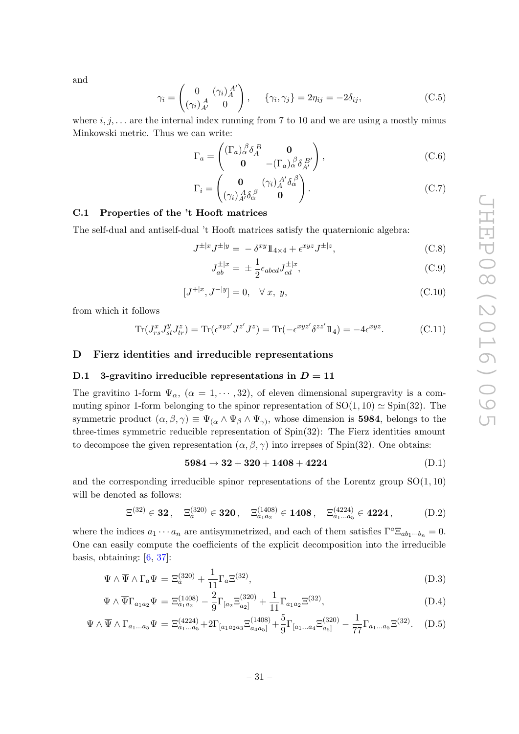and

$$\gamma_i = \begin{pmatrix} 0 & (\gamma_i)_A^{\ A'} \\ (\gamma_i)_{A'}^{\ A} & 0 \end{pmatrix}, \qquad \{\gamma_i, \gamma_j\} = 2\eta_{ij} = -2\delta_{ij}, \tag{C.5}$$

where $i, j, \ldots$ are the internal index running from 7 to 10 and we are using a mostly minus Minkowski metric. Thus we can write:

$$\Gamma_a = \begin{pmatrix} (\Gamma_a)_\alpha^{\ \beta} \delta_A^{\ B} & \mathbf{0} \\ \mathbf{0} & -(\Gamma_a)_\alpha^{\ \beta} \delta_{A'}^{\ B'} \end{pmatrix}, \tag{C.6}$$

$$\Gamma_i = \begin{pmatrix} \mathbf{0} & (\gamma_i)_A^{\ A'} \delta_\alpha^{\ \beta} \\ (\gamma_i)_{A'}^{\ A} \delta_\alpha^{\ \beta} & \mathbf{0} \end{pmatrix}. \tag{C.7}$$

### C.1 Properties of the 't Hooft matrices

The self-dual and antiself-dual 't Hooft matrices satisfy the quaternionic algebra:

$$J^{\pm|x} J^{\pm|y} = -\delta^{xy} \mathbb{1}_{4\times 4} + \epsilon^{xyz} J^{\pm|z}, \tag{C.8}$$

$$J_{ab}^{\pm|x} = \pm \frac{1}{2} \epsilon_{abcd} J_{cd}^{\pm|x}, \tag{C.9}$$

$$[J^{+|x}, J^{-|y}] = 0, \quad \forall\, x,\ y, \tag{C.10}$$

from which it follows

$$\mathrm{Tr}(J_{rs}^x J_{st}^y J_{tr}^z) = \mathrm{Tr}(\epsilon^{xyz'} J^{z'} J^z) = \mathrm{Tr}(-\epsilon^{xyz'} \delta^{zz'} \mathbb{1}_4) = -4\epsilon^{xyz}. \tag{C.11}$$

## D Fierz identities and irreducible representations

### D.1 3-gravitino irreducible representations in $D = 11$

The gravitino 1-form $\Psi_\alpha$, $(\alpha = 1, \cdots, 32)$, of eleven dimensional supergravity is a commuting spinor 1-form belonging to the spinor representation of $\mathrm{SO}(1,10) \simeq \mathrm{Spin}(32)$. The symmetric product $(\alpha, \beta, \gamma) \equiv \Psi_{(\alpha} \wedge \Psi_\beta \wedge \Psi_{\gamma)}$, whose dimension is **5984**, belongs to the three-times symmetric reducible representation of Spin(32): The Fierz identities amount to decompose the given representation $(\alpha, \beta, \gamma)$ into irrepses of Spin(32). One obtains:

$$\mathbf{5984} \to \mathbf{32} + \mathbf{320} + \mathbf{1408} + \mathbf{4224} \tag{D.1}$$

and the corresponding irreducible spinor representations of the Lorentz group $\mathrm{SO}(1,10)$ will be denoted as follows:

$$\Xi^{(32)} \in \mathbf{32}, \quad \Xi_a^{(320)} \in \mathbf{320}, \quad \Xi_{a_1 a_2}^{(1408)} \in \mathbf{1408}, \quad \Xi_{a_1 \ldots a_5}^{(4224)} \in \mathbf{4224}, \tag{D.2}$$

where the indices $a_1 \cdots a_n$ are antisymmetrized, and each of them satisfies $\Gamma^a \Xi_{ab_1 \cdots b_n} = 0$. One can easily compute the coefficients of the explicit decomposition into the irreducible basis, obtaining: [6, 37]:

$$\Psi \wedge \overline{\Psi} \wedge \Gamma_a \Psi = \Xi_a^{(320)} + \frac{1}{11} \Gamma_a \Xi^{(32)}, \tag{D.3}$$

$$\Psi \wedge \overline{\Psi} \Gamma_{a_1 a_2} \Psi = \Xi_{a_1 a_2}^{(1408)} - \frac{2}{9} \Gamma_{[a_2} \Xi_{a_2]}^{(320)} + \frac{1}{11} \Gamma_{a_1 a_2} \Xi^{(32)}, \tag{D.4}$$

$$\Psi \wedge \overline{\Psi} \wedge \Gamma_{a_1 \ldots a_5} \Psi = \Xi_{a_1 \ldots a_5}^{(4224)} + 2\Gamma_{[a_1 a_2 a_3} \Xi_{a_4 a_5]}^{(1408)} + \frac{5}{9} \Gamma_{[a_1 \ldots a_4} \Xi_{a_5]}^{(320)} - \frac{1}{77} \Gamma_{a_1 \ldots a_5} \Xi^{(32)}. \tag{D.5}$$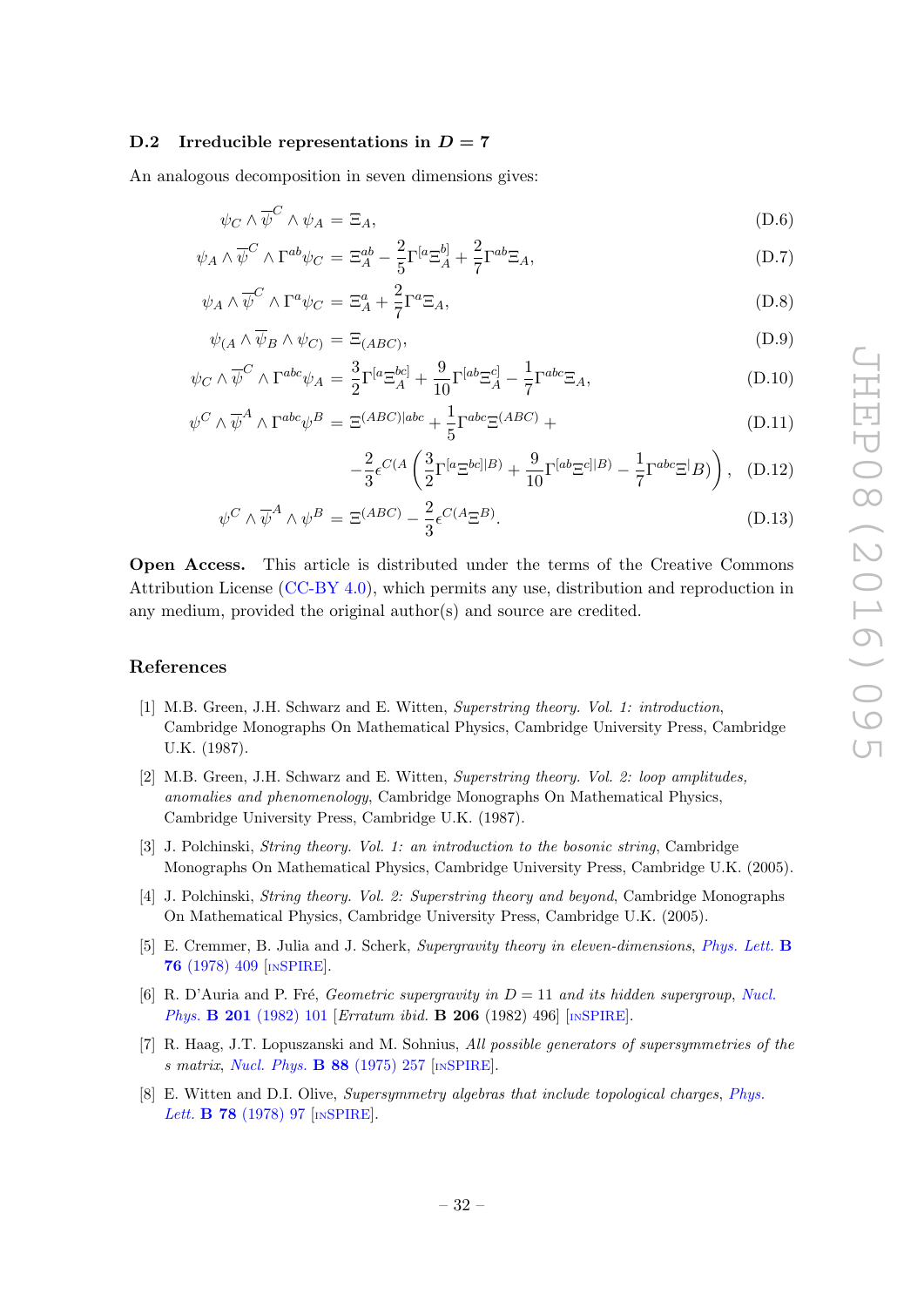### D.2 Irreducible representations in $D = 7$

An analogous decomposition in seven dimensions gives:

$$\psi_C \wedge \overline{\psi}^C \wedge \psi_A = \Xi_A, \tag{D.6}$$

$$\psi_A \wedge \overline{\psi}^C \wedge \Gamma^{ab}\psi_C = \Xi^{ab}_A - \frac{2}{5}\Gamma^{[a}\Xi^{b]}_A + \frac{2}{7}\Gamma^{ab}\Xi_A, \tag{D.7}$$

$$\psi_A \wedge \overline{\psi}^C \wedge \Gamma^a\psi_C = \Xi^a_A + \frac{2}{7}\Gamma^a\Xi_A, \tag{D.8}$$

$$\psi_{(A} \wedge \overline{\psi}_B \wedge \psi_{C)} = \Xi_{(ABC)}, \tag{D.9}$$

$$\psi_C \wedge \overline{\psi}^C \wedge \Gamma^{abc}\psi_A = \frac{3}{2}\Gamma^{[a}\Xi^{bc]}_A + \frac{9}{10}\Gamma^{[ab}\Xi^{c]}_A - \frac{1}{7}\Gamma^{abc}\Xi_A, \tag{D.10}$$

$$\psi^C \wedge \overline{\psi}^A \wedge \Gamma^{abc}\psi^B = \Xi^{(ABC)|abc} + \frac{1}{5}\Gamma^{abc}\Xi^{(ABC)} + \tag{D.11}$$

$$-\frac{2}{3}\epsilon^{C(A}\left(\frac{3}{2}\Gamma^{[a}\Xi^{bc]|B)} + \frac{9}{10}\Gamma^{[ab}\Xi^{c]|B)} - \frac{1}{7}\Gamma^{abc}\Xi^{|B)}\right), \tag{D.12}$$

$$\psi^C \wedge \overline{\psi}^A \wedge \psi^B = \Xi^{(ABC)} - \frac{2}{3}\epsilon^{C(A}\Xi^{B)}. \tag{D.13}$$

**Open Access.** This article is distributed under the terms of the Creative Commons Attribution License (CC-BY 4.0), which permits any use, distribution and reproduction in any medium, provided the original author(s) and source are credited.

## References

[1] M.B. Green, J.H. Schwarz and E. Witten, *Superstring theory. Vol. 1: introduction*, Cambridge Monographs On Mathematical Physics, Cambridge University Press, Cambridge U.K. (1987).

[2] M.B. Green, J.H. Schwarz and E. Witten, *Superstring theory. Vol. 2: loop amplitudes, anomalies and phenomenology*, Cambridge Monographs On Mathematical Physics, Cambridge University Press, Cambridge U.K. (1987).

[3] J. Polchinski, *String theory. Vol. 1: an introduction to the bosonic string*, Cambridge Monographs On Mathematical Physics, Cambridge University Press, Cambridge U.K. (2005).

[4] J. Polchinski, *String theory. Vol. 2: Superstring theory and beyond*, Cambridge Monographs On Mathematical Physics, Cambridge University Press, Cambridge U.K. (2005).

[5] E. Cremmer, B. Julia and J. Scherk, *Supergravity theory in eleven-dimensions*, Phys. Lett. **B 76** (1978) 409 [INSPIRE].

[6] R. D'Auria and P. Fré, *Geometric supergravity in D = 11 and its hidden supergroup*, Nucl. Phys. **B 201** (1982) 101 [Erratum ibid. **B 206** (1982) 496] [INSPIRE].

[7] R. Haag, J.T. Lopuszanski and M. Sohnius, *All possible generators of supersymmetries of the s matrix*, Nucl. Phys. **B 88** (1975) 257 [INSPIRE].

[8] E. Witten and D.I. Olive, *Supersymmetry algebras that include topological charges*, Phys. Lett. **B 78** (1978) 97 [INSPIRE].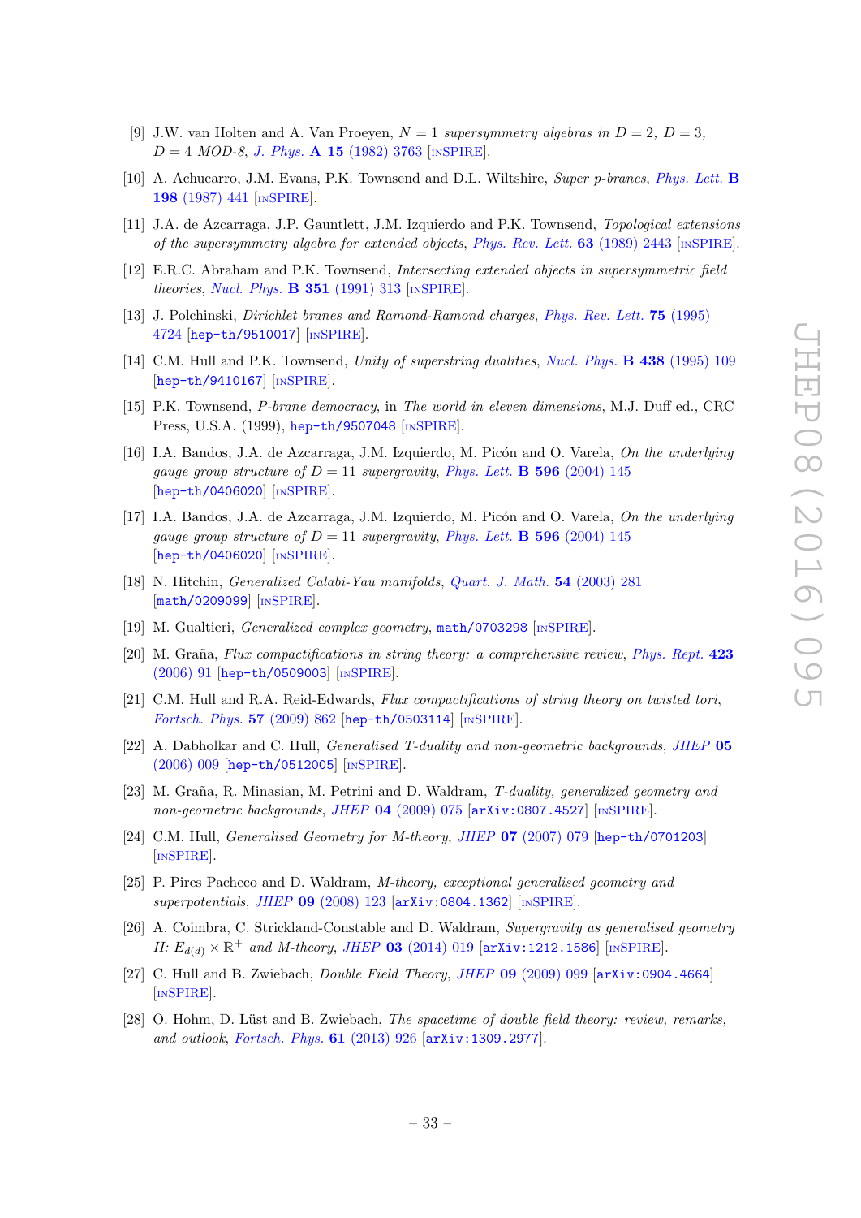- [9] J.W. van Holten and A. Van Proeyen, $N = 1$ *supersymmetry algebras in* $D = 2$, $D = 3$, $D = 4$ *MOD-8*, *J. Phys.* **A 15** (1982) 3763 [INSPIRE].
- [10] A. Achucarro, J.M. Evans, P.K. Townsend and D.L. Wiltshire, *Super p-branes*, *Phys. Lett.* **B 198** (1987) 441 [INSPIRE].
- [11] J.A. de Azcarraga, J.P. Gauntlett, J.M. Izquierdo and P.K. Townsend, *Topological extensions of the supersymmetry algebra for extended objects*, *Phys. Rev. Lett.* **63** (1989) 2443 [INSPIRE].
- [12] E.R.C. Abraham and P.K. Townsend, *Intersecting extended objects in supersymmetric field theories*, *Nucl. Phys.* **B 351** (1991) 313 [INSPIRE].
- [13] J. Polchinski, *Dirichlet branes and Ramond-Ramond charges*, *Phys. Rev. Lett.* **75** (1995) 4724 [hep-th/9510017] [INSPIRE].
- [14] C.M. Hull and P.K. Townsend, *Unity of superstring dualities*, *Nucl. Phys.* **B 438** (1995) 109 [hep-th/9410167] [INSPIRE].
- [15] P.K. Townsend, *P-brane democracy*, in *The world in eleven dimensions*, M.J. Duff ed., CRC Press, U.S.A. (1999), hep-th/9507048 [INSPIRE].
- [16] I.A. Bandos, J.A. de Azcarraga, J.M. Izquierdo, M. Picón and O. Varela, *On the underlying gauge group structure of* $D = 11$ *supergravity*, *Phys. Lett.* **B 596** (2004) 145 [hep-th/0406020] [INSPIRE].
- [17] I.A. Bandos, J.A. de Azcarraga, J.M. Izquierdo, M. Picón and O. Varela, *On the underlying gauge group structure of* $D = 11$ *supergravity*, *Phys. Lett.* **B 596** (2004) 145 [hep-th/0406020] [INSPIRE].
- [18] N. Hitchin, *Generalized Calabi-Yau manifolds*, *Quart. J. Math.* **54** (2003) 281 [math/0209099] [INSPIRE].
- [19] M. Gualtieri, *Generalized complex geometry*, math/0703298 [INSPIRE].
- [20] M. Graña, *Flux compactifications in string theory: a comprehensive review*, *Phys. Rept.* **423** (2006) 91 [hep-th/0509003] [INSPIRE].
- [21] C.M. Hull and R.A. Reid-Edwards, *Flux compactifications of string theory on twisted tori*, *Fortsch. Phys.* **57** (2009) 862 [hep-th/0503114] [INSPIRE].
- [22] A. Dabholkar and C. Hull, *Generalised T-duality and non-geometric backgrounds*, *JHEP* **05** (2006) 009 [hep-th/0512005] [INSPIRE].
- [23] M. Graña, R. Minasian, M. Petrini and D. Waldram, *T-duality, generalized geometry and non-geometric backgrounds*, *JHEP* **04** (2009) 075 [arXiv:0807.4527] [INSPIRE].
- [24] C.M. Hull, *Generalised Geometry for M-theory*, *JHEP* **07** (2007) 079 [hep-th/0701203] [INSPIRE].
- [25] P. Pires Pacheco and D. Waldram, *M-theory, exceptional generalised geometry and superpotentials*, *JHEP* **09** (2008) 123 [arXiv:0804.1362] [INSPIRE].
- [26] A. Coimbra, C. Strickland-Constable and D. Waldram, *Supergravity as generalised geometry II:* $E_{d(d)} \times \mathbb{R}^+$ *and M-theory*, *JHEP* **03** (2014) 019 [arXiv:1212.1586] [INSPIRE].
- [27] C. Hull and B. Zwiebach, *Double Field Theory*, *JHEP* **09** (2009) 099 [arXiv:0904.4664] [INSPIRE].
- [28] O. Hohm, D. Lüst and B. Zwiebach, *The spacetime of double field theory: review, remarks, and outlook*, *Fortsch. Phys.* **61** (2013) 926 [arXiv:1309.2977].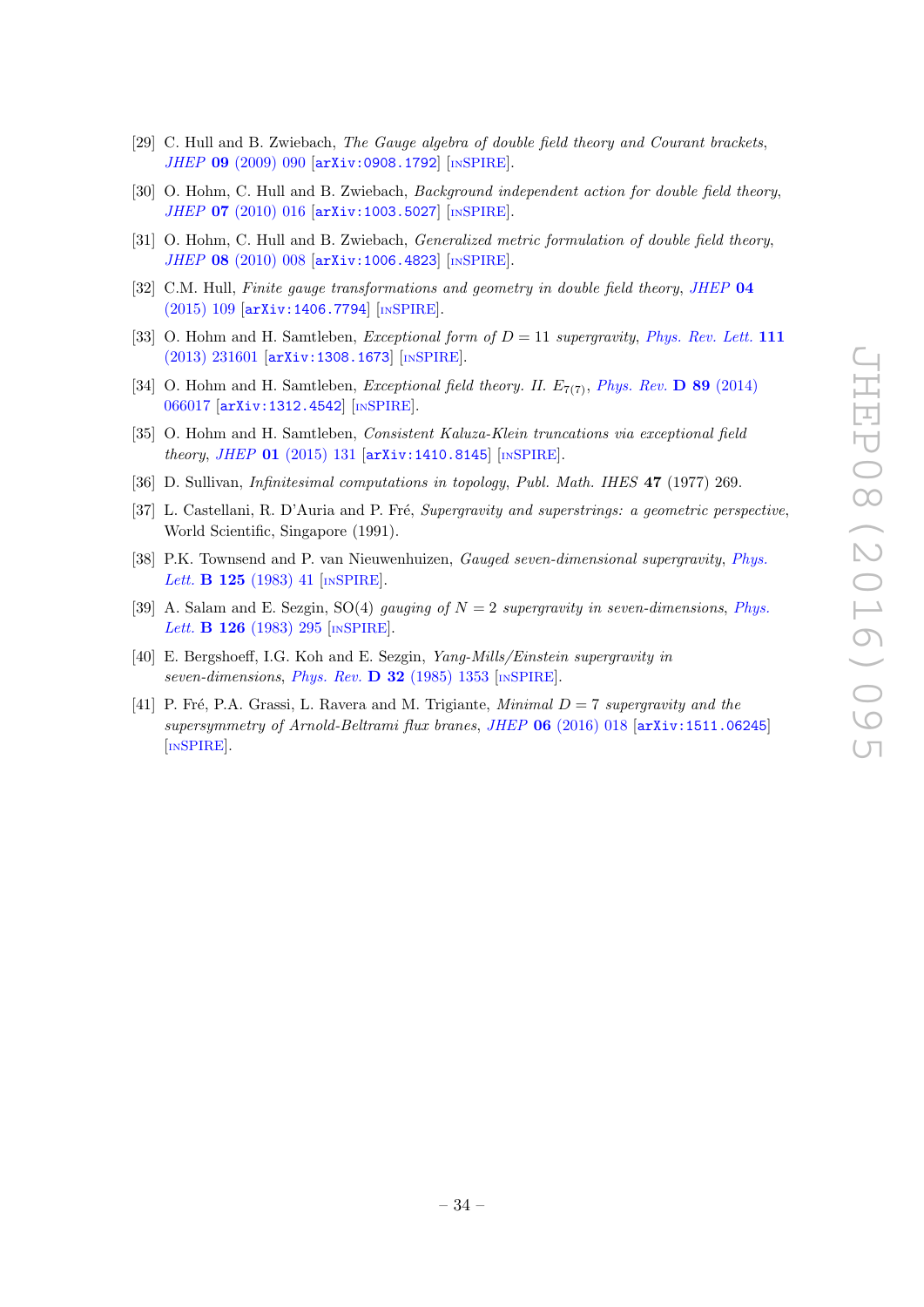[29] C. Hull and B. Zwiebach, *The Gauge algebra of double field theory and Courant brackets*, *JHEP* **09** (2009) 090 [arXiv:0908.1792] [INSPIRE].

[30] O. Hohm, C. Hull and B. Zwiebach, *Background independent action for double field theory*, *JHEP* **07** (2010) 016 [arXiv:1003.5027] [INSPIRE].

[31] O. Hohm, C. Hull and B. Zwiebach, *Generalized metric formulation of double field theory*, *JHEP* **08** (2010) 008 [arXiv:1006.4823] [INSPIRE].

[32] C.M. Hull, *Finite gauge transformations and geometry in double field theory*, *JHEP* **04** (2015) 109 [arXiv:1406.7794] [INSPIRE].

[33] O. Hohm and H. Samtleben, *Exceptional form of $D = 11$ supergravity*, *Phys. Rev. Lett.* **111** (2013) 231601 [arXiv:1308.1673] [INSPIRE].

[34] O. Hohm and H. Samtleben, *Exceptional field theory. II. $E_{7(7)}$*, *Phys. Rev.* **D 89** (2014) 066017 [arXiv:1312.4542] [INSPIRE].

[35] O. Hohm and H. Samtleben, *Consistent Kaluza-Klein truncations via exceptional field theory*, *JHEP* **01** (2015) 131 [arXiv:1410.8145] [INSPIRE].

[36] D. Sullivan, *Infinitesimal computations in topology*, *Publ. Math. IHES* **47** (1977) 269.

[37] L. Castellani, R. D'Auria and P. Fré, *Supergravity and superstrings: a geometric perspective*, World Scientific, Singapore (1991).

[38] P.K. Townsend and P. van Nieuwenhuizen, *Gauged seven-dimensional supergravity*, *Phys. Lett.* **B 125** (1983) 41 [INSPIRE].

[39] A. Salam and E. Sezgin, *SO(4) gauging of $N = 2$ supergravity in seven-dimensions*, *Phys. Lett.* **B 126** (1983) 295 [INSPIRE].

[40] E. Bergshoeff, I.G. Koh and E. Sezgin, *Yang-Mills/Einstein supergravity in seven-dimensions*, *Phys. Rev.* **D 32** (1985) 1353 [INSPIRE].

[41] P. Fré, P.A. Grassi, L. Ravera and M. Trigiante, *Minimal $D = 7$ supergravity and the supersymmetry of Arnold-Beltrami flux branes*, *JHEP* **06** (2016) 018 [arXiv:1511.06245] [INSPIRE].